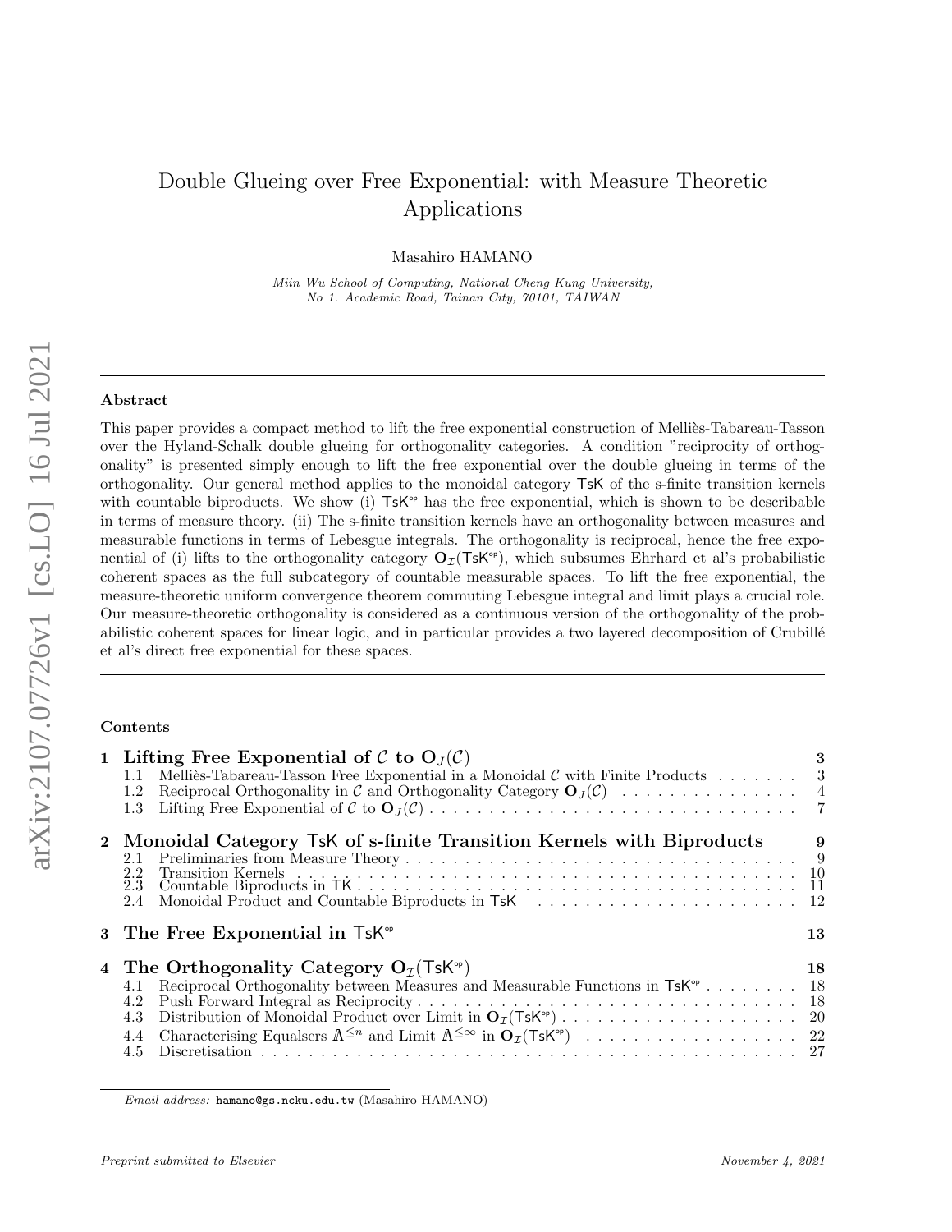# Double Glueing over Free Exponential: with Measure Theoretic Applications

Masahiro HAMANO

*Miin Wu School of Computing, National Cheng Kung University, No 1. Academic Road, Tainan City, 70101, TAIWAN*

## Abstract

This paper provides a compact method to lift the free exponential construction of Melliès-Tabareau-Tasson over the Hyland-Schalk double glueing for orthogonality categories. A condition "reciprocity of orthogonality" is presented simply enough to lift the free exponential over the double glueing in terms of the orthogonality. Our general method applies to the monoidal category $\mathsf{TsK}$ of the s-finite transition kernels with countable biproducts. We show (i) $\mathsf{TsK}^{\mathrm{op}}$ has the free exponential, which is shown to be describable in terms of measure theory. (ii) The s-finite transition kernels have an orthogonality between measures and measurable functions in terms of Lebesgue integrals. The orthogonality is reciprocal, hence the free exponential of (i) lifts to the orthogonality category $\mathbf{O}_{\mathcal{I}}(\mathsf{TsK}^{\mathrm{op}})$, which subsumes Ehrhard et al's probabilistic coherent spaces as the full subcategory of countable measurable spaces. To lift the free exponential, the measure-theoretic uniform convergence theorem commuting Lebesgue integral and limit plays a crucial role. Our measure-theoretic orthogonality is considered as a continuous version of the orthogonality of the probabilistic coherent spaces for linear logic, and in particular provides a two layered decomposition of Crubillé et al's direct free exponential for these spaces.

## Contents

| | | |
|---|---|---|
| **1** | **Lifting Free Exponential of $\mathcal{C}$ to $\mathbf{O}_J(\mathcal{C})$** | **3** |
| 1.1 | Melliès-Tabareau-Tasson Free Exponential in a Monoidal $\mathcal{C}$ with Finite Products | 3 |
| 1.2 | Reciprocal Orthogonality in $\mathcal{C}$ and Orthogonality Category $\mathbf{O}_J(\mathcal{C})$ | 4 |
| 1.3 | Lifting Free Exponential of $\mathcal{C}$ to $\mathbf{O}_J(\mathcal{C})$ | 7 |
| **2** | **Monoidal Category $\mathsf{TsK}$ of s-finite Transition Kernels with Biproducts** | **9** |
| 2.1 | Preliminaries from Measure Theory | 9 |
| 2.2 | Transition Kernels | 10 |
| 2.3 | Countable Biproducts in $\mathsf{TK}$ | 11 |
| 2.4 | Monoidal Product and Countable Biproducts in $\mathsf{TsK}$ | 12 |
| **3** | **The Free Exponential in $\mathsf{TsK}^{\mathrm{op}}$** | **13** |
| **4** | **The Orthogonality Category $\mathbf{O}_{\mathcal{I}}(\mathsf{TsK}^{\mathrm{op}})$** | **18** |
| 4.1 | Reciprocal Orthogonality between Measures and Measurable Functions in $\mathsf{TsK}^{\mathrm{op}}$ | 18 |
| 4.2 | Push Forward Integral as Reciprocity | 18 |
| 4.3 | Distribution of Monoidal Product over Limit in $\mathbf{O}_{\mathcal{I}}(\mathsf{TsK}^{\mathrm{op}})$ | 20 |
| 4.4 | Characterising Equalsers $\mathbb{A}^{\leq n}$ and Limit $\mathbb{A}^{\leq \infty}$ in $\mathbf{O}_{\mathcal{I}}(\mathsf{TsK}^{\mathrm{op}})$ | 22 |
| 4.5 | Discretisation | 27 |

*Email address:* hamano@gs.ncku.edu.tw (Masahiro HAMANO)

*Preprint submitted to Elsevier* November 4, 2021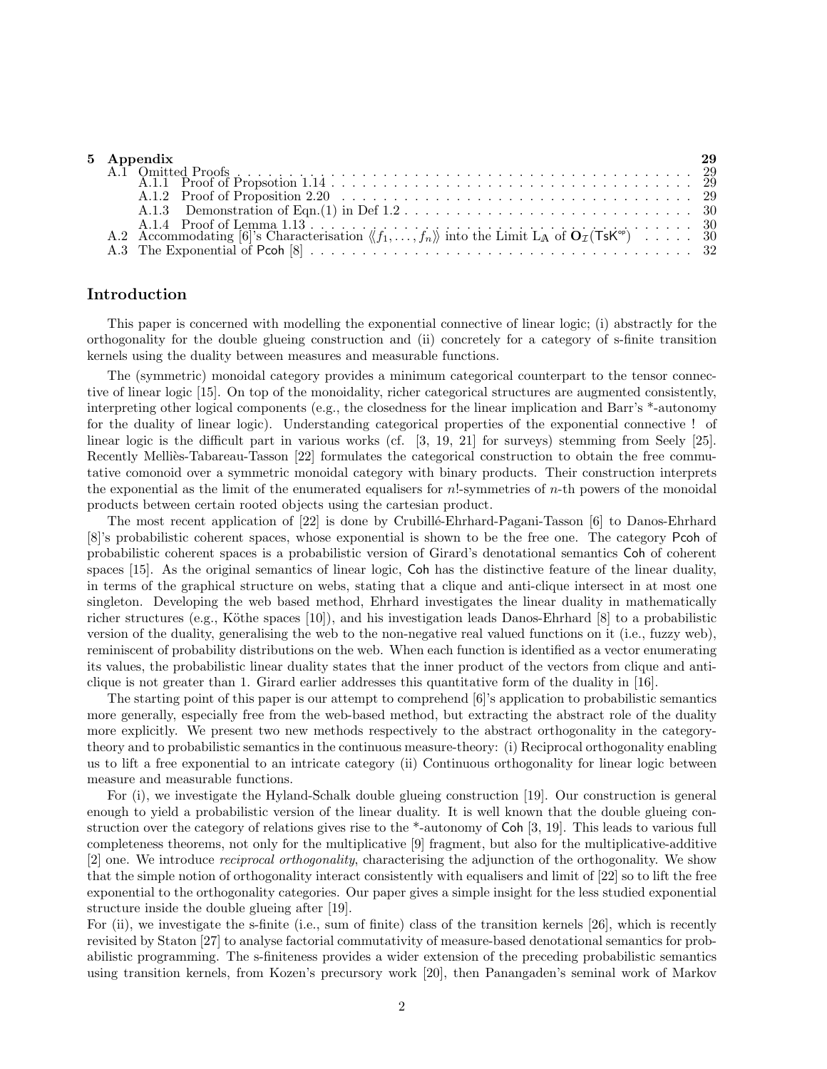| | | |
|---|---|---|
| **5 Appendix** | | **29** |
| A.1 Omitted Proofs | | 29 |
| | A.1.1 Proof of Propsotion 1.14 | 29 |
| | A.1.2 Proof of Proposition 2.20 | 29 |
| | A.1.3 Demonstration of Eqn.(1) in Def 1.2 | 30 |
| | A.1.4 Proof of Lemma 1.13 | 30 |
| A.2 Accommodating [6]'s Characterisation $\langle\!\langle f_1, \ldots, f_n \rangle\!\rangle$ into the Limit $\mathrm{L}_{\mathbb{A}}$ of $\mathbf{O}_{\mathcal{I}}(\mathsf{TsK}^{\mathsf{op}})$ | | 30 |
| A.3 The Exponential of Pcoh [8] | | 32 |

## Introduction

This paper is concerned with modelling the exponential connective of linear logic; (i) abstractly for the orthogonality for the double glueing construction and (ii) concretely for a category of s-finite transition kernels using the duality between measures and measurable functions.

The (symmetric) monoidal category provides a minimum categorical counterpart to the tensor connective of linear logic [15]. On top of the monoidality, richer categorical structures are augmented consistently, interpreting other logical components (e.g., the closedness for the linear implication and Barr's *-autonomy for the duality of linear logic). Understanding categorical properties of the exponential connective ! of linear logic is the difficult part in various works (cf. [3, 19, 21] for surveys) stemming from Seely [25]. Recently Melliès-Tabareau-Tasson [22] formulates the categorical construction to obtain the free commutative comonoid over a symmetric monoidal category with binary products. Their construction interprets the exponential as the limit of the enumerated equalisers for $n!$-symmetries of $n$-th powers of the monoidal products between certain rooted objects using the cartesian product.

The most recent application of [22] is done by Crubillé-Ehrhard-Pagani-Tasson [6] to Danos-Ehrhard [8]'s probabilistic coherent spaces, whose exponential is shown to be the free one. The category Pcoh of probabilistic coherent spaces is a probabilistic version of Girard's denotational semantics Coh of coherent spaces [15]. As the original semantics of linear logic, Coh has the distinctive feature of the linear duality, in terms of the graphical structure on webs, stating that a clique and anti-clique intersect in at most one singleton. Developing the web based method, Ehrhard investigates the linear duality in mathematically richer structures (e.g., Köthe spaces [10]), and his investigation leads Danos-Ehrhard [8] to a probabilistic version of the duality, generalising the web to the non-negative real valued functions on it (i.e., fuzzy web), reminiscent of probability distributions on the web. When each function is identified as a vector enumerating its values, the probabilistic linear duality states that the inner product of the vectors from clique and anti-clique is not greater than 1. Girard earlier addresses this quantitative form of the duality in [16].

The starting point of this paper is our attempt to comprehend [6]'s application to probabilistic semantics more generally, especially free from the web-based method, but extracting the abstract role of the duality more explicitly. We present two new methods respectively to the abstract orthogonality in the category-theory and to probabilistic semantics in the continuous measure-theory: (i) Reciprocal orthogonality enabling us to lift a free exponential to an intricate category (ii) Continuous orthogonality for linear logic between measure and measurable functions.

For (i), we investigate the Hyland-Schalk double glueing construction [19]. Our construction is general enough to yield a probabilistic version of the linear duality. It is well known that the double glueing construction over the category of relations gives rise to the *-autonomy of Coh [3, 19]. This leads to various full completeness theorems, not only for the multiplicative [9] fragment, but also for the multiplicative-additive [2] one. We introduce *reciprocal orthogonality*, characterising the adjunction of the orthogonality. We show that the simple notion of orthogonality interact consistently with equalisers and limit of [22] so to lift the free exponential to the orthogonality categories. Our paper gives a simple insight for the less studied exponential structure inside the double glueing after [19].

For (ii), we investigate the s-finite (i.e., sum of finite) class of the transition kernels [26], which is recently revisited by Staton [27] to analyse factorial commutativity of measure-based denotational semantics for probabilistic programming. The s-finiteness provides a wider extension of the preceding probabilistic semantics using transition kernels, from Kozen's precursory work [20], then Panangaden's seminal work of Markov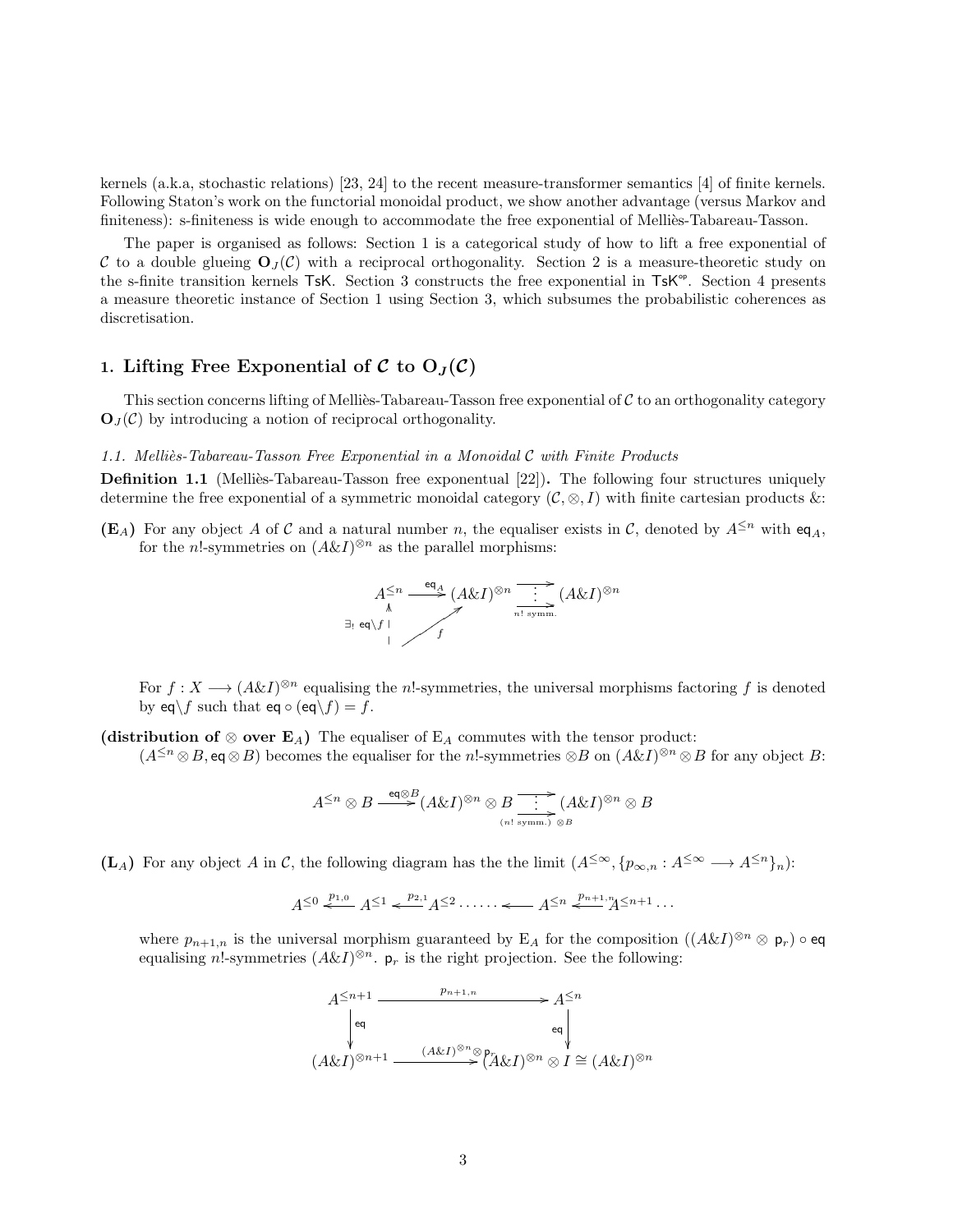kernels (a.k.a, stochastic relations) [23, 24] to the recent measure-transformer semantics [4] of finite kernels. Following Staton's work on the functorial monoidal product, we show another advantage (versus Markov and finiteness): s-finiteness is wide enough to accommodate the free exponential of Melliès-Tabareau-Tasson.

The paper is organised as follows: Section 1 is a categorical study of how to lift a free exponential of $\mathcal{C}$ to a double glueing $\mathbf{O}_J(\mathcal{C})$ with a reciprocal orthogonality. Section 2 is a measure-theoretic study on the s-finite transition kernels $\mathsf{TsK}$. Section 3 constructs the free exponential in $\mathsf{TsK}^{\mathsf{op}}$. Section 4 presents a measure theoretic instance of Section 1 using Section 3, which subsumes the probabilistic coherences as discretisation.

## 1. Lifting Free Exponential of $\mathcal{C}$ to $\mathbf{O}_J(\mathcal{C})$

This section concerns lifting of Melliès-Tabareau-Tasson free exponential of $\mathcal{C}$ to an orthogonality category $\mathbf{O}_J(\mathcal{C})$ by introducing a notion of reciprocal orthogonality.

### *1.1. Melliès-Tabareau-Tasson Free Exponential in a Monoidal $\mathcal{C}$ with Finite Products*

**Definition 1.1** (Melliès-Tabareau-Tasson free exponentual [22])**.** The following four structures uniquely determine the free exponential of a symmetric monoidal category $(\mathcal{C}, \otimes, I)$ with finite cartesian products &:

**(E$_A$)** For any object $A$ of $\mathcal{C}$ and a natural number $n$, the equaliser exists in $\mathcal{C}$, denoted by $A^{\leq n}$ with $\mathsf{eq}_A$, for the $n!$-symmetries on $(A\&I)^{\otimes n}$ as the parallel morphisms:

$$
A^{\leq n} \xrightarrow{\mathsf{eq}_A} (A\&I)^{\otimes n} \underset{n!\ \text{symm.}}{\overset{\vdots}{\rightrightarrows}} (A\&I)^{\otimes n}, \qquad \exists_!\ \mathsf{eq}\backslash f,\quad f
$$

For $f : X \longrightarrow (A\&I)^{\otimes n}$ equalising the $n!$-symmetries, the universal morphisms factoring $f$ is denoted by $\mathsf{eq}\backslash f$ such that $\mathsf{eq} \circ (\mathsf{eq}\backslash f) = f$.

**(distribution of $\otimes$ over E$_A$)** The equaliser of E$_A$ commutes with the tensor product: $(A^{\leq n} \otimes B, \mathsf{eq} \otimes B)$ becomes the equaliser for the $n!$-symmetries $\otimes B$ on $(A\&I)^{\otimes n} \otimes B$ for any object $B$:

$$
A^{\leq n} \otimes B \xrightarrow{\mathsf{eq}\otimes B} (A\&I)^{\otimes n} \otimes B \underset{(n!\ \text{symm.})\ \otimes B}{\overset{\vdots}{\rightrightarrows}} (A\&I)^{\otimes n} \otimes B
$$

**(L$_A$)** For any object $A$ in $\mathcal{C}$, the following diagram has the the limit $(A^{\leq\infty}, \{p_{\infty,n} : A^{\leq\infty} \longrightarrow A^{\leq n}\}_n)$:

$$
A^{\leq 0} \xleftarrow{p_{1,0}} A^{\leq 1} \xleftarrow{p_{2,1}} A^{\leq 2} \cdots\cdots \longleftarrow A^{\leq n} \xleftarrow{p_{n+1,n}} A^{\leq n+1} \cdots
$$

where $p_{n+1,n}$ is the universal morphism guaranteed by E$_A$ for the composition $((A\&I)^{\otimes n} \otimes \mathsf{p}_r) \circ \mathsf{eq}$ equalising $n!$-symmetries $(A\&I)^{\otimes n}$. $\mathsf{p}_r$ is the right projection. See the following:

$$
\begin{array}{ccc}
A^{\leq n+1} & \xrightarrow{\quad p_{n+1,n} \quad} & A^{\leq n} \\
\downarrow{\scriptstyle \mathsf{eq}} & & \downarrow{\scriptstyle \mathsf{eq}} \\
(A\&I)^{\otimes n+1} & \xrightarrow{(A\&I)^{\otimes n} \otimes \mathsf{p}_r} & (A\&I)^{\otimes n} \otimes I \cong (A\&I)^{\otimes n}
\end{array}
$$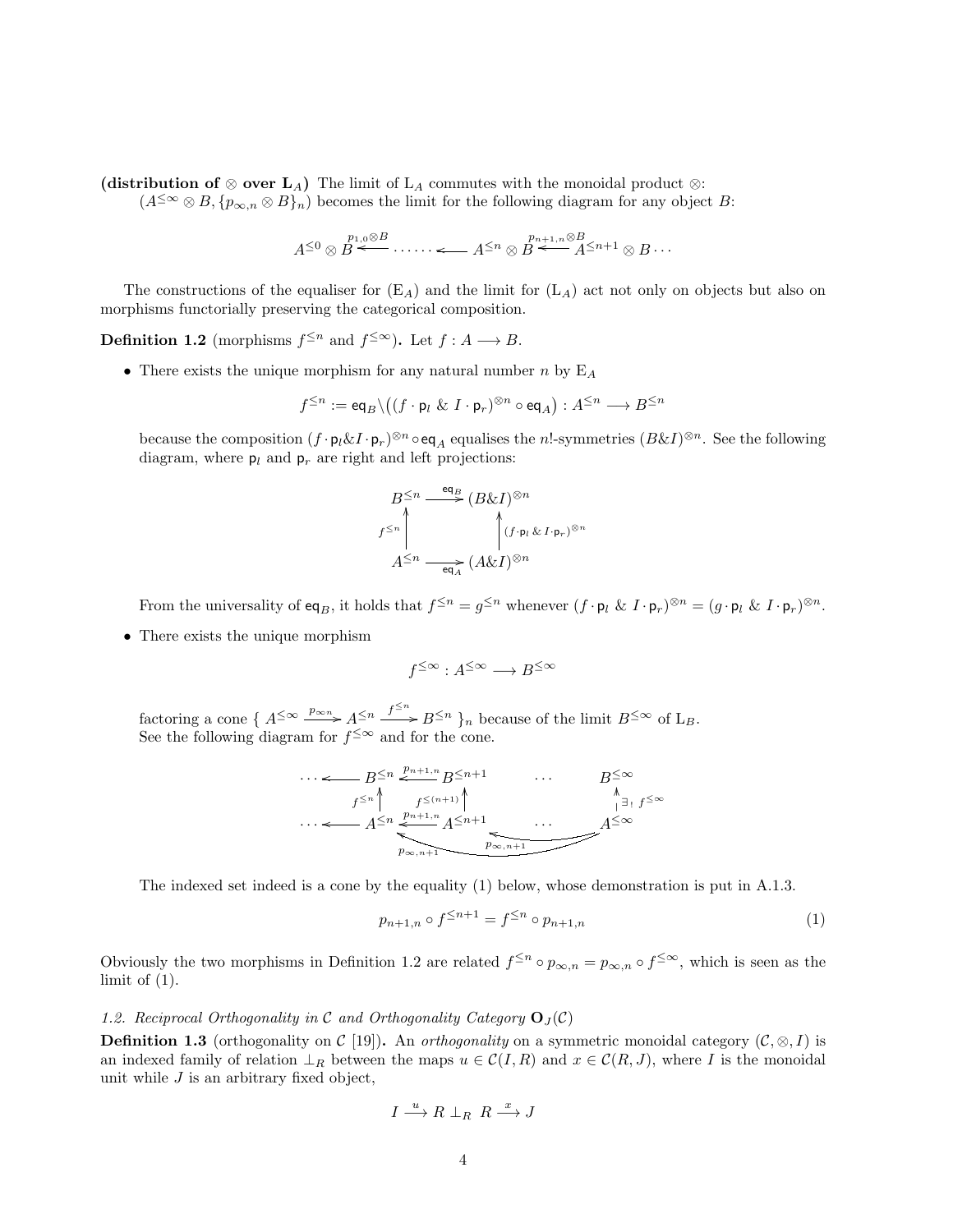**(distribution of $\otimes$ over $\mathrm{L}_A$)** The limit of $\mathrm{L}_A$ commutes with the monoidal product $\otimes$:

$(A^{\leq\infty} \otimes B, \{p_{\infty,n} \otimes B\}_n)$ becomes the limit for the following diagram for any object $B$:

$$A^{\leq 0} \otimes B \xleftarrow{p_{1,0}\otimes B} \cdots\cdots \longleftarrow A^{\leq n} \otimes B \xleftarrow{p_{n+1,n}\otimes B} A^{\leq n+1} \otimes B \cdots$$

The constructions of the equaliser for $(\mathrm{E}_A)$ and the limit for $(\mathrm{L}_A)$ act not only on objects but also on morphisms functorially preserving the categorical composition.

**Definition 1.2** (morphisms $f^{\leq n}$ and $f^{\leq\infty}$)**.** Let $f : A \longrightarrow B$.

- There exists the unique morphism for any natural number $n$ by $\mathrm{E}_A$

$$f^{\leq n} := \mathsf{eq}_B \backslash \big( (f \cdot \mathsf{p}_l \ \& \ I \cdot \mathsf{p}_r)^{\otimes n} \circ \mathsf{eq}_A \big) : A^{\leq n} \longrightarrow B^{\leq n}$$

  because the composition $(f \cdot \mathsf{p}_l \& I \cdot \mathsf{p}_r)^{\otimes n} \circ \mathsf{eq}_A$ equalises the $n!$-symmetries $(B\&I)^{\otimes n}$. See the following diagram, where $\mathsf{p}_l$ and $\mathsf{p}_r$ are right and left projections:

$$\begin{array}{ccc} B^{\leq n} & \xrightarrow{\mathsf{eq}_B} & (B\&I)^{\otimes n} \\ {\scriptstyle f^{\leq n}} \uparrow & & \uparrow {\scriptstyle (f\cdot \mathsf{p}_l \,\&\, I\cdot \mathsf{p}_r)^{\otimes n}} \\ A^{\leq n} & \xrightarrow[\mathsf{eq}_A]{} & (A\&I)^{\otimes n} \end{array}$$

  From the universality of $\mathsf{eq}_B$, it holds that $f^{\leq n} = g^{\leq n}$ whenever $(f \cdot \mathsf{p}_l \ \& \ I \cdot \mathsf{p}_r)^{\otimes n} = (g \cdot \mathsf{p}_l \ \& \ I \cdot \mathsf{p}_r)^{\otimes n}$.

- There exists the unique morphism

$$f^{\leq\infty} : A^{\leq\infty} \longrightarrow B^{\leq\infty}$$

  factoring a cone $\{ A^{\leq\infty} \xrightarrow{p_{\infty n}} A^{\leq n} \xrightarrow{f^{\leq n}} B^{\leq n} \}_n$ because of the limit $B^{\leq\infty}$ of $\mathrm{L}_B$.
  See the following diagram for $f^{\leq\infty}$ and for the cone.

$$\begin{array}{ccccccc} \cdots \longleftarrow & B^{\leq n} & \xleftarrow{p_{n+1,n}} & B^{\leq n+1} & \cdots & & B^{\leq\infty} \\ & {\scriptstyle f^{\leq n}} \uparrow & & \uparrow {\scriptstyle f^{\leq(n+1)}} & & & \uparrow {\scriptstyle \exists !\, f^{\leq\infty}} \\ \cdots \longleftarrow & A^{\leq n} & \xleftarrow{p_{n+1,n}} & A^{\leq n+1} & \cdots & & A^{\leq\infty} \end{array}$$

  (with arrows $p_{\infty,n+1}$ from $A^{\leq\infty}$ to $A^{\leq n+1}$ and $p_{\infty,n+1}$ to $A^{\leq n}$ as labelled in the diagram)

  The indexed set indeed is a cone by the equality (1) below, whose demonstration is put in A.1.3.

$$p_{n+1,n} \circ f^{\leq n+1} = f^{\leq n} \circ p_{n+1,n} \tag{1}$$

Obviously the two morphisms in Definition 1.2 are related $f^{\leq n} \circ p_{\infty,n} = p_{\infty,n} \circ f^{\leq\infty}$, which is seen as the limit of (1).

### *1.2. Reciprocal Orthogonality in $\mathcal{C}$ and Orthogonality Category $\mathbf{O}_J(\mathcal{C})$*

**Definition 1.3** (orthogonality on $\mathcal{C}$ [19])**.** An *orthogonality* on a symmetric monoidal category $(\mathcal{C}, \otimes, I)$ is an indexed family of relation $\perp_R$ between the maps $u \in \mathcal{C}(I, R)$ and $x \in \mathcal{C}(R, J)$, where $I$ is the monoidal unit while $J$ is an arbitrary fixed object,

$$I \xrightarrow{u} R \perp_R R \xrightarrow{x} J$$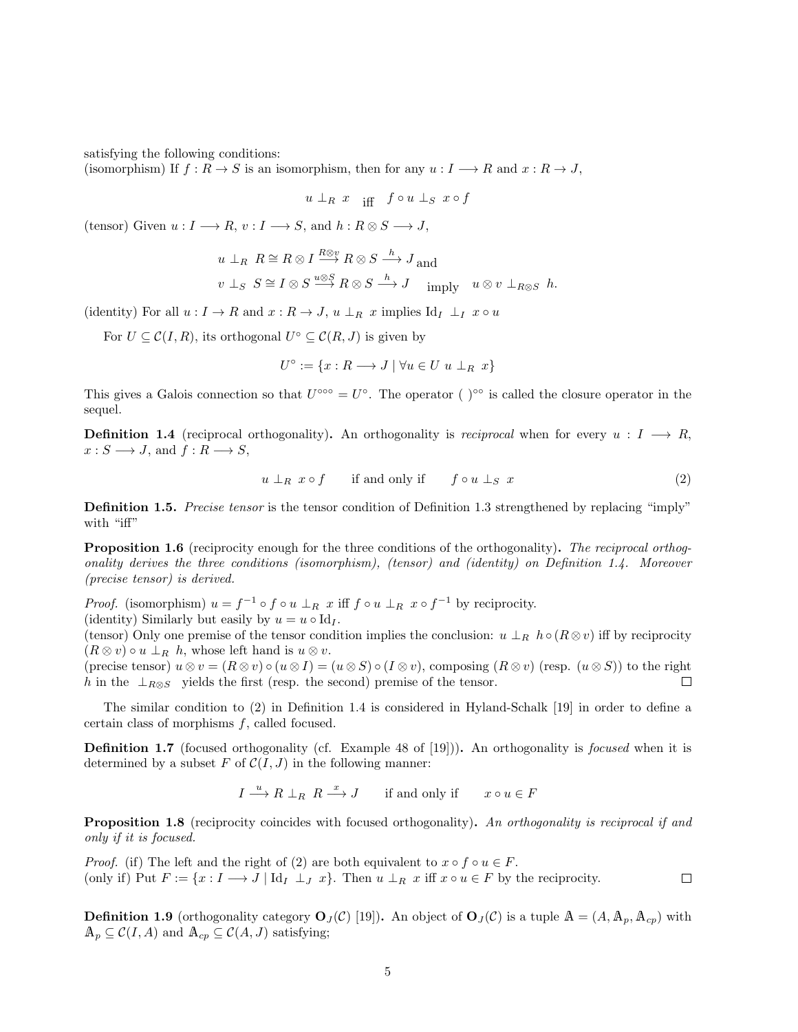satisfying the following conditions:
(isomorphism) If $f : R \to S$ is an isomorphism, then for any $u : I \longrightarrow R$ and $x : R \to J$,

$$u \perp_R x \quad \text{iff} \quad f \circ u \perp_S x \circ f$$

(tensor) Given $u : I \longrightarrow R$, $v : I \longrightarrow S$, and $h : R \otimes S \longrightarrow J$,

$$\begin{array}{ll} u \perp_R R \cong R \otimes I \xrightarrow{R \otimes v} R \otimes S \xrightarrow{h} J & \text{and} \\ v \perp_S S \cong I \otimes S \xrightarrow{u \otimes S} R \otimes S \xrightarrow{h} J & \text{imply} \quad u \otimes v \perp_{R \otimes S} h. \end{array}$$

(identity) For all $u : I \to R$ and $x : R \to J$, $u \perp_R x$ implies $\mathrm{Id}_I \perp_I x \circ u$

For $U \subseteq \mathcal{C}(I, R)$, its orthogonal $U^\circ \subseteq \mathcal{C}(R, J)$ is given by

$$U^\circ := \{x : R \longrightarrow J \mid \forall u \in U \ u \perp_R x\}$$

This gives a Galois connection so that $U^{\circ\circ\circ} = U^\circ$. The operator $(\ )^{\circ\circ}$ is called the closure operator in the sequel.

**Definition 1.4** (reciprocal orthogonality)**.** An orthogonality is *reciprocal* when for every $u : I \longrightarrow R$, $x : S \longrightarrow J$, and $f : R \longrightarrow S$,

$$u \perp_R x \circ f \quad \text{ if and only if } \quad f \circ u \perp_S x \tag{2}$$

**Definition 1.5.** *Precise tensor* is the tensor condition of Definition 1.3 strengthened by replacing "imply" with "iff"

**Proposition 1.6** (reciprocity enough for the three conditions of the orthogonality)**.** *The reciprocal orthogonality derives the three conditions (isomorphism), (tensor) and (identity) on Definition 1.4. Moreover (precise tensor) is derived.*

*Proof.* (isomorphism) $u = f^{-1} \circ f \circ u \perp_R x$ iff $f \circ u \perp_R x \circ f^{-1}$ by reciprocity.
(identity) Similarly but easily by $u = u \circ \mathrm{Id}_I$.
(tensor) Only one premise of the tensor condition implies the conclusion: $u \perp_R h \circ (R \otimes v)$ iff by reciprocity $(R \otimes v) \circ u \perp_R h$, whose left hand is $u \otimes v$.
(precise tensor) $u \otimes v = (R \otimes v) \circ (u \otimes I) = (u \otimes S) \circ (I \otimes v)$, composing $(R \otimes v)$ (resp. $(u \otimes S)$) to the right $h$ in the $\perp_{R \otimes S}$ yields the first (resp. the second) premise of the tensor. $\square$

The similar condition to (2) in Definition 1.4 is considered in Hyland-Schalk [19] in order to define a certain class of morphisms $f$, called focused.

**Definition 1.7** (focused orthogonality (cf. Example 48 of [19]))**.** An orthogonality is *focused* when it is determined by a subset $F$ of $\mathcal{C}(I, J)$ in the following manner:

$$I \xrightarrow{u} R \perp_R R \xrightarrow{x} J \quad \text{ if and only if } \quad x \circ u \in F$$

**Proposition 1.8** (reciprocity coincides with focused orthogonality)**.** *An orthogonality is reciprocal if and only if it is focused.*

*Proof.* (if) The left and the right of (2) are both equivalent to $x \circ f \circ u \in F$.
(only if) Put $F := \{x : I \longrightarrow J \mid \mathrm{Id}_I \perp_J x\}$. Then $u \perp_R x$ iff $x \circ u \in F$ by the reciprocity. $\square$

**Definition 1.9** (orthogonality category $\mathbf{O}_J(\mathcal{C})$ [19])**.** An object of $\mathbf{O}_J(\mathcal{C})$ is a tuple $\mathbb{A} = (A, \mathbb{A}_p, \mathbb{A}_{cp})$ with $\mathbb{A}_p \subseteq \mathcal{C}(I, A)$ and $\mathbb{A}_{cp} \subseteq \mathcal{C}(A, J)$ satisfying;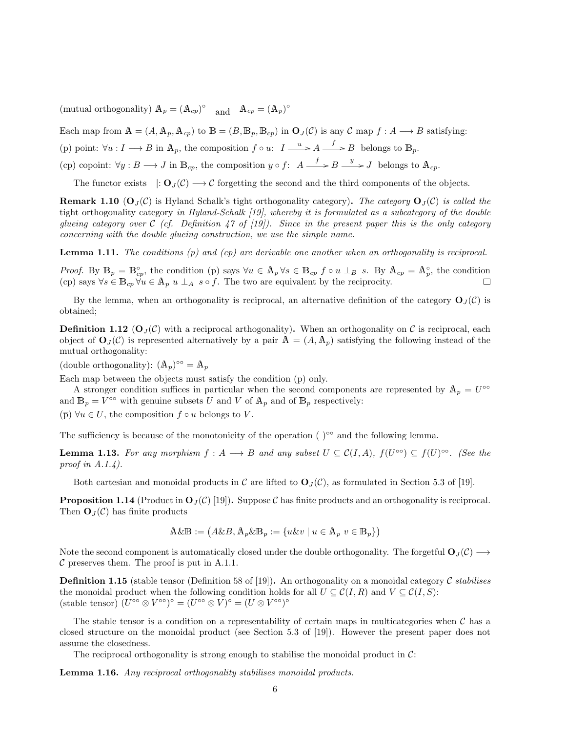(mutual orthogonality) $\mathbb{A}_p = (\mathbb{A}_{cp})^\circ$ and $\mathbb{A}_{cp} = (\mathbb{A}_p)^\circ$

Each map from $\mathbb{A} = (A, \mathbb{A}_p, \mathbb{A}_{cp})$ to $\mathbb{B} = (B, \mathbb{B}_p, \mathbb{B}_{cp})$ in $\mathbf{O}_J(\mathcal{C})$ is any $\mathcal{C}$ map $f : A \longrightarrow B$ satisfying:

(p) point: $\forall u : I \longrightarrow B$ in $\mathbb{A}_p$, the composition $f \circ u$: $I \xrightarrow{u} A \xrightarrow{f} B$ belongs to $\mathbb{B}_p$.

(cp) copoint: $\forall y : B \longrightarrow J$ in $\mathbb{B}_{cp}$, the composition $y \circ f$: $A \xrightarrow{f} B \xrightarrow{y} J$ belongs to $\mathbb{A}_{cp}$.

The functor exists $|\ | : \mathbf{O}_J(\mathcal{C}) \longrightarrow \mathcal{C}$ forgetting the second and the third components of the objects.

**Remark 1.10** ($\mathbf{O}_J(\mathcal{C})$ is Hyland Schalk's tight orthogonality category)**.** *The category $\mathbf{O}_J(\mathcal{C})$ is called the* tight orthogonality category *in Hyland-Schalk [19], whereby it is formulated as a subcategory of the double glueing category over $\mathcal{C}$ (cf. Definition 47 of [19]). Since in the present paper this is the only category concerning with the double glueing construction, we use the simple name.*

**Lemma 1.11.** *The conditions (p) and (cp) are derivable one another when an orthogonality is reciprocal.*

*Proof.* By $\mathbb{B}_p = \mathbb{B}_{cp}^\circ$, the condition (p) says $\forall u \in \mathbb{A}_p \, \forall s \in \mathbb{B}_{cp} \; f \circ u \perp_B s$. By $\mathbb{A}_{cp} = \mathbb{A}_p^\circ$, the condition (cp) says $\forall s \in \mathbb{B}_{cp} \, \forall u \in \mathbb{A}_p \; u \perp_A s \circ f$. The two are equivalent by the reciprocity. □

By the lemma, when an orthogonality is reciprocal, an alternative definition of the category $\mathbf{O}_J(\mathcal{C})$ is obtained;

**Definition 1.12** ($\mathbf{O}_J(\mathcal{C})$ with a reciprocal arthogonality)**.** When an orthogonality on $\mathcal{C}$ is reciprocal, each object of $\mathbf{O}_J(\mathcal{C})$ is represented alternatively by a pair $\mathbb{A} = (A, \mathbb{A}_p)$ satisfying the following instead of the mutual orthogonality:

(double orthogonality): $(\mathbb{A}_p)^{\circ\circ} = \mathbb{A}_p$

Each map between the objects must satisfy the condition (p) only.

A stronger condition suffices in particular when the second components are represented by $\mathbb{A}_p = U^{\circ\circ}$ and $\mathbb{B}_p = V^{\circ\circ}$ with genuine subsets $U$ and $V$ of $\mathbb{A}_p$ and of $\mathbb{B}_p$ respectively:

($\overline{\text{p}}$) $\forall u \in U$, the composition $f \circ u$ belongs to $V$.

The sufficiency is because of the monotonicity of the operation $(\ )^{\circ\circ}$ and the following lemma.

**Lemma 1.13.** *For any morphism $f : A \longrightarrow B$ and any subset $U \subseteq \mathcal{C}(I, A)$, $f(U^{\circ\circ}) \subseteq f(U)^{\circ\circ}$. (See the proof in A.1.4).*

Both cartesian and monoidal products in $\mathcal{C}$ are lifted to $\mathbf{O}_J(\mathcal{C})$, as formulated in Section 5.3 of [19].

**Proposition 1.14** (Product in $\mathbf{O}_J(\mathcal{C})$ [19])**.** Suppose $\mathcal{C}$ has finite products and an orthogonality is reciprocal. Then $\mathbf{O}_J(\mathcal{C})$ has finite products

$$\mathbb{A}\&\mathbb{B} := \big(A\&B, \mathbb{A}_p\&\mathbb{B}_p := \{u\&v \mid u \in \mathbb{A}_p \; v \in \mathbb{B}_p\}\big)$$

Note the second component is automatically closed under the double orthogonality. The forgetful $\mathbf{O}_J(\mathcal{C}) \longrightarrow \mathcal{C}$ preserves them. The proof is put in A.1.1.

**Definition 1.15** (stable tensor (Definition 58 of [19])**.** An orthogonality on a monoidal category $\mathcal{C}$ *stabilises* the monoidal product when the following condition holds for all $U \subseteq \mathcal{C}(I, R)$ and $V \subseteq \mathcal{C}(I, S)$:
(stable tensor) $(U^{\circ\circ} \otimes V^{\circ\circ})^\circ = (U^{\circ\circ} \otimes V)^\circ = (U \otimes V^{\circ\circ})^\circ$

The stable tensor is a condition on a representability of certain maps in multicategories when $\mathcal{C}$ has a closed structure on the monoidal product (see Section 5.3 of [19]). However the present paper does not assume the closedness.

The reciprocal orthogonality is strong enough to stabilise the monoidal product in $\mathcal{C}$:

**Lemma 1.16.** *Any reciprocal orthogonality stabilises monoidal products.*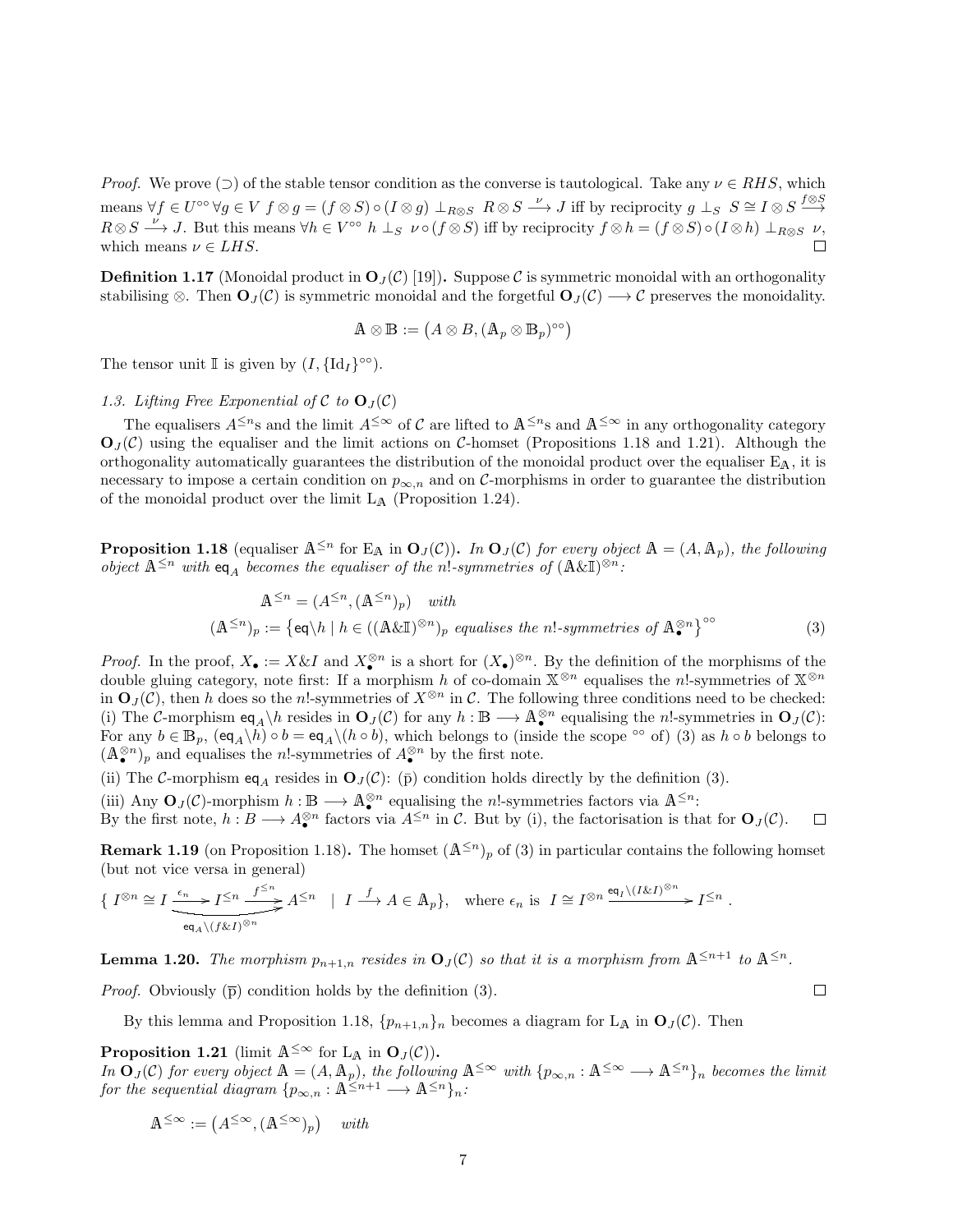*Proof.* We prove ($\supset$) of the stable tensor condition as the converse is tautological. Take any $\nu \in RHS$, which means $\forall f \in U^{\circ\circ}\, \forall g \in V\ f \otimes g = (f \otimes S) \circ (I \otimes g) \perp_{R \otimes S} R \otimes S \xrightarrow{\nu} J$ iff by reciprocity $g \perp_S S \cong I \otimes S \xrightarrow{f \otimes S} R \otimes S \xrightarrow{\nu} J$. But this means $\forall h \in V^{\circ\circ}\ h \perp_S \nu \circ (f \otimes S)$ iff by reciprocity $f \otimes h = (f \otimes S) \circ (I \otimes h) \perp_{R \otimes S} \nu$, which means $\nu \in LHS$. $\square$

**Definition 1.17** (Monoidal product in $\mathbf{O}_J(\mathcal{C})$ [19])**.** Suppose $\mathcal{C}$ is symmetric monoidal with an orthogonality stabilising $\otimes$. Then $\mathbf{O}_J(\mathcal{C})$ is symmetric monoidal and the forgetful $\mathbf{O}_J(\mathcal{C}) \longrightarrow \mathcal{C}$ preserves the monoidality.

$$\mathbb{A} \otimes \mathbb{B} := \left(A \otimes B, (\mathbb{A}_p \otimes \mathbb{B}_p)^{\circ\circ}\right)$$

The tensor unit $\mathbb{I}$ is given by $(I, \{\mathrm{Id}_I\}^{\circ\circ})$.

*1.3. Lifting Free Exponential of $\mathcal{C}$ to $\mathbf{O}_J(\mathcal{C})$*

The equalisers $A^{\leq n}$s and the limit $A^{\leq\infty}$ of $\mathcal{C}$ are lifted to $\mathbb{A}^{\leq n}$s and $\mathbb{A}^{\leq\infty}$ in any orthogonality category $\mathbf{O}_J(\mathcal{C})$ using the equaliser and the limit actions on $\mathcal{C}$-homset (Propositions 1.18 and 1.21). Although the orthogonality automatically guarantees the distribution of the monoidal product over the equaliser $\mathrm{E}_{\mathbb{A}}$, it is necessary to impose a certain condition on $p_{\infty,n}$ and on $\mathcal{C}$-morphisms in order to guarantee the distribution of the monoidal product over the limit $\mathrm{L}_{\mathbb{A}}$ (Proposition 1.24).

**Proposition 1.18** (equaliser $\mathbb{A}^{\leq n}$ for $\mathrm{E}_{\mathbb{A}}$ in $\mathbf{O}_J(\mathcal{C})$)**.** *In $\mathbf{O}_J(\mathcal{C})$ for every object $\mathbb{A} = (A, \mathbb{A}_p)$, the following object $\mathbb{A}^{\leq n}$ with $\mathsf{eq}_A$ becomes the equaliser of the $n!$-symmetries of $(\mathbb{A}\&\mathbb{I})^{\otimes n}$:*

$$\mathbb{A}^{\leq n} = (A^{\leq n}, (\mathbb{A}^{\leq n})_p) \quad \textit{with}$$
$$(\mathbb{A}^{\leq n})_p := \left\{ \mathsf{eq}\backslash h \mid h \in ((\mathbb{A}\&\mathbb{I})^{\otimes n})_p \textit{ equalises the } n!\textit{-symmetries of } \mathbb{A}_\bullet^{\otimes n} \right\}^{\circ\circ} \tag{3}$$

*Proof.* In the proof, $X_\bullet := X\&I$ and $X_\bullet^{\otimes n}$ is a short for $(X_\bullet)^{\otimes n}$. By the definition of the morphisms of the double gluing category, note first: If a morphism $h$ of co-domain $\mathbb{X}^{\otimes n}$ equalises the $n!$-symmetries of $\mathbb{X}^{\otimes n}$ in $\mathbf{O}_J(\mathcal{C})$, then $h$ does so the $n!$-symmetries of $X^{\otimes n}$ in $\mathcal{C}$. The following three conditions need to be checked: (i) The $\mathcal{C}$-morphism $\mathsf{eq}_A\backslash h$ resides in $\mathbf{O}_J(\mathcal{C})$ for any $h : \mathbb{B} \longrightarrow \mathbb{A}_\bullet^{\otimes n}$ equalising the $n!$-symmetries in $\mathbf{O}_J(\mathcal{C})$: For any $b \in \mathbb{B}_p$, $(\mathsf{eq}_A\backslash h) \circ b = \mathsf{eq}_A\backslash(h \circ b)$, which belongs to (inside the scope ${}^{\circ\circ}$ of) (3) as $h \circ b$ belongs to $(\mathbb{A}_\bullet^{\otimes n})_p$ and equalises the $n!$-symmetries of $A_\bullet^{\otimes n}$ by the first note.

(ii) The $\mathcal{C}$-morphism $\mathsf{eq}_A$ resides in $\mathbf{O}_J(\mathcal{C})$: ($\bar{\mathrm{p}}$) condition holds directly by the definition (3).

(iii) Any $\mathbf{O}_J(\mathcal{C})$-morphism $h : \mathbb{B} \longrightarrow \mathbb{A}_\bullet^{\otimes n}$ equalising the $n!$-symmetries factors via $\mathbb{A}^{\leq n}$: By the first note, $h : B \longrightarrow A_\bullet^{\otimes n}$ factors via $A^{\leq n}$ in $\mathcal{C}$. But by (i), the factorisation is that for $\mathbf{O}_J(\mathcal{C})$. $\square$

**Remark 1.19** (on Proposition 1.18)**.** The homset $(\mathbb{A}^{\leq n})_p$ of (3) in particular contains the following homset (but not vice versa in general)

$$\{\, I^{\otimes n} \cong \underbrace{I \xrightarrow{\epsilon_n} I^{\leq n} \xrightarrow{f^{\leq n}} A^{\leq n}}_{\mathsf{eq}_A\backslash(f\&I)^{\otimes n}} \mid I \xrightarrow{f} A \in \mathbb{A}_p\}, \quad \text{where } \epsilon_n \text{ is } I \cong I^{\otimes n} \xrightarrow{\mathsf{eq}_I\backslash(I\&I)^{\otimes n}} I^{\leq n}.$$

**Lemma 1.20.** *The morphism $p_{n+1,n}$ resides in $\mathbf{O}_J(\mathcal{C})$ so that it is a morphism from $\mathbb{A}^{\leq n+1}$ to $\mathbb{A}^{\leq n}$.*

*Proof.* Obviously ($\overline{\mathrm{p}}$) condition holds by the definition (3). $\square$

By this lemma and Proposition 1.18, $\{p_{n+1,n}\}_n$ becomes a diagram for $\mathrm{L}_{\mathbb{A}}$ in $\mathbf{O}_J(\mathcal{C})$. Then

**Proposition 1.21** (limit $\mathbb{A}^{\leq\infty}$ for $\mathrm{L}_{\mathbb{A}}$ in $\mathbf{O}_J(\mathcal{C})$)**.**
*In $\mathbf{O}_J(\mathcal{C})$ for every object $\mathbb{A} = (A, \mathbb{A}_p)$, the following $\mathbb{A}^{\leq\infty}$ with $\{p_{\infty,n} : \mathbb{A}^{\leq\infty} \longrightarrow \mathbb{A}^{\leq n}\}_n$ becomes the limit for the sequential diagram $\{p_{\infty,n} : \mathbb{A}^{\leq n+1} \longrightarrow \mathbb{A}^{\leq n}\}_n$:*

$$\mathbb{A}^{\leq\infty} := \left(A^{\leq\infty}, (\mathbb{A}^{\leq\infty})_p\right) \quad \textit{with}$$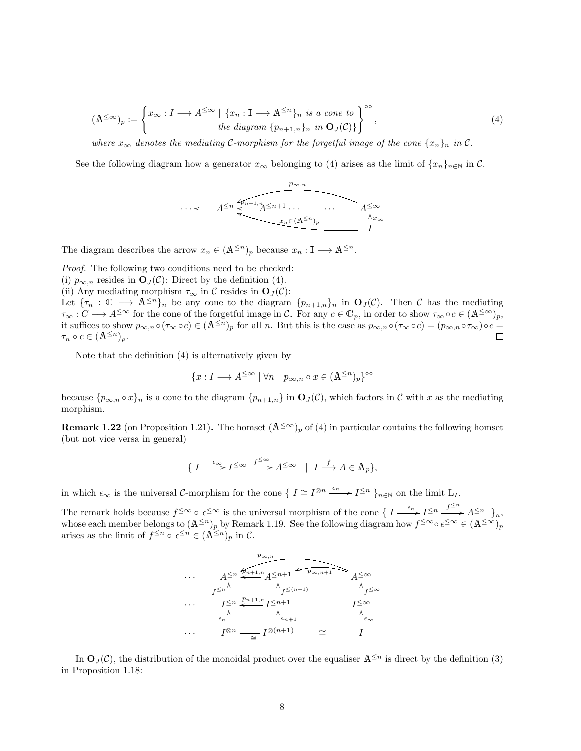$$(\mathbb{A}^{\leq\infty})_p := \left\{ \begin{array}{c} x_\infty : I \longrightarrow A^{\leq\infty} \mid \{x_n : \mathbb{I} \longrightarrow \mathbb{A}^{\leq n}\}_n \textit{ is a cone to} \\ \textit{the diagram } \{p_{n+1,n}\}_n \textit{ in } \mathbf{O}_J(\mathcal{C})\} \end{array} \right\}^{\circ\circ}, \tag{4}$$

*where $x_\infty$ denotes the mediating $\mathcal{C}$-morphism for the forgetful image of the cone $\{x_n\}_n$ in $\mathcal{C}$.*

See the following diagram how a generator $x_\infty$ belonging to (4) arises as the limit of $\{x_n\}_{n\in\mathbb{N}}$ in $\mathcal{C}$.

$$\cdots \longleftarrow A^{\leq n} \xleftarrow{p_{n+1,n}} A^{\leq n+1} \cdots \qquad \cdots \qquad A^{\leq\infty} \xrightarrow{p_{\infty,n}} A^{\leq n}, \quad I \xrightarrow{x_\infty} A^{\leq\infty}, \quad I \xrightarrow{x_n \in (\mathbb{A}^{\leq n})_p} A^{\leq n}$$

The diagram describes the arrow $x_n \in (\mathbb{A}^{\leq n})_p$ because $x_n : \mathbb{I} \longrightarrow \mathbb{A}^{\leq n}$.

*Proof.* The following two conditions need to be checked:
(i) $p_{\infty,n}$ resides in $\mathbf{O}_J(\mathcal{C})$: Direct by the definition (4).
(ii) Any mediating morphism $\tau_\infty$ in $\mathcal{C}$ resides in $\mathbf{O}_J(\mathcal{C})$:
Let $\{\tau_n : \mathbb{C} \longrightarrow \mathbb{A}^{\leq n}\}_n$ be any cone to the diagram $\{p_{n+1,n}\}_n$ in $\mathbf{O}_J(\mathcal{C})$. Then $\mathcal{C}$ has the mediating $\tau_\infty : C \longrightarrow A^{\leq\infty}$ for the cone of the forgetful image in $\mathcal{C}$. For any $c \in \mathbb{C}_p$, in order to show $\tau_\infty \circ c \in (\mathbb{A}^{\leq\infty})_p$, it suffices to show $p_{\infty,n} \circ (\tau_\infty \circ c) \in (\mathbb{A}^{\leq n})_p$ for all $n$. But this is the case as $p_{\infty,n} \circ (\tau_\infty \circ c) = (p_{\infty,n} \circ \tau_\infty) \circ c = \tau_n \circ c \in (\mathbb{A}^{\leq n})_p$. $\square$

Note that the definition (4) is alternatively given by

$$\{x : I \longrightarrow A^{\leq\infty} \mid \forall n \quad p_{\infty,n} \circ x \in (\mathbb{A}^{\leq n})_p\}^{\circ\circ}$$

because $\{p_{\infty,n} \circ x\}_n$ is a cone to the diagram $\{p_{n+1,n}\}_n$ in $\mathbf{O}_J(\mathcal{C})$, which factors in $\mathcal{C}$ with $x$ as the mediating morphism.

**Remark 1.22** (on Proposition 1.21)**.** The homset $(\mathbb{A}^{\leq\infty})_p$ of (4) in particular contains the following homset (but not vice versa in general)

$$\{\ I \xrightarrow{\epsilon_\infty} I^{\leq\infty} \xrightarrow{f^{\leq\infty}} A^{\leq\infty} \quad | \quad I \xrightarrow{f} A \in \mathbb{A}_p\},$$

in which $\epsilon_\infty$ is the universal $\mathcal{C}$-morphism for the cone $\{\ I \cong I^{\otimes n} \xrightarrow{\epsilon_n} I^{\leq n}\ \}_{n\in\mathbb{N}}$ on the limit $\mathrm{L}_I$.

The remark holds because $f^{\leq\infty} \circ \epsilon^{\leq\infty}$ is the universal morphism of the cone $\{\ I \xrightarrow{\epsilon_n} I^{\leq n} \xrightarrow{f^{\leq n}} A^{\leq n}\ \}_n$, whose each member belongs to $(\mathbb{A}^{\leq n})_p$ by Remark 1.19. See the following diagram how $f^{\leq\infty} \circ \epsilon^{\leq\infty} \in (\mathbb{A}^{\leq\infty})_p$ arises as the limit of $f^{\leq n} \circ \epsilon^{\leq n} \in (\mathbb{A}^{\leq n})_p$ in $\mathcal{C}$.

$$\begin{array}{ccccccc}
\cdots & A^{\leq n} & \xleftarrow{p_{n+1,n}} & A^{\leq n+1} & \xleftarrow{p_{\infty,n+1}} & A^{\leq\infty} \\
 & \uparrow f^{\leq n} & & \uparrow f^{\leq(n+1)} & & \uparrow f^{\leq\infty} \\
\cdots & I^{\leq n} & \xleftarrow{p_{n+1,n}} & I^{\leq n+1} & & I^{\leq\infty} \\
 & \uparrow \epsilon_n & & \uparrow \epsilon_{n+1} & & \uparrow \epsilon_\infty \\
\cdots & I^{\otimes n} & \underset{\cong}{\longrightarrow} & I^{\otimes(n+1)} & \cong & I
\end{array}$$

(with $p_{\infty,n} : A^{\leq\infty} \longrightarrow A^{\leq n}$)

In $\mathbf{O}_J(\mathcal{C})$, the distribution of the monoidal product over the equaliser $\mathbb{A}^{\leq n}$ is direct by the definition (3) in Proposition 1.18: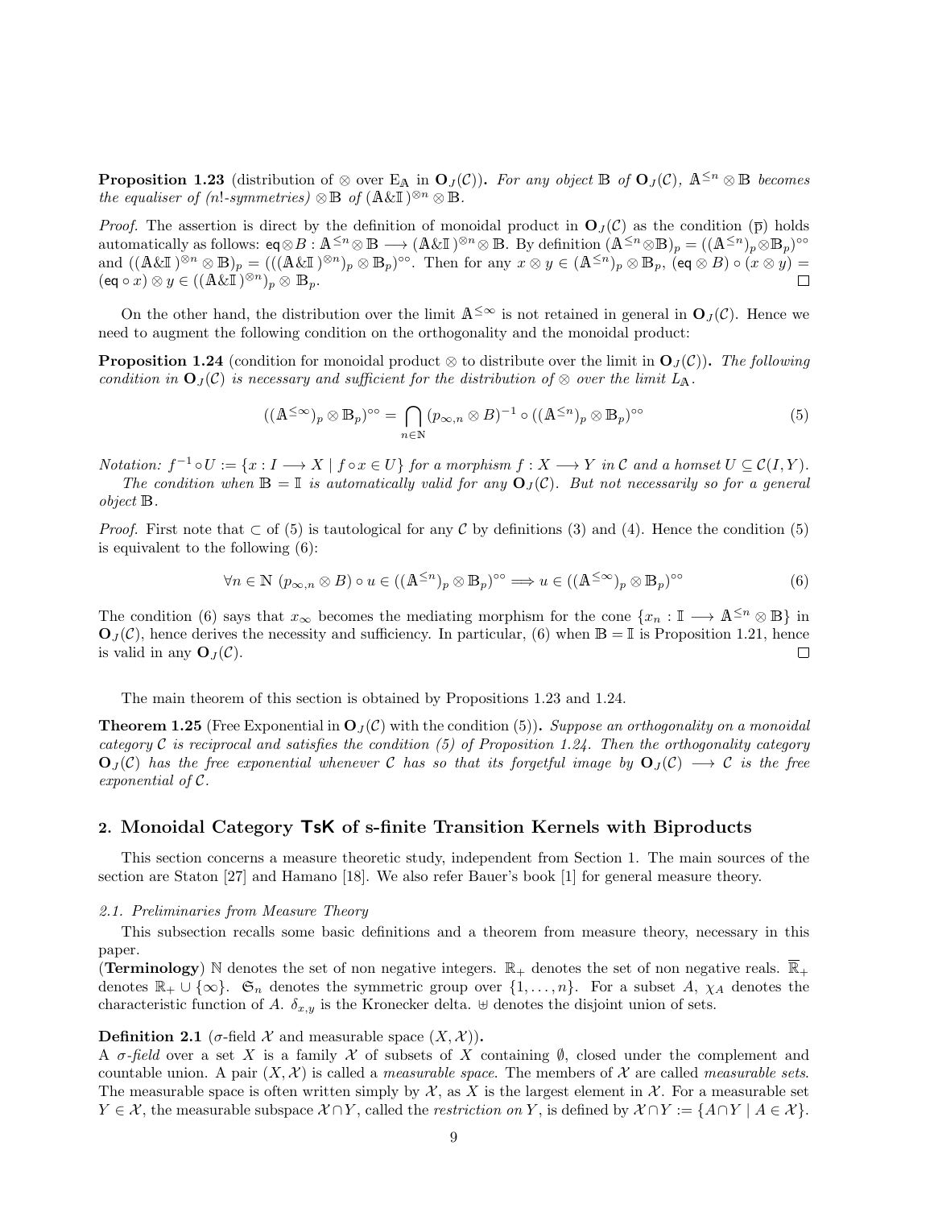**Proposition 1.23** (distribution of $\otimes$ over $\mathrm{E}_{\mathbb{A}}$ in $\mathbf{O}_J(\mathcal{C})$)**.** *For any object* $\mathbb{B}$ *of* $\mathbf{O}_J(\mathcal{C})$*,* $\mathbb{A}^{\leq n} \otimes \mathbb{B}$ *becomes the equaliser of (n!-symmetries)* $\otimes \mathbb{B}$ *of* $(\mathbb{A}\&\mathbb{I})^{\otimes n} \otimes \mathbb{B}$*.*

*Proof.* The assertion is direct by the definition of monoidal product in $\mathbf{O}_J(\mathcal{C})$ as the condition $(\overline{\mathrm{p}})$ holds automatically as follows: $\mathsf{eq} \otimes B : \mathbb{A}^{\leq n} \otimes \mathbb{B} \longrightarrow (\mathbb{A}\&\mathbb{I})^{\otimes n} \otimes \mathbb{B}$. By definition $(\mathbb{A}^{\leq n} \otimes \mathbb{B})_p = ((\mathbb{A}^{\leq n})_p \otimes \mathbb{B}_p)^{\circ\circ}$ and $((\mathbb{A}\&\mathbb{I})^{\otimes n} \otimes \mathbb{B})_p = (((\mathbb{A}\&\mathbb{I})^{\otimes n})_p \otimes \mathbb{B}_p)^{\circ\circ}$. Then for any $x \otimes y \in (\mathbb{A}^{\leq n})_p \otimes \mathbb{B}_p$, $(\mathsf{eq} \otimes B) \circ (x \otimes y) = (\mathsf{eq} \circ x) \otimes y \in ((\mathbb{A}\&\mathbb{I})^{\otimes n})_p \otimes \mathbb{B}_p$. $\square$

On the other hand, the distribution over the limit $\mathbb{A}^{\leq \infty}$ is not retained in general in $\mathbf{O}_J(\mathcal{C})$. Hence we need to augment the following condition on the orthogonality and the monoidal product:

**Proposition 1.24** (condition for monoidal product $\otimes$ to distribute over the limit in $\mathbf{O}_J(\mathcal{C})$)**.** *The following condition in* $\mathbf{O}_J(\mathcal{C})$ *is necessary and sufficient for the distribution of* $\otimes$ *over the limit* $L_{\mathbb{A}}$*.*

$$((\mathbb{A}^{\leq \infty})_p \otimes \mathbb{B}_p)^{\circ\circ} = \bigcap_{n \in \mathbb{N}} (p_{\infty,n} \otimes B)^{-1} \circ ((\mathbb{A}^{\leq n})_p \otimes \mathbb{B}_p)^{\circ\circ} \tag{5}$$

*Notation:* $f^{-1} \circ U := \{x : I \longrightarrow X \mid f \circ x \in U\}$ *for a morphism* $f : X \longrightarrow Y$ *in* $\mathcal{C}$ *and a homset* $U \subseteq \mathcal{C}(I, Y)$*.*

*The condition when* $\mathbb{B} = \mathbb{I}$ *is automatically valid for any* $\mathbf{O}_J(\mathcal{C})$*. But not necessarily so for a general object* $\mathbb{B}$*.*

*Proof.* First note that $\subset$ of (5) is tautological for any $\mathcal{C}$ by definitions (3) and (4). Hence the condition (5) is equivalent to the following (6):

$$\forall n \in \mathbb{N}\ (p_{\infty,n} \otimes B) \circ u \in ((\mathbb{A}^{\leq n})_p \otimes \mathbb{B}_p)^{\circ\circ} \Longrightarrow u \in ((\mathbb{A}^{\leq \infty})_p \otimes \mathbb{B}_p)^{\circ\circ} \tag{6}$$

The condition (6) says that $x_\infty$ becomes the mediating morphism for the cone $\{x_n : \mathbb{I} \longrightarrow \mathbb{A}^{\leq n} \otimes \mathbb{B}\}$ in $\mathbf{O}_J(\mathcal{C})$, hence derives the necessity and sufficiency. In particular, (6) when $\mathbb{B} = \mathbb{I}$ is Proposition 1.21, hence is valid in any $\mathbf{O}_J(\mathcal{C})$. $\square$

The main theorem of this section is obtained by Propositions 1.23 and 1.24.

**Theorem 1.25** (Free Exponential in $\mathbf{O}_J(\mathcal{C})$ with the condition (5))**.** *Suppose an orthogonality on a monoidal category* $\mathcal{C}$ *is reciprocal and satisfies the condition (5) of Proposition 1.24. Then the orthogonality category* $\mathbf{O}_J(\mathcal{C})$ *has the free exponential whenever* $\mathcal{C}$ *has so that its forgetful image by* $\mathbf{O}_J(\mathcal{C}) \longrightarrow \mathcal{C}$ *is the free exponential of* $\mathcal{C}$*.*

## 2. Monoidal Category $\mathsf{TsK}$ of s-finite Transition Kernels with Biproducts

This section concerns a measure theoretic study, independent from Section 1. The main sources of the section are Staton [27] and Hamano [18]. We also refer Bauer's book [1] for general measure theory.

### *2.1. Preliminaries from Measure Theory*

This subsection recalls some basic definitions and a theorem from measure theory, necessary in this paper.

(**Terminology**) $\mathbb{N}$ denotes the set of non negative integers. $\mathbb{R}_+$ denotes the set of non negative reals. $\overline{\mathbb{R}}_+$ denotes $\mathbb{R}_+ \cup \{\infty\}$. $\mathfrak{S}_n$ denotes the symmetric group over $\{1, \ldots, n\}$. For a subset $A$, $\chi_A$ denotes the characteristic function of $A$. $\delta_{x,y}$ is the Kronecker delta. $\uplus$ denotes the disjoint union of sets.

**Definition 2.1** ($\sigma$-field $\mathcal{X}$ and measurable space $(X, \mathcal{X})$)**.**
A *$\sigma$-field* over a set $X$ is a family $\mathcal{X}$ of subsets of $X$ containing $\emptyset$, closed under the complement and countable union. A pair $(X, \mathcal{X})$ is called a *measurable space*. The members of $\mathcal{X}$ are called *measurable sets*. The measurable space is often written simply by $\mathcal{X}$, as $X$ is the largest element in $\mathcal{X}$. For a measurable set $Y \in \mathcal{X}$, the measurable subspace $\mathcal{X} \cap Y$, called the *restriction on* $Y$, is defined by $\mathcal{X} \cap Y := \{A \cap Y \mid A \in \mathcal{X}\}$.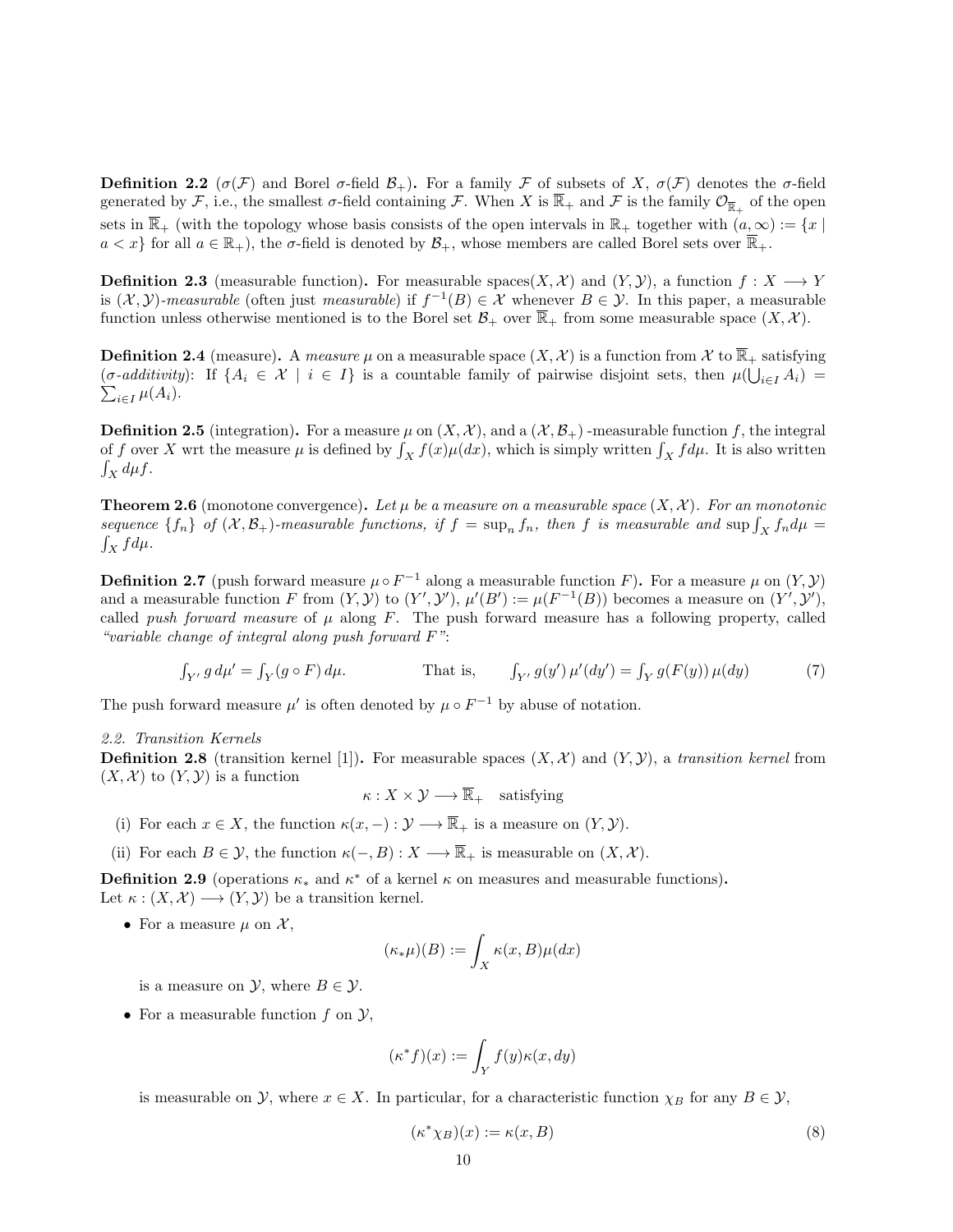**Definition 2.2** ($\sigma(\mathcal{F})$ and Borel $\sigma$-field $\mathcal{B}_+$)**.** For a family $\mathcal{F}$ of subsets of $X$, $\sigma(\mathcal{F})$ denotes the $\sigma$-field generated by $\mathcal{F}$, i.e., the smallest $\sigma$-field containing $\mathcal{F}$. When $X$ is $\overline{\mathbb{R}}_+$ and $\mathcal{F}$ is the family $\mathcal{O}_{\overline{\mathbb{R}}_+}$ of the open sets in $\overline{\mathbb{R}}_+$ (with the topology whose basis consists of the open intervals in $\mathbb{R}_+$ together with $(a, \infty) := \{x \mid a < x\}$ for all $a \in \mathbb{R}_+$), the $\sigma$-field is denoted by $\mathcal{B}_+$, whose members are called Borel sets over $\overline{\mathbb{R}}_+$.

**Definition 2.3** (measurable function)**.** For measurable spaces$(X, \mathcal{X})$ and $(Y, \mathcal{Y})$, a function $f : X \longrightarrow Y$ is $(\mathcal{X}, \mathcal{Y})$*-measurable* (often just *measurable*) if $f^{-1}(B) \in \mathcal{X}$ whenever $B \in \mathcal{Y}$. In this paper, a measurable function unless otherwise mentioned is to the Borel set $\mathcal{B}_+$ over $\overline{\mathbb{R}}_+$ from some measurable space $(X, \mathcal{X})$.

**Definition 2.4** (measure)**.** A *measure* $\mu$ on a measurable space $(X, \mathcal{X})$ is a function from $\mathcal{X}$ to $\overline{\mathbb{R}}_+$ satisfying ($\sigma$*-additivity*): If $\{A_i \in \mathcal{X} \mid i \in I\}$ is a countable family of pairwise disjoint sets, then $\mu(\bigcup_{i \in I} A_i) = \sum_{i \in I} \mu(A_i)$.

**Definition 2.5** (integration)**.** For a measure $\mu$ on $(X, \mathcal{X})$, and a $(\mathcal{X}, \mathcal{B}_+)$ -measurable function $f$, the integral of $f$ over $X$ wrt the measure $\mu$ is defined by $\int_X f(x)\mu(dx)$, which is simply written $\int_X f d\mu$. It is also written $\int_X d\mu f$.

**Theorem 2.6** (monotone convergence)**.** *Let $\mu$ be a measure on a measurable space $(X, \mathcal{X})$. For an monotonic sequence $\{f_n\}$ of $(\mathcal{X}, \mathcal{B}_+)$-measurable functions, if $f = \sup_n f_n$, then $f$ is measurable and $\sup \int_X f_n d\mu = \int_X f d\mu$.*

**Definition 2.7** (push forward measure $\mu \circ F^{-1}$ along a measurable function $F$)**.** For a measure $\mu$ on $(Y, \mathcal{Y})$ and a measurable function $F$ from $(Y, \mathcal{Y})$ to $(Y', \mathcal{Y}')$, $\mu'(B') := \mu(F^{-1}(B))$ becomes a measure on $(Y', \mathcal{Y}')$, called *push forward measure* of $\mu$ along $F$. The push forward measure has a following property, called *"variable change of integral along push forward $F$"*:

$$\int_{Y'} g \, d\mu' = \int_Y (g \circ F) \, d\mu. \qquad \text{That is,} \qquad \int_{Y'} g(y') \, \mu'(dy') = \int_Y g(F(y)) \, \mu(dy) \tag{7}$$

The push forward measure $\mu'$ is often denoted by $\mu \circ F^{-1}$ by abuse of notation.

*2.2. Transition Kernels*

**Definition 2.8** (transition kernel [1])**.** For measurable spaces $(X, \mathcal{X})$ and $(Y, \mathcal{Y})$, a *transition kernel* from $(X, \mathcal{X})$ to $(Y, \mathcal{Y})$ is a function

$$\kappa : X \times \mathcal{Y} \longrightarrow \overline{\mathbb{R}}_+ \quad \text{satisfying}$$

(i) For each $x \in X$, the function $\kappa(x, -) : \mathcal{Y} \longrightarrow \overline{\mathbb{R}}_+$ is a measure on $(Y, \mathcal{Y})$.

(ii) For each $B \in \mathcal{Y}$, the function $\kappa(-, B) : X \longrightarrow \overline{\mathbb{R}}_+$ is measurable on $(X, \mathcal{X})$.

**Definition 2.9** (operations $\kappa_*$ and $\kappa^*$ of a kernel $\kappa$ on measures and measurable functions)**.**
Let $\kappa : (X, \mathcal{X}) \longrightarrow (Y, \mathcal{Y})$ be a transition kernel.

- For a measure $\mu$ on $\mathcal{X}$,

$$(\kappa_* \mu)(B) := \int_X \kappa(x, B) \mu(dx)$$

  is a measure on $\mathcal{Y}$, where $B \in \mathcal{Y}$.

- For a measurable function $f$ on $\mathcal{Y}$,

$$(\kappa^* f)(x) := \int_Y f(y) \kappa(x, dy)$$

  is measurable on $\mathcal{Y}$, where $x \in X$. In particular, for a characteristic function $\chi_B$ for any $B \in \mathcal{Y}$,

$$(\kappa^* \chi_B)(x) := \kappa(x, B) \tag{8}$$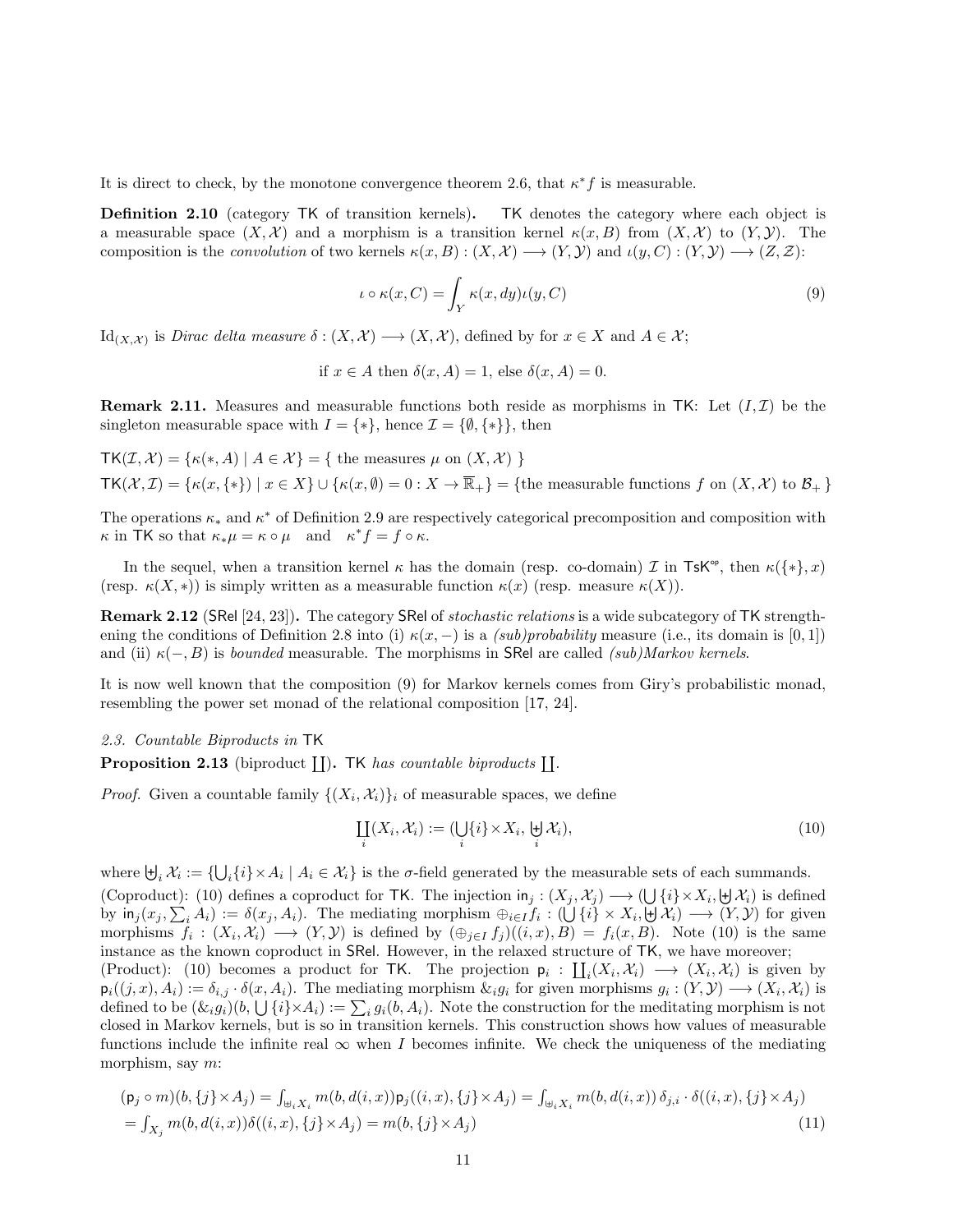It is direct to check, by the monotone convergence theorem 2.6, that $\kappa^* f$ is measurable.

**Definition 2.10** (category $\mathsf{TK}$ of transition kernels)**.** $\mathsf{TK}$ denotes the category where each object is a measurable space $(X, \mathcal{X})$ and a morphism is a transition kernel $\kappa(x, B)$ from $(X, \mathcal{X})$ to $(Y, \mathcal{Y})$. The composition is the *convolution* of two kernels $\kappa(x, B) : (X, \mathcal{X}) \longrightarrow (Y, \mathcal{Y})$ and $\iota(y, C) : (Y, \mathcal{Y}) \longrightarrow (Z, \mathcal{Z})$:

$$\iota \circ \kappa(x, C) = \int_Y \kappa(x, dy)\iota(y, C) \tag{9}$$

$\mathrm{Id}_{(X,\mathcal{X})}$ is *Dirac delta measure* $\delta : (X, \mathcal{X}) \longrightarrow (X, \mathcal{X})$, defined by for $x \in X$ and $A \in \mathcal{X}$;

$$\text{if } x \in A \text{ then } \delta(x, A) = 1, \text{ else } \delta(x, A) = 0.$$

**Remark 2.11.** Measures and measurable functions both reside as morphisms in $\mathsf{TK}$: Let $(I, \mathcal{I})$ be the singleton measurable space with $I = \{*\}$, hence $\mathcal{I} = \{\emptyset, \{*\}\}$, then

$\mathsf{TK}(\mathcal{I}, \mathcal{X}) = \{\kappa(*, A) \mid A \in \mathcal{X}\} = \{$ the measures $\mu$ on $(X, \mathcal{X})$ $\}$

$\mathsf{TK}(\mathcal{X}, \mathcal{I}) = \{\kappa(x, \{*\}) \mid x \in X\} \cup \{\kappa(x, \emptyset) = 0 : X \to \overline{\mathbb{R}}_+\} = \{$the measurable functions $f$ on $(X, \mathcal{X})$ to $\mathcal{B}_+$ $\}$

The operations $\kappa_*$ and $\kappa^*$ of Definition 2.9 are respectively categorical precomposition and composition with $\kappa$ in $\mathsf{TK}$ so that $\kappa_* \mu = \kappa \circ \mu$ and $\kappa^* f = f \circ \kappa$.

In the sequel, when a transition kernel $\kappa$ has the domain (resp. co-domain) $\mathcal{I}$ in $\mathsf{TsK}^{\mathsf{op}}$, then $\kappa(\{*\}, x)$ (resp. $\kappa(X, *)$) is simply written as a measurable function $\kappa(x)$ (resp. measure $\kappa(X)$).

**Remark 2.12** ($\mathsf{SRel}$ [24, 23])**.** The category $\mathsf{SRel}$ of *stochastic relations* is a wide subcategory of $\mathsf{TK}$ strengthening the conditions of Definition 2.8 into (i) $\kappa(x, -)$ is a *(sub)probability* measure (i.e., its domain is $[0, 1]$) and (ii) $\kappa(-, B)$ is *bounded* measurable. The morphisms in $\mathsf{SRel}$ are called *(sub)Markov kernels*.

It is now well known that the composition (9) for Markov kernels comes from Giry's probabilistic monad, resembling the power set monad of the relational composition [17, 24].

### 2.3. Countable Biproducts in $\mathsf{TK}$

**Proposition 2.13** (biproduct $\coprod$)**.** *$\mathsf{TK}$ has countable biproducts $\coprod$.*

*Proof.* Given a countable family $\{(X_i, \mathcal{X}_i)\}_i$ of measurable spaces, we define

$$\coprod_i (X_i, \mathcal{X}_i) := (\bigcup_i \{i\} \times X_i, \biguplus_i \mathcal{X}_i), \tag{10}$$

where $\biguplus_i \mathcal{X}_i := \{\bigcup_i \{i\} \times A_i \mid A_i \in \mathcal{X}_i\}$ is the $\sigma$-field generated by the measurable sets of each summands.
(Coproduct): (10) defines a coproduct for $\mathsf{TK}$. The injection $\mathsf{in}_j : (X_j, \mathcal{X}_j) \longrightarrow (\bigcup \{i\} \times X_i, \biguplus \mathcal{X}_i)$ is defined by $\mathsf{in}_j(x_j, \sum_i A_i) := \delta(x_j, A_i)$. The mediating morphism $\oplus_{i \in I} f_i : (\bigcup \{i\} \times X_i, \biguplus \mathcal{X}_i) \longrightarrow (Y, \mathcal{Y})$ for given morphisms $f_i : (X_i, \mathcal{X}_i) \longrightarrow (Y, \mathcal{Y})$ is defined by $(\oplus_{j \in I} f_j)((i, x), B) = f_i(x, B)$. Note (10) is the same instance as the known coproduct in $\mathsf{SRel}$. However, in the relaxed structure of $\mathsf{TK}$, we have moreover;
(Product): (10) becomes a product for $\mathsf{TK}$. The projection $\mathsf{p}_i : \coprod_i (X_i, \mathcal{X}_i) \longrightarrow (X_i, \mathcal{X}_i)$ is given by $\mathsf{p}_i((j, x), A_i) := \delta_{i,j} \cdot \delta(x, A_i)$. The mediating morphism $\&_i g_i$ for given morphisms $g_i : (Y, \mathcal{Y}) \longrightarrow (X_i, \mathcal{X}_i)$ is defined to be $(\&_i g_i)(b, \bigcup \{i\} \times A_i) := \sum_i g_i(b, A_i)$. Note the construction for the meditating morphism is not closed in Markov kernels, but is so in transition kernels. This construction shows how values of measurable functions include the infinite real $\infty$ when $I$ becomes infinite. We check the uniqueness of the mediating morphism, say $m$:

$$\begin{aligned}
&(\mathsf{p}_j \circ m)(b, \{j\} \times A_j) = \textstyle\int_{\uplus_i X_i} m(b, d(i, x)) \mathsf{p}_j((i, x), \{j\} \times A_j) = \int_{\uplus_i X_i} m(b, d(i, x))\, \delta_{j,i} \cdot \delta((i, x), \{j\} \times A_j) \\
&= \textstyle\int_{X_j} m(b, d(i, x)) \delta((i, x), \{j\} \times A_j) = m(b, \{j\} \times A_j)
\end{aligned} \tag{11}$$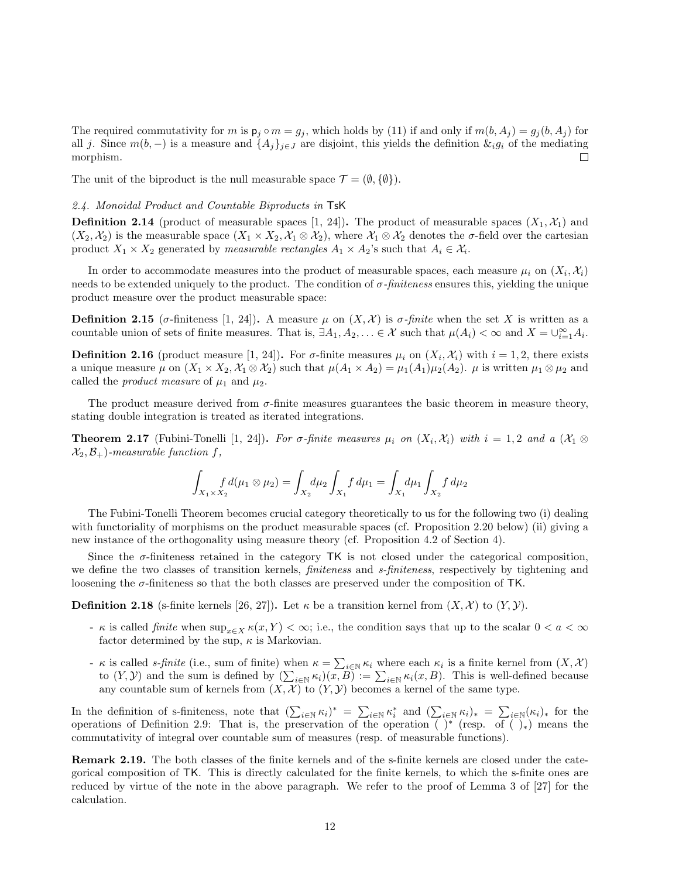The required commutativity for $m$ is $\mathsf{p}_j \circ m = g_j$, which holds by (11) if and only if $m(b, A_j) = g_j(b, A_j)$ for all $j$. Since $m(b, -)$ is a measure and $\{A_j\}_{j \in J}$ are disjoint, this yields the definition $\&_i g_i$ of the mediating morphism. □

The unit of the biproduct is the null measurable space $\mathcal{T} = (\emptyset, \{\emptyset\})$.

### 2.4. Monoidal Product and Countable Biproducts in TsK

**Definition 2.14** (product of measurable spaces [1, 24])**.** The product of measurable spaces $(X_1, \mathcal{X}_1)$ and $(X_2, \mathcal{X}_2)$ is the measurable space $(X_1 \times X_2, \mathcal{X}_1 \otimes \mathcal{X}_2)$, where $\mathcal{X}_1 \otimes \mathcal{X}_2$ denotes the $\sigma$-field over the cartesian product $X_1 \times X_2$ generated by *measurable rectangles* $A_1 \times A_2$'s such that $A_i \in \mathcal{X}_i$.

In order to accommodate measures into the product of measurable spaces, each measure $\mu_i$ on $(X_i, \mathcal{X}_i)$ needs to be extended uniquely to the product. The condition of *$\sigma$-finiteness* ensures this, yielding the unique product measure over the product measurable space:

**Definition 2.15** ($\sigma$-finiteness [1, 24])**.** A measure $\mu$ on $(X, \mathcal{X})$ is *$\sigma$-finite* when the set $X$ is written as a countable union of sets of finite measures. That is, $\exists A_1, A_2, \ldots \in \mathcal{X}$ such that $\mu(A_i) < \infty$ and $X = \cup_{i=1}^{\infty} A_i$.

**Definition 2.16** (product measure [1, 24])**.** For $\sigma$-finite measures $\mu_i$ on $(X_i, \mathcal{X}_i)$ with $i = 1, 2$, there exists a unique measure $\mu$ on $(X_1 \times X_2, \mathcal{X}_1 \otimes \mathcal{X}_2)$ such that $\mu(A_1 \times A_2) = \mu_1(A_1)\mu_2(A_2)$. $\mu$ is written $\mu_1 \otimes \mu_2$ and called the *product measure* of $\mu_1$ and $\mu_2$.

The product measure derived from $\sigma$-finite measures guarantees the basic theorem in measure theory, stating double integration is treated as iterated integrations.

**Theorem 2.17** (Fubini-Tonelli [1, 24])**.** *For $\sigma$-finite measures $\mu_i$ on $(X_i, \mathcal{X}_i)$ with $i = 1, 2$ and a $(\mathcal{X}_1 \otimes \mathcal{X}_2, \mathcal{B}_+)$-measurable function $f$,*

$$\int_{X_1 \times X_2} f \, d(\mu_1 \otimes \mu_2) = \int_{X_2} d\mu_2 \int_{X_1} f \, d\mu_1 = \int_{X_1} d\mu_1 \int_{X_2} f \, d\mu_2$$

The Fubini-Tonelli Theorem becomes crucial category theoretically to us for the following two (i) dealing with functoriality of morphisms on the product measurable spaces (cf. Proposition 2.20 below) (ii) giving a new instance of the orthogonality using measure theory (cf. Proposition 4.2 of Section 4).

Since the $\sigma$-finiteness retained in the category TK is not closed under the categorical composition, we define the two classes of transition kernels, *finiteness* and *s-finiteness*, respectively by tightening and loosening the $\sigma$-finiteness so that the both classes are preserved under the composition of TK.

**Definition 2.18** (s-finite kernels [26, 27])**.** Let $\kappa$ be a transition kernel from $(X, \mathcal{X})$ to $(Y, \mathcal{Y})$.

- $\kappa$ is called *finite* when $\sup_{x \in X} \kappa(x, Y) < \infty$; i.e., the condition says that up to the scalar $0 < a < \infty$ factor determined by the sup, $\kappa$ is Markovian.
- $\kappa$ is called *s-finite* (i.e., sum of finite) when $\kappa = \sum_{i \in \mathbb{N}} \kappa_i$ where each $\kappa_i$ is a finite kernel from $(X, \mathcal{X})$ to $(Y, \mathcal{Y})$ and the sum is defined by $(\sum_{i \in \mathbb{N}} \kappa_i)(x, B) := \sum_{i \in \mathbb{N}} \kappa_i(x, B)$. This is well-defined because any countable sum of kernels from $(X, \mathcal{X})$ to $(Y, \mathcal{Y})$ becomes a kernel of the same type.

In the definition of s-finiteness, note that $(\sum_{i \in \mathbb{N}} \kappa_i)^* = \sum_{i \in \mathbb{N}} \kappa_i^*$ and $(\sum_{i \in \mathbb{N}} \kappa_i)_* = \sum_{i \in \mathbb{N}} (\kappa_i)_*$ for the operations of Definition 2.9: That is, the preservation of the operation $(\ )^*$ (resp. of $(\ )_*$) means the commutativity of integral over countable sum of measures (resp. of measurable functions).

**Remark 2.19.** The both classes of the finite kernels and of the s-finite kernels are closed under the categorical composition of TK. This is directly calculated for the finite kernels, to which the s-finite ones are reduced by virtue of the note in the above paragraph. We refer to the proof of Lemma 3 of [27] for the calculation.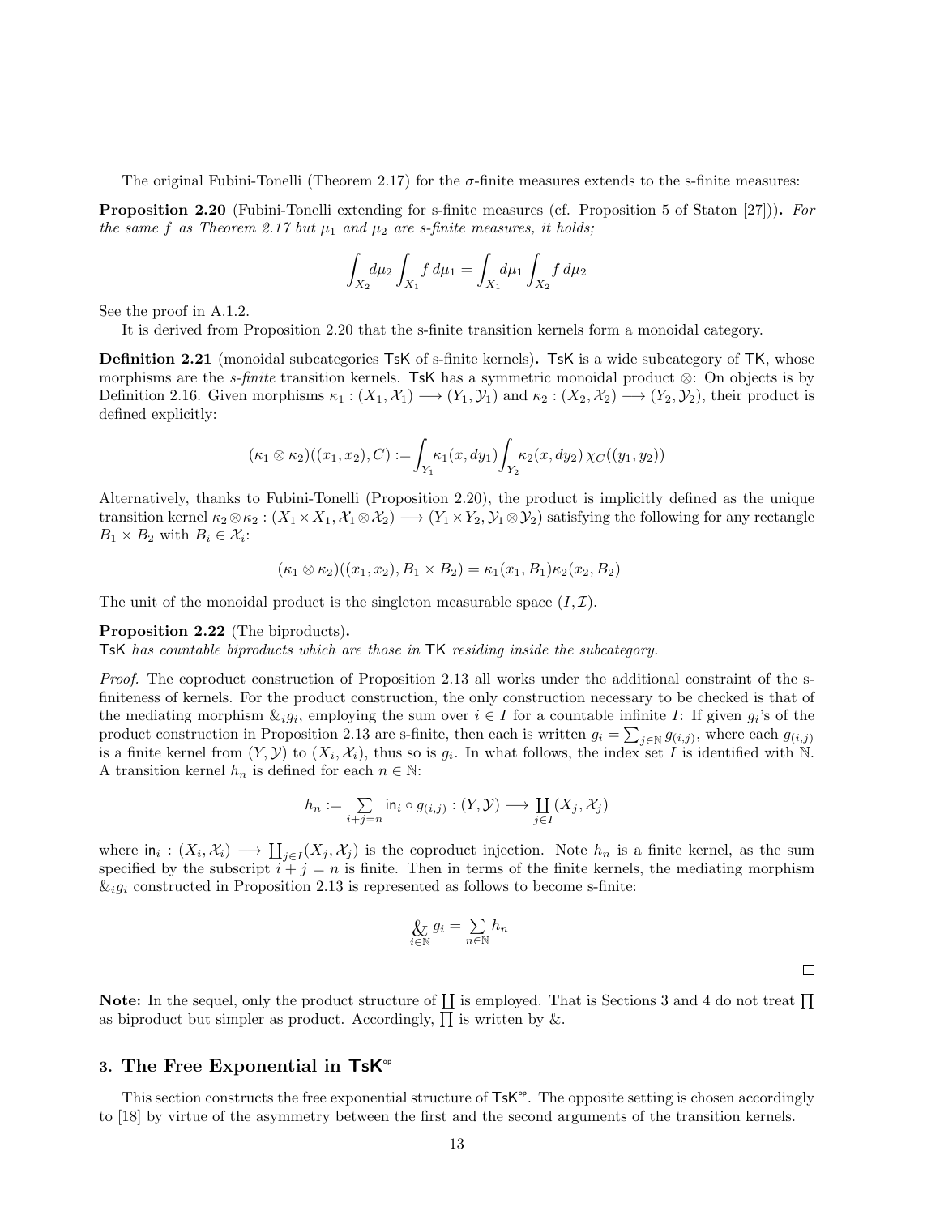The original Fubini-Tonelli (Theorem 2.17) for the $\sigma$-finite measures extends to the s-finite measures:

**Proposition 2.20** (Fubini-Tonelli extending for s-finite measures (cf. Proposition 5 of Staton [27]))**.** *For the same $f$ as Theorem 2.17 but $\mu_1$ and $\mu_2$ are s-finite measures, it holds;*

$$\int_{X_2} d\mu_2 \int_{X_1} f \, d\mu_1 = \int_{X_1} d\mu_1 \int_{X_2} f \, d\mu_2$$

See the proof in A.1.2.

It is derived from Proposition 2.20 that the s-finite transition kernels form a monoidal category.

**Definition 2.21** (monoidal subcategories $\mathsf{TsK}$ of s-finite kernels)**.** $\mathsf{TsK}$ is a wide subcategory of $\mathsf{TK}$, whose morphisms are the *s-finite* transition kernels. $\mathsf{TsK}$ has a symmetric monoidal product $\otimes$: On objects is by Definition 2.16. Given morphisms $\kappa_1 : (X_1, \mathcal{X}_1) \longrightarrow (Y_1, \mathcal{Y}_1)$ and $\kappa_2 : (X_2, \mathcal{X}_2) \longrightarrow (Y_2, \mathcal{Y}_2)$, their product is defined explicitly:

$$(\kappa_1 \otimes \kappa_2)((x_1, x_2), C) := \int_{Y_1} \kappa_1(x, dy_1) \int_{Y_2} \kappa_2(x, dy_2) \, \chi_C((y_1, y_2))$$

Alternatively, thanks to Fubini-Tonelli (Proposition 2.20), the product is implicitly defined as the unique transition kernel $\kappa_2 \otimes \kappa_2 : (X_1 \times X_1, \mathcal{X}_1 \otimes \mathcal{X}_2) \longrightarrow (Y_1 \times Y_2, \mathcal{Y}_1 \otimes \mathcal{Y}_2)$ satisfying the following for any rectangle $B_1 \times B_2$ with $B_i \in \mathcal{X}_i$:

$$(\kappa_1 \otimes \kappa_2)((x_1, x_2), B_1 \times B_2) = \kappa_1(x_1, B_1)\kappa_2(x_2, B_2)$$

The unit of the monoidal product is the singleton measurable space $(I, \mathcal{I})$.

**Proposition 2.22** (The biproducts)**.**
*$\mathsf{TsK}$ has countable biproducts which are those in $\mathsf{TK}$ residing inside the subcategory.*

*Proof.* The coproduct construction of Proposition 2.13 all works under the additional constraint of the s-finiteness of kernels. For the product construction, the only construction necessary to be checked is that of the mediating morphism $\&_i g_i$, employing the sum over $i \in I$ for a countable infinite $I$: If given $g_i$'s of the product construction in Proposition 2.13 are s-finite, then each is written $g_i = \sum_{j \in \mathbb{N}} g_{(i,j)}$, where each $g_{(i,j)}$ is a finite kernel from $(Y, \mathcal{Y})$ to $(X_i, \mathcal{X}_i)$, thus so is $g_i$. In what follows, the index set $I$ is identified with $\mathbb{N}$. A transition kernel $h_n$ is defined for each $n \in \mathbb{N}$:

$$h_n := \sum_{i+j=n} \mathsf{in}_i \circ g_{(i,j)} : (Y, \mathcal{Y}) \longrightarrow \coprod_{j \in I} (X_j, \mathcal{X}_j)$$

where $\mathsf{in}_i : (X_i, \mathcal{X}_i) \longrightarrow \coprod_{j \in I}(X_j, \mathcal{X}_j)$ is the coproduct injection. Note $h_n$ is a finite kernel, as the sum specified by the subscript $i + j = n$ is finite. Then in terms of the finite kernels, the mediating morphism $\&_i g_i$ constructed in Proposition 2.13 is represented as follows to become s-finite:

$$\mathop{\&}_{i \in \mathbb{N}} g_i = \sum_{n \in \mathbb{N}} h_n$$

$\square$

**Note:** In the sequel, only the product structure of $\coprod$ is employed. That is Sections 3 and 4 do not treat $\prod$ as biproduct but simpler as product. Accordingly, $\prod$ is written by $\&$.

## 3. The Free Exponential in $\mathsf{TsK}^{\mathsf{op}}$

This section constructs the free exponential structure of $\mathsf{TsK}^{\mathsf{op}}$. The opposite setting is chosen accordingly to [18] by virtue of the asymmetry between the first and the second arguments of the transition kernels.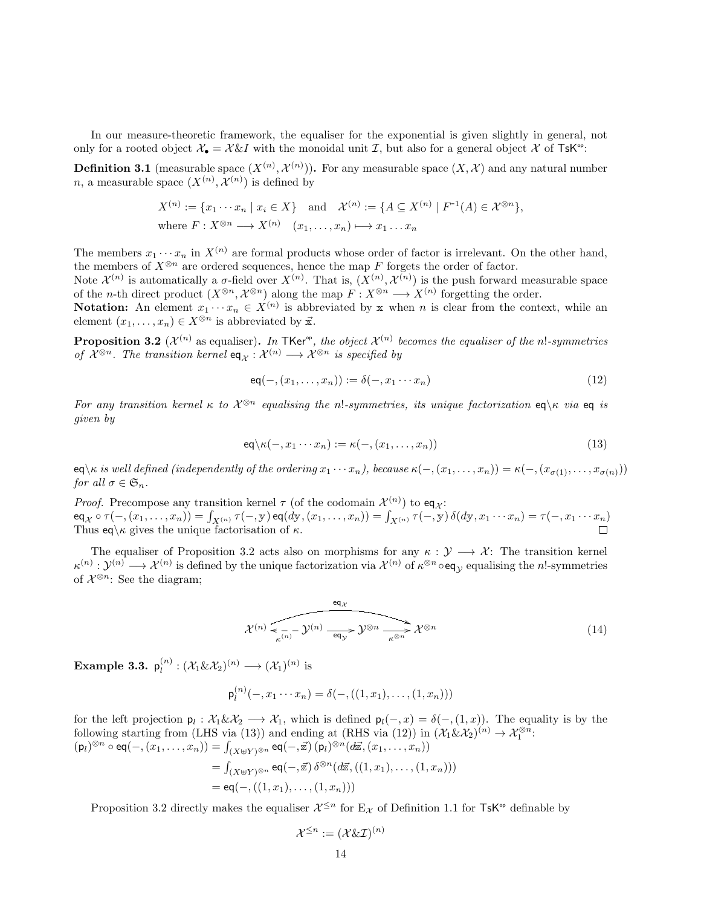In our measure-theoretic framework, the equaliser for the exponential is given slightly in general, not only for a rooted object $\mathcal{X}_\bullet = \mathcal{X}\&I$ with the monoidal unit $\mathcal{I}$, but also for a general object $\mathcal{X}$ of $\mathsf{TsK}^{\mathsf{op}}$:

**Definition 3.1** (measurable space $(X^{(n)}, \mathcal{X}^{(n)})$)**.** For any measurable space $(X, \mathcal{X})$ and any natural number $n$, a measurable space $(X^{(n)}, \mathcal{X}^{(n)})$ is defined by

$$X^{(n)} := \{x_1 \cdots x_n \mid x_i \in X\} \quad \text{and} \quad \mathcal{X}^{(n)} := \{A \subseteq X^{(n)} \mid F^{-1}(A) \in \mathcal{X}^{\otimes n}\},$$
$$\text{where } F : X^{\otimes n} \longrightarrow X^{(n)} \quad (x_1, \ldots, x_n) \longmapsto x_1 \ldots x_n$$

The members $x_1 \cdots x_n$ in $X^{(n)}$ are formal products whose order of factor is irrelevant. On the other hand, the members of $X^{\otimes n}$ are ordered sequences, hence the map $F$ forgets the order of factor.
Note $\mathcal{X}^{(n)}$ is automatically a $\sigma$-field over $X^{(n)}$. That is, $(X^{(n)}, \mathcal{X}^{(n)})$ is the push forward measurable space of the $n$-th direct product $(X^{\otimes n}, \mathcal{X}^{\otimes n})$ along the map $F : X^{\otimes n} \longrightarrow X^{(n)}$ forgetting the order.
**Notation:** An element $x_1 \cdots x_n \in X^{(n)}$ is abbreviated by $\mathbb{x}$ when $n$ is clear from the context, while an element $(x_1, \ldots, x_n) \in X^{\otimes n}$ is abbreviated by $\vec{\mathbb{x}}$.

**Proposition 3.2** ($\mathcal{X}^{(n)}$ as equaliser)**.** *In $\mathsf{TKer}^{\mathsf{op}}$, the object $\mathcal{X}^{(n)}$ becomes the equaliser of the $n!$-symmetries of $\mathcal{X}^{\otimes n}$. The transition kernel $\mathsf{eq}_{\mathcal{X}} : \mathcal{X}^{(n)} \longrightarrow \mathcal{X}^{\otimes n}$ is specified by*

$$\mathsf{eq}(-, (x_1, \ldots, x_n)) := \delta(-, x_1 \cdots x_n) \tag{12}$$

*For any transition kernel $\kappa$ to $\mathcal{X}^{\otimes n}$ equalising the $n!$-symmetries, its unique factorization $\mathsf{eq}\backslash\kappa$ via $\mathsf{eq}$ is given by*

$$\mathsf{eq}\backslash\kappa(-, x_1 \cdots x_n) := \kappa(-, (x_1, \ldots, x_n)) \tag{13}$$

*$\mathsf{eq}\backslash\kappa$ is well defined (independently of the ordering $x_1 \cdots x_n$), because $\kappa(-, (x_1, \ldots, x_n)) = \kappa(-, (x_{\sigma(1)}, \ldots, x_{\sigma(n)}))$ for all $\sigma \in \mathfrak{S}_n$.*

*Proof.* Precompose any transition kernel $\tau$ (of the codomain $\mathcal{X}^{(n)}$) to $\mathsf{eq}_{\mathcal{X}}$:
$\mathsf{eq}_{\mathcal{X}} \circ \tau(-, (x_1, \ldots, x_n)) = \int_{X^{(n)}} \tau(-, \mathbb{y})\, \mathsf{eq}(d\mathbb{y}, (x_1, \ldots, x_n)) = \int_{X^{(n)}} \tau(-, \mathbb{y})\, \delta(d\mathbb{y}, x_1 \cdots x_n) = \tau(-, x_1 \cdots x_n)$
Thus $\mathsf{eq}\backslash\kappa$ gives the unique factorisation of $\kappa$. □

The equaliser of Proposition 3.2 acts also on morphisms for any $\kappa : \mathcal{Y} \longrightarrow \mathcal{X}$: The transition kernel $\kappa^{(n)} : \mathcal{Y}^{(n)} \longrightarrow \mathcal{X}^{(n)}$ is defined by the unique factorization via $\mathcal{X}^{(n)}$ of $\kappa^{\otimes n} \circ \mathsf{eq}_{\mathcal{Y}}$ equalising the $n!$-symmetries of $\mathcal{X}^{\otimes n}$: See the diagram;

$$\mathcal{X}^{(n)} \overset{\kappa^{(n)}}{\dashleftarrow} \mathcal{Y}^{(n)} \xrightarrow{\mathsf{eq}_{\mathcal{Y}}} \mathcal{Y}^{\otimes n} \xrightarrow{\kappa^{\otimes n}} \mathcal{X}^{\otimes n} \qquad (\mathsf{eq}_{\mathcal{X}} : \mathcal{X}^{(n)} \longrightarrow \mathcal{X}^{\otimes n}) \tag{14}$$

**Example 3.3.** $\mathsf{p}_l^{(n)} : (\mathcal{X}_1 \& \mathcal{X}_2)^{(n)} \longrightarrow (\mathcal{X}_1)^{(n)}$ is

$$\mathsf{p}_l^{(n)}(-, x_1 \cdots x_n) = \delta(-, ((1, x_1), \ldots, (1, x_n)))$$

for the left projection $\mathsf{p}_l : \mathcal{X}_1 \& \mathcal{X}_2 \longrightarrow \mathcal{X}_1$, which is defined $\mathsf{p}_l(-, x) = \delta(-, (1, x))$. The equality is by the following starting from (LHS via (13)) and ending at (RHS via (12)) in $(\mathcal{X}_1 \& \mathcal{X}_2)^{(n)} \to \mathcal{X}_1^{\otimes n}$:

$$\begin{aligned}
(\mathsf{p}_l)^{\otimes n} \circ \mathsf{eq}(-, (x_1, \ldots, x_n)) &= \int_{(X \uplus Y)^{\otimes n}} \mathsf{eq}(-, \vec{\mathbb{z}})\, (\mathsf{p}_l)^{\otimes n}(d\vec{\mathbb{z}}, (x_1, \ldots, x_n)) \\
&= \int_{(X \uplus Y)^{\otimes n}} \mathsf{eq}(-, \vec{\mathbb{z}})\, \delta^{\otimes n}(d\vec{\mathbb{z}}, ((1, x_1), \ldots, (1, x_n))) \\
&= \mathsf{eq}(-, ((1, x_1), \ldots, (1, x_n)))
\end{aligned}$$

Proposition 3.2 directly makes the equaliser $\mathcal{X}^{\leq n}$ for $\mathrm{E}_{\mathcal{X}}$ of Definition 1.1 for $\mathsf{TsK}^{\mathsf{op}}$ definable by

$$\mathcal{X}^{\leq n} := (\mathcal{X} \& \mathcal{I})^{(n)}$$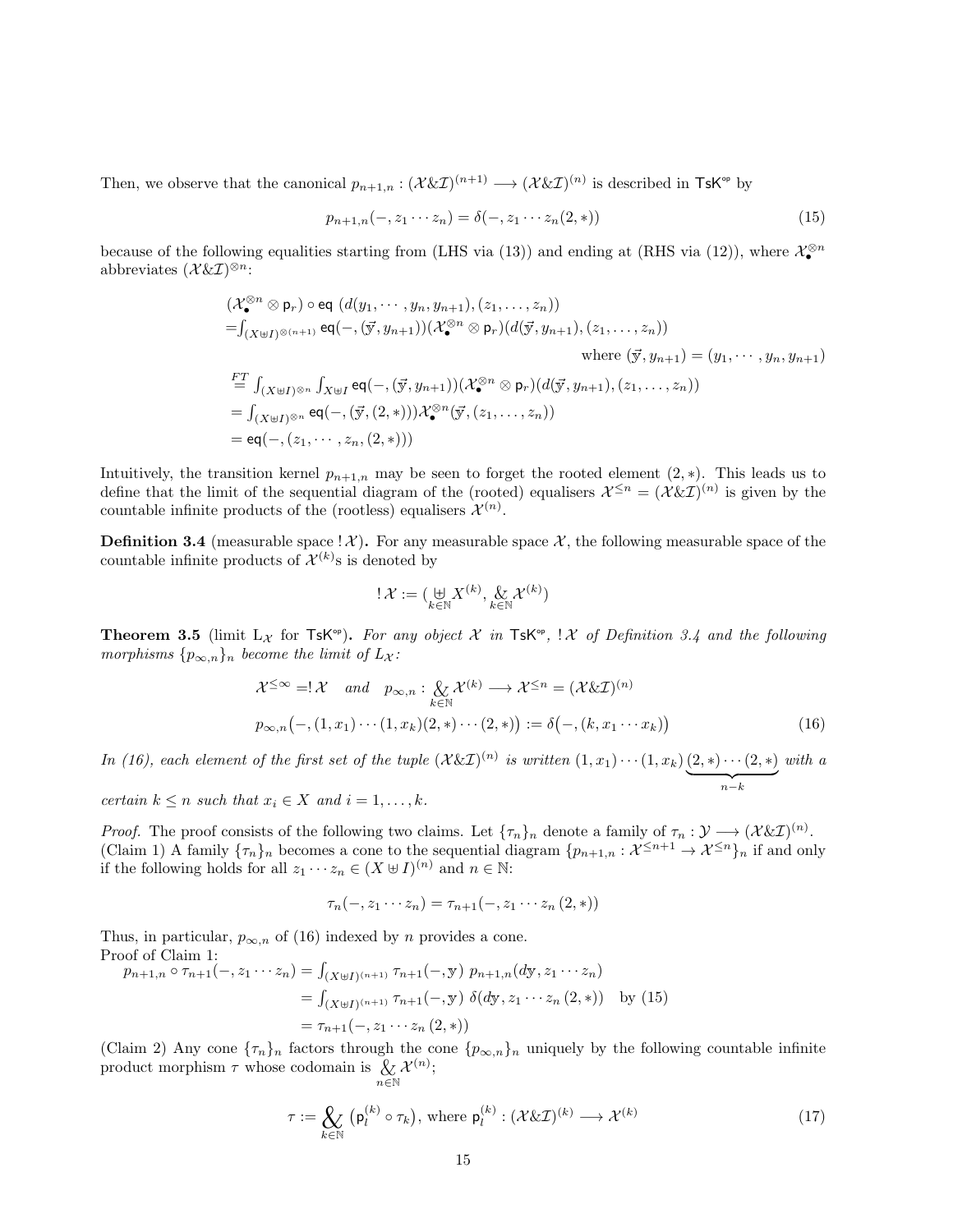Then, we observe that the canonical $p_{n+1,n} : (\mathcal{X}\&\mathcal{I})^{(n+1)} \longrightarrow (\mathcal{X}\&\mathcal{I})^{(n)}$ is described in $\mathsf{TsK}^{\mathsf{op}}$ by

$$p_{n+1,n}(-, z_1 \cdots z_n) = \delta(-, z_1 \cdots z_n(2,*)) \tag{15}$$

because of the following equalities starting from (LHS via (13)) and ending at (RHS via (12)), where $\mathcal{X}_\bullet^{\otimes n}$ abbreviates $(\mathcal{X}\&\mathcal{I})^{\otimes n}$:

$$\begin{aligned}
&(\mathcal{X}_\bullet^{\otimes n} \otimes \mathsf{p}_r) \circ \mathsf{eq}\ (d(y_1, \cdots, y_n, y_{n+1}), (z_1, \ldots, z_n)) \\
=&\int_{(X \uplus I)^{\otimes(n+1)}} \mathsf{eq}(-, (\vec{y}, y_{n+1}))(\mathcal{X}_\bullet^{\otimes n} \otimes \mathsf{p}_r)(d(\vec{y}, y_{n+1}), (z_1, \ldots, z_n)) \\
&\qquad\qquad\qquad\qquad\qquad\qquad\qquad\qquad \text{where } (\vec{y}, y_{n+1}) = (y_1, \cdots, y_n, y_{n+1}) \\
\overset{FT}{=}& \int_{(X \uplus I)^{\otimes n}} \int_{X \uplus I} \mathsf{eq}(-, (\vec{y}, y_{n+1}))(\mathcal{X}_\bullet^{\otimes n} \otimes \mathsf{p}_r)(d(\vec{y}, y_{n+1}), (z_1, \ldots, z_n)) \\
=& \int_{(X \uplus I)^{\otimes n}} \mathsf{eq}(-, (\vec{y}, (2,*)))\mathcal{X}_\bullet^{\otimes n}(\vec{y}, (z_1, \ldots, z_n)) \\
=& \ \mathsf{eq}(-, (z_1, \cdots, z_n, (2,*)))
\end{aligned}$$

Intuitively, the transition kernel $p_{n+1,n}$ may be seen to forget the rooted element $(2,*)$. This leads us to define that the limit of the sequential diagram of the (rooted) equalisers $\mathcal{X}^{\leq n} = (\mathcal{X}\&\mathcal{I})^{(n)}$ is given by the countable infinite products of the (rootless) equalisers $\mathcal{X}^{(n)}$.

**Definition 3.4** (measurable space $!\,\mathcal{X}$)**.** For any measurable space $\mathcal{X}$, the following measurable space of the countable infinite products of $\mathcal{X}^{(k)}$s is denoted by

$$!\,\mathcal{X} := (\biguplus_{k \in \mathbb{N}} X^{(k)}, \mathop{\&}_{k \in \mathbb{N}} \mathcal{X}^{(k)})$$

**Theorem 3.5** (limit $\mathsf{L}_\mathcal{X}$ for $\mathsf{TsK}^{\mathsf{op}}$)**.** *For any object $\mathcal{X}$ in $\mathsf{TsK}^{\mathsf{op}}$, $!\,\mathcal{X}$ of Definition 3.4 and the following morphisms $\{p_{\infty,n}\}_n$ become the limit of $L_\mathcal{X}$:*

$$\mathcal{X}^{\leq \infty} = !\,\mathcal{X} \quad \textit{and} \quad p_{\infty,n} : \mathop{\&}_{k \in \mathbb{N}} \mathcal{X}^{(k)} \longrightarrow \mathcal{X}^{\leq n} = (\mathcal{X}\&\mathcal{I})^{(n)}$$

$$p_{\infty,n}\big(-, (1,x_1) \cdots (1,x_k)(2,*) \cdots (2,*)\big) := \delta\big(-, (k, x_1 \cdots x_k)\big) \tag{16}$$

*In (16), each element of the first set of the tuple $(\mathcal{X}\&\mathcal{I})^{(n)}$ is written $(1,x_1) \cdots (1,x_k) \underbrace{(2,*) \cdots (2,*)}_{n-k}$ with a certain $k \leq n$ such that $x_i \in X$ and $i = 1, \ldots, k$.*

*Proof.* The proof consists of the following two claims. Let $\{\tau_n\}_n$ denote a family of $\tau_n : \mathcal{Y} \longrightarrow (\mathcal{X}\&\mathcal{I})^{(n)}$.
(Claim 1) A family $\{\tau_n\}_n$ becomes a cone to the sequential diagram $\{p_{n+1,n} : \mathcal{X}^{\leq n+1} \to \mathcal{X}^{\leq n}\}_n$ if and only if the following holds for all $z_1 \cdots z_n \in (X \uplus I)^{(n)}$ and $n \in \mathbb{N}$:

$$\tau_n(-, z_1 \cdots z_n) = \tau_{n+1}(-, z_1 \cdots z_n\,(2,*))$$

Thus, in particular, $p_{\infty,n}$ of (16) indexed by $n$ provides a cone.
Proof of Claim 1:

$$\begin{aligned}
p_{n+1,n} \circ \tau_{n+1}(-, z_1 \cdots z_n) &= \int_{(X \uplus I)^{(n+1)}} \tau_{n+1}(-, \mathbb{y})\ p_{n+1,n}(d\mathbb{y}, z_1 \cdots z_n) \\
&= \int_{(X \uplus I)^{(n+1)}} \tau_{n+1}(-, \mathbb{y})\ \delta(d\mathbb{y}, z_1 \cdots z_n\,(2,*)) \quad \text{by (15)} \\
&= \tau_{n+1}(-, z_1 \cdots z_n\,(2,*))
\end{aligned}$$

(Claim 2) Any cone $\{\tau_n\}_n$ factors through the cone $\{p_{\infty,n}\}_n$ uniquely by the following countable infinite product morphism $\tau$ whose codomain is $\mathop{\&}_{n \in \mathbb{N}} \mathcal{X}^{(n)}$;

$$\tau := \mathop{\&}_{k \in \mathbb{N}} \big(\mathsf{p}_l^{(k)} \circ \tau_k\big), \text{ where } \mathsf{p}_l^{(k)} : (\mathcal{X}\&\mathcal{I})^{(k)} \longrightarrow \mathcal{X}^{(k)} \tag{17}$$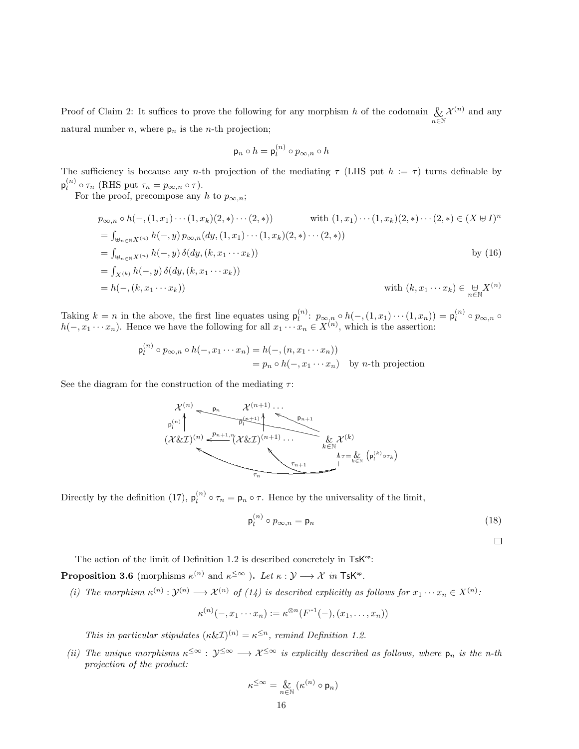Proof of Claim 2: It suffices to prove the following for any morphism $h$ of the codomain $\underset{n\in\mathbb{N}}{\&}\mathcal{X}^{(n)}$ and any natural number $n$, where $\mathsf{p}_n$ is the $n$-th projection;

$$\mathsf{p}_n \circ h = \mathsf{p}_l^{(n)} \circ p_{\infty,n} \circ h$$

The sufficiency is because any $n$-th projection of the mediating $\tau$ (LHS put $h := \tau$) turns definable by $\mathsf{p}_l^{(n)} \circ \tau_n$ (RHS put $\tau_n = p_{\infty,n} \circ \tau$).

For the proof, precompose any $h$ to $p_{\infty,n}$;

$$\begin{aligned}
& p_{\infty,n} \circ h(-,(1,x_1)\cdots(1,x_k)(2,*)\cdots(2,*)) && \text{with } (1,x_1)\cdots(1,x_k)(2,*)\cdots(2,*) \in (X \uplus I)^n \\
&= \textstyle\int_{\uplus_{n\in\mathbb{N}}X^{(n)}} h(-,y)\, p_{\infty,n}(dy,(1,x_1)\cdots(1,x_k)(2,*)\cdots(2,*)) \\
&= \textstyle\int_{\uplus_{n\in\mathbb{N}}X^{(n)}} h(-,y)\, \delta(dy,(k,x_1\cdots x_k)) && \text{by (16)} \\
&= \textstyle\int_{X^{(k)}} h(-,y)\, \delta(dy,(k,x_1\cdots x_k)) \\
&= h(-,(k,x_1\cdots x_k)) && \text{with } (k,x_1\cdots x_k) \in \biguplus_{n\in\mathbb{N}} X^{(n)}
\end{aligned}$$

Taking $k = n$ in the above, the first line equates using $\mathsf{p}_l^{(n)}$: $p_{\infty,n} \circ h(-,(1,x_1)\cdots(1,x_n)) = \mathsf{p}_l^{(n)} \circ p_{\infty,n} \circ h(-,x_1\cdots x_n)$. Hence we have the following for all $x_1\cdots x_n \in X^{(n)}$, which is the assertion:

$$\begin{aligned}
\mathsf{p}_l^{(n)} \circ p_{\infty,n} \circ h(-,x_1\cdots x_n) &= h(-,(n,x_1\cdots x_n)) \\
&= p_n \circ h(-,x_1\cdots x_n) \quad \text{by } n\text{-th projection}
\end{aligned}$$

See the diagram for the construction of the mediating $\tau$:

$\mathcal{X}^{(n)}$ $\mathsf{p}_n$ $\mathcal{X}^{(n+1)}\cdots$ $\mathsf{p}_{n+1}$
$\mathsf{p}_l^{(n)}$ $\mathsf{p}_l^{(n+1)}$
$(\mathcal{X}\&\mathcal{I})^{(n)}$ $p_{n+1,n}$ $(\mathcal{X}\&\mathcal{I})^{(n+1)}\cdots$ $\underset{k\in\mathbb{N}}{\&}\mathcal{X}^{(k)}$
$\tau = \underset{k\in\mathbb{N}}{\&}\left(\mathsf{p}_l^{(k)}\circ\tau_k\right)$
$\tau_{n+1}$
$\tau_n$

Directly by the definition (17), $\mathsf{p}_l^{(n)} \circ \tau_n = \mathsf{p}_n \circ \tau$. Hence by the universality of the limit,

$$\mathsf{p}_l^{(n)} \circ p_{\infty,n} = \mathsf{p}_n \tag{18}$$

□

The action of the limit of Definition 1.2 is described concretely in $\mathsf{TsK}^{\mathsf{op}}$:

**Proposition 3.6** (morphisms $\kappa^{(n)}$ and $\kappa^{\leq\infty}$ ). *Let $\kappa : \mathcal{Y} \longrightarrow \mathcal{X}$ in $\mathsf{TsK}^{\mathsf{op}}$.*

*(i) The morphism $\kappa^{(n)} : \mathcal{Y}^{(n)} \longrightarrow \mathcal{X}^{(n)}$ of (14) is described explicitly as follows for $x_1\cdots x_n \in X^{(n)}$:*

$$\kappa^{(n)}(-,x_1\cdots x_n) := \kappa^{\otimes n}(F^{-1}(-),(x_1,\ldots,x_n))$$

*This in particular stipulates $(\kappa\&\mathcal{I})^{(n)} = \kappa^{\leq n}$, remind Definition 1.2.*

*(ii) The unique morphisms $\kappa^{\leq\infty} : \mathcal{Y}^{\leq\infty} \longrightarrow \mathcal{X}^{\leq\infty}$ is explicitly described as follows, where $\mathsf{p}_n$ is the $n$-th projection of the product:*

$$\kappa^{\leq\infty} = \underset{n\in\mathbb{N}}{\&}(\kappa^{(n)} \circ \mathsf{p}_n)$$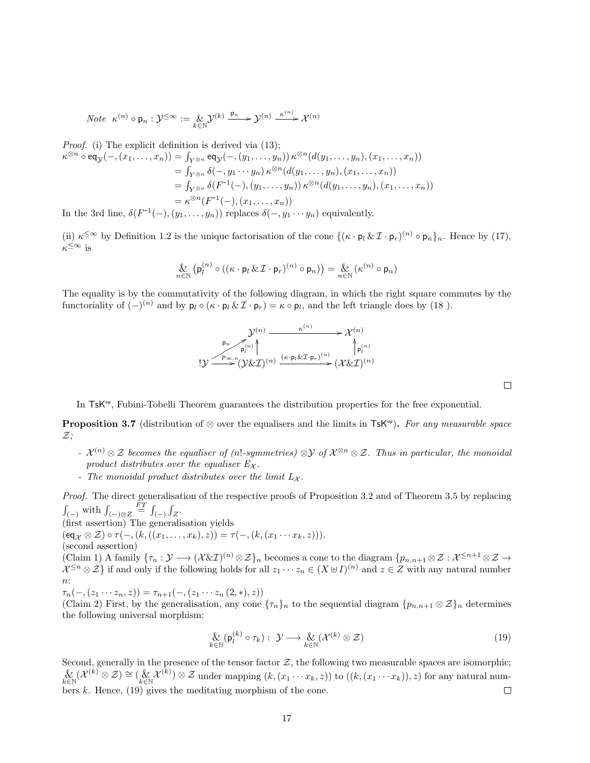*Note* $\kappa^{(n)} \circ \mathsf{p}_n : \mathcal{Y}^{\leq\infty} := \underset{k\in\mathbb{N}}{\&} \mathcal{Y}^{(k)} \xrightarrow{\mathsf{p}_n} \mathcal{Y}^{(n)} \xrightarrow{\kappa^{(n)}} \mathcal{X}^{(n)}$

*Proof.* (i) The explicit definition is derived via (13);

$$
\begin{aligned}
\kappa^{\otimes n} \circ \mathsf{eq}_{\mathcal{Y}}(-,(x_1,\ldots,x_n)) &= \textstyle\int_{Y^{\otimes n}} \mathsf{eq}_{\mathcal{Y}}(-,(y_1,\ldots,y_n))\, \kappa^{\otimes n}(d(y_1,\ldots,y_n),(x_1,\ldots,x_n)) \\
&= \textstyle\int_{Y^{\otimes n}} \delta(-,y_1\cdots y_n)\, \kappa^{\otimes n}(d(y_1,\ldots,y_n),(x_1,\ldots,x_n)) \\
&= \textstyle\int_{Y^{\otimes n}} \delta(F^{-1}(-),(y_1,\ldots,y_n))\, \kappa^{\otimes n}(d(y_1,\ldots,y_n),(x_1,\ldots,x_n)) \\
&= \kappa^{\otimes n}(F^{-1}(-),(x_1,\ldots,x_n))
\end{aligned}
$$

In the 3rd line, $\delta(F^{-1}(-),(y_1,\ldots,y_n))$ replaces $\delta(-,y_1\cdots y_n)$ equivalently.

(ii) $\kappa^{\leq\infty}$ by Definition 1.2 is the unique factorisation of the cone $\{(\kappa\cdot\mathsf{p}_l \,\&\, \mathcal{I}\cdot\mathsf{p}_r)^{(n)} \circ \mathsf{p}_n\}_n$. Hence by (17), $\kappa^{\leq\infty}$ is

$$
\underset{n\in\mathbb{N}}{\&} \left(\mathsf{p}_l^{(n)} \circ ((\kappa\cdot\mathsf{p}_l \,\&\, \mathcal{I}\cdot\mathsf{p}_r)^{(n)} \circ \mathsf{p}_n)\right) = \underset{n\in\mathbb{N}}{\&} (\kappa^{(n)} \circ \mathsf{p}_n)
$$

The equality is by the commutativity of the following diagram, in which the right square commutes by the functoriality of $(-)^{(n)}$ and by $\mathsf{p}_l \circ (\kappa\cdot\mathsf{p}_l \,\&\, \mathcal{I}\cdot\mathsf{p}_r) = \kappa \circ \mathsf{p}_l$, and the left triangle does by (18 ).

$$
\begin{array}{ccccc}
 & & \mathcal{Y}^{(n)} & \xrightarrow{\quad \kappa^{(n)} \quad} & \mathcal{X}^{(n)} \\
 & \overset{\mathsf{p}_n}{\nearrow} & \uparrow \mathsf{p}_l^{(n)} & & \uparrow \mathsf{p}_l^{(n)} \\
!\mathcal{Y} & \xrightarrow{p_{\infty,n}} & (\mathcal{Y}\&\mathcal{I})^{(n)} & \xrightarrow{(\kappa\cdot\mathsf{p}_l\&\mathcal{I}\cdot\mathsf{p}_r)^{(n)}} & (\mathcal{X}\&\mathcal{I})^{(n)}
\end{array}
$$

□

In $\mathsf{TsK}^{\mathsf{op}}$, Fubini-Tobelli Theorem guarantees the distribution properties for the free exponential.

**Proposition 3.7** (distribution of $\otimes$ over the equalisers and the limits in $\mathsf{TsK}^{\mathsf{op}}$)**.** *For any measurable space* $\mathcal{Z}$*;*

- $\mathcal{X}^{(n)} \otimes \mathcal{Z}$ *becomes the equaliser of (n!-symmetries)* $\otimes\mathcal{Y}$ *of* $\mathcal{X}^{\otimes n} \otimes \mathcal{Z}$*. Thus in particular, the monoidal product distributes over the equaliser* $E_{\mathcal{X}}$*.*
- *The monoidal product distributes over the limit* $L_{\mathcal{X}}$*.*

*Proof.* The direct generalisation of the respective proofs of Proposition 3.2 and of Theorem 3.5 by replacing $\int_{(-)}$ with $\int_{(-)\otimes Z} \overset{FT}{=} \int_{(-)}\int_Z$.
(first assertion) The generalisation yields
$(\mathsf{eq}_{\mathcal{X}} \otimes \mathcal{Z}) \circ \tau(-,(k,((x_1,\ldots,x_k),z)) = \tau(-,(k,(x_1\cdots x_k,z)))$.
(second assertion)
(Claim 1) A family $\{\tau_n : \mathcal{Y} \longrightarrow (\mathcal{X}\&\mathcal{I})^{(n)} \otimes \mathcal{Z}\}_n$ becomes a cone to the diagram $\{p_{n,n+1} \otimes \mathcal{Z} : \mathcal{X}^{\leq n+1} \otimes \mathcal{Z} \to \mathcal{X}^{\leq n} \otimes \mathcal{Z}\}$ if and only if the following holds for all $z_1\cdots z_n \in (X \uplus I)^{(n)}$ and $z \in Z$ with any natural number $n$:
$\tau_n(-,(z_1\cdots z_n,z)) = \tau_{n+1}(-,(z_1\cdots z_n\,(2,*),z))$
(Claim 2) First, by the generalisation, any cone $\{\tau_n\}_n$ to the sequential diagram $\{p_{n,n+1} \otimes \mathcal{Z}\}_n$ determines the following universal morphism:

$$
\underset{k\in\mathbb{N}}{\&} (\mathsf{p}_l^{(k)} \circ \tau_k) :\ \mathcal{Y} \longrightarrow \underset{k\in\mathbb{N}}{\&} (\mathcal{X}^{(k)} \otimes \mathcal{Z}) \tag{19}
$$

Second, generally in the presence of the tensor factor $\mathcal{Z}$, the following two measurable spaces are isomorphic; $\underset{k\in\mathbb{N}}{\&} (\mathcal{X}^{(k)} \otimes \mathcal{Z}) \cong (\underset{k\in\mathbb{N}}{\&} \mathcal{X}^{(k)}) \otimes \mathcal{Z}$ under mapping $(k,(x_1\cdots x_k,z))$ to $((k,(x_1\cdots x_k)),z)$ for any natural numbers $k$. Hence, (19) gives the meditating morphism of the cone. □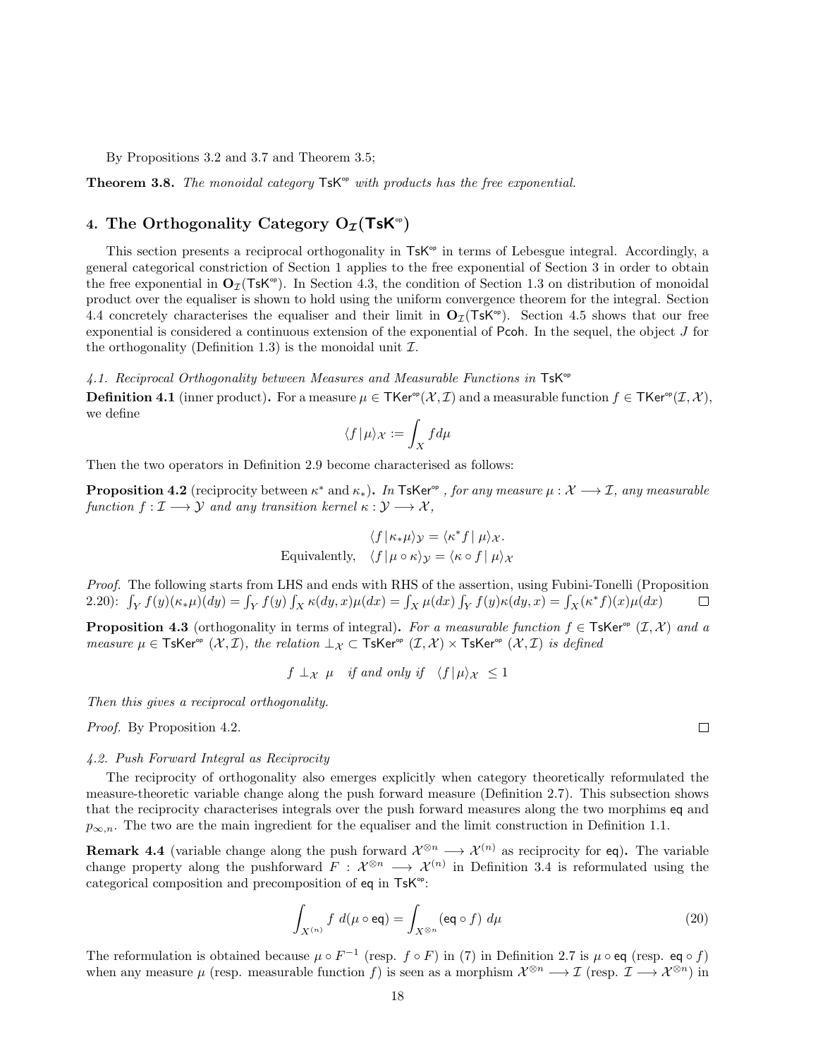By Propositions 3.2 and 3.7 and Theorem 3.5;

**Theorem 3.8.** *The monoidal category* $\mathsf{TsK}^{\mathsf{op}}$ *with products has the free exponential.*

## 4. The Orthogonality Category $\mathbf{O}_{\mathcal{I}}(\mathsf{TsK}^{\mathsf{op}})$

This section presents a reciprocal orthogonality in $\mathsf{TsK}^{\mathsf{op}}$ in terms of Lebesgue integral. Accordingly, a general categorical constriction of Section 1 applies to the free exponential of Section 3 in order to obtain the free exponential in $\mathbf{O}_{\mathcal{I}}(\mathsf{TsK}^{\mathsf{op}})$. In Section 4.3, the condition of Section 1.3 on distribution of monoidal product over the equaliser is shown to hold using the uniform convergence theorem for the integral. Section 4.4 concretely characterises the equaliser and their limit in $\mathbf{O}_{\mathcal{I}}(\mathsf{TsK}^{\mathsf{op}})$. Section 4.5 shows that our free exponential is considered a continuous extension of the exponential of $\mathsf{Pcoh}$. In the sequel, the object $J$ for the orthogonality (Definition 1.3) is the monoidal unit $\mathcal{I}$.

### *4.1. Reciprocal Orthogonality between Measures and Measurable Functions in* $\mathsf{TsK}^{\mathsf{op}}$

**Definition 4.1** (inner product)**.** For a measure $\mu \in \mathsf{TKer}^{\mathsf{op}}(\mathcal{X}, \mathcal{I})$ and a measurable function $f \in \mathsf{TKer}^{\mathsf{op}}(\mathcal{I}, \mathcal{X})$, we define

$$\langle f \,|\, \mu \rangle_{\mathcal{X}} := \int_X f d\mu$$

Then the two operators in Definition 2.9 become characterised as follows:

**Proposition 4.2** (reciprocity between $\kappa^*$ and $\kappa_*$)**.** *In* $\mathsf{TsKer}^{\mathsf{op}}$ *, for any measure* $\mu : \mathcal{X} \longrightarrow \mathcal{I}$*, any measurable function* $f : \mathcal{I} \longrightarrow \mathcal{Y}$ *and any transition kernel* $\kappa : \mathcal{Y} \longrightarrow \mathcal{X}$*,*

$$\langle f \,|\, \kappa_* \mu \rangle_{\mathcal{Y}} = \langle \kappa^* f \,|\, \mu \rangle_{\mathcal{X}}.$$

$$\text{Equivalently,} \quad \langle f \,|\, \mu \circ \kappa \rangle_{\mathcal{Y}} = \langle \kappa \circ f \,|\, \mu \rangle_{\mathcal{X}}$$

*Proof.* The following starts from LHS and ends with RHS of the assertion, using Fubini-Tonelli (Proposition 2.20): $\int_Y f(y)(\kappa_* \mu)(dy) = \int_Y f(y) \int_X \kappa(dy, x)\mu(dx) = \int_X \mu(dx) \int_Y f(y)\kappa(dy, x) = \int_X (\kappa^* f)(x)\mu(dx)$ $\square$

**Proposition 4.3** (orthogonality in terms of integral)**.** *For a measurable function* $f \in \mathsf{TsKer}^{\mathsf{op}}\ (\mathcal{I}, \mathcal{X})$ *and a measure* $\mu \in \mathsf{TsKer}^{\mathsf{op}}\ (\mathcal{X}, \mathcal{I})$*, the relation* $\perp_{\mathcal{X}} \subset \mathsf{TsKer}^{\mathsf{op}}\ (\mathcal{I}, \mathcal{X}) \times \mathsf{TsKer}^{\mathsf{op}}\ (\mathcal{X}, \mathcal{I})$ *is defined*

$$f \perp_{\mathcal{X}} \mu \quad \textit{if and only if} \quad \langle f \,|\, \mu \rangle_{\mathcal{X}} \leq 1$$

*Then this gives a reciprocal orthogonality.*

*Proof.* By Proposition 4.2. $\square$

### *4.2. Push Forward Integral as Reciprocity*

The reciprocity of orthogonality also emerges explicitly when category theoretically reformulated the measure-theoretic variable change along the push forward measure (Definition 2.7). This subsection shows that the reciprocity characterises integrals over the push forward measures along the two morphims $\mathsf{eq}$ and $p_{\infty,n}$. The two are the main ingredient for the equaliser and the limit construction in Definition 1.1.

**Remark 4.4** (variable change along the push forward $\mathcal{X}^{\otimes n} \longrightarrow \mathcal{X}^{(n)}$ as reciprocity for $\mathsf{eq}$)**.** The variable change property along the pushforward $F : \mathcal{X}^{\otimes n} \longrightarrow \mathcal{X}^{(n)}$ in Definition 3.4 is reformulated using the categorical composition and precomposition of $\mathsf{eq}$ in $\mathsf{TsK}^{\mathsf{op}}$:

$$\int_{X^{(n)}} f \ d(\mu \circ \mathsf{eq}) = \int_{X^{\otimes n}} (\mathsf{eq} \circ f) \ d\mu \tag{20}$$

The reformulation is obtained because $\mu \circ F^{-1}$ (resp. $f \circ F$) in (7) in Definition 2.7 is $\mu \circ \mathsf{eq}$ (resp. $\mathsf{eq} \circ f$) when any measure $\mu$ (resp. measurable function $f$) is seen as a morphism $\mathcal{X}^{\otimes n} \longrightarrow \mathcal{I}$ (resp. $\mathcal{I} \longrightarrow \mathcal{X}^{\otimes n}$) in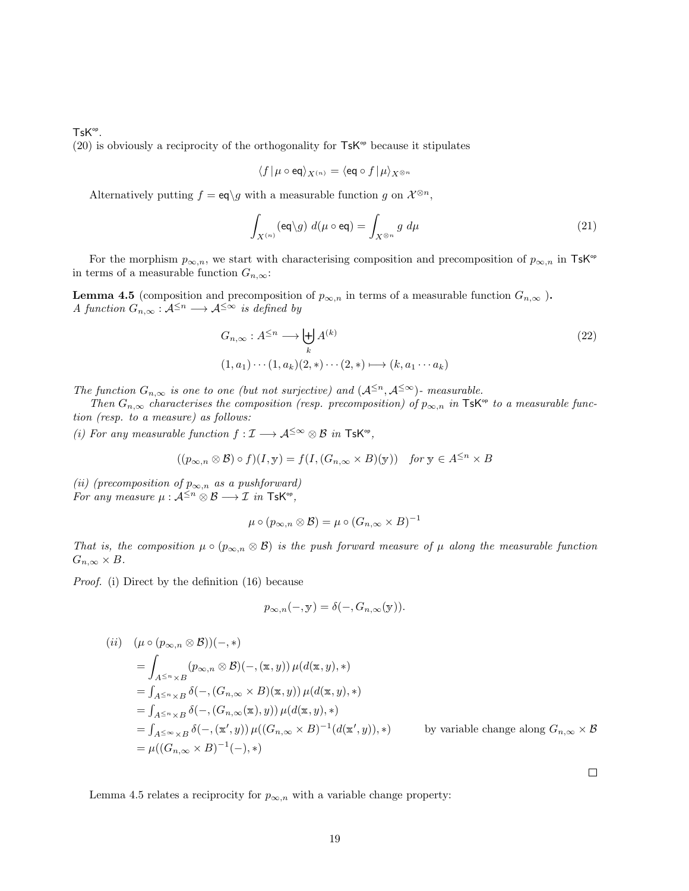$\mathsf{TsK}^{\mathsf{op}}$.

(20) is obviously a reciprocity of the orthogonality for $\mathsf{TsK}^{\mathsf{op}}$ because it stipulates

$$\langle f \,|\, \mu \circ \mathsf{eq} \rangle_{X^{(n)}} = \langle \mathsf{eq} \circ f \,|\, \mu \rangle_{X^{\otimes n}}$$

Alternatively putting $f = \mathsf{eq} \backslash g$ with a measurable function $g$ on $\mathcal{X}^{\otimes n}$,

$$\int_{X^{(n)}} (\mathsf{eq} \backslash g) \; d(\mu \circ \mathsf{eq}) = \int_{X^{\otimes n}} g \; d\mu \tag{21}$$

For the morphism $p_{\infty,n}$, we start with characterising composition and precomposition of $p_{\infty,n}$ in $\mathsf{TsK}^{\mathsf{op}}$ in terms of a measurable function $G_{n,\infty}$:

**Lemma 4.5** (composition and precomposition of $p_{\infty,n}$ in terms of a measurable function $G_{n,\infty}$ )**.** *A function $G_{n,\infty} : \mathcal{A}^{\leq n} \longrightarrow \mathcal{A}^{\leq \infty}$ is defined by*

$$\begin{aligned} G_{n,\infty} : A^{\leq n} &\longrightarrow \biguplus_{k} A^{(k)} \\ (1,a_1)\cdots(1,a_k)(2,*)\cdots(2,*) &\longmapsto (k, a_1 \cdots a_k) \end{aligned} \tag{22}$$

*The function $G_{n,\infty}$ is one to one (but not surjective) and $(\mathcal{A}^{\leq n}, \mathcal{A}^{\leq \infty})$- measurable.*

*Then $G_{n,\infty}$ characterises the composition (resp. precomposition) of $p_{\infty,n}$ in $\mathsf{TsK}^{\mathsf{op}}$ to a measurable function (resp. to a measure) as follows:*

*(i) For any measurable function $f : \mathcal{I} \longrightarrow \mathcal{A}^{\leq \infty} \otimes \mathcal{B}$ in $\mathsf{TsK}^{\mathsf{op}}$,*

$$((p_{\infty,n} \otimes \mathcal{B}) \circ f)(I, \mathtt{y}) = f(I, (G_{n,\infty} \times B)(\mathtt{y})) \quad \text{for } \mathtt{y} \in A^{\leq n} \times B$$

*(ii) (precomposition of $p_{\infty,n}$ as a pushforward)*
*For any measure $\mu : \mathcal{A}^{\leq n} \otimes \mathcal{B} \longrightarrow \mathcal{I}$ in $\mathsf{TsK}^{\mathsf{op}}$,*

$$\mu \circ (p_{\infty,n} \otimes \mathcal{B}) = \mu \circ (G_{n,\infty} \times B)^{-1}$$

*That is, the composition $\mu \circ (p_{\infty,n} \otimes \mathcal{B})$ is the push forward measure of $\mu$ along the measurable function $G_{n,\infty} \times B$.*

*Proof.* (i) Direct by the definition (16) because

$$p_{\infty,n}(-, \mathtt{y}) = \delta(-, G_{n,\infty}(\mathtt{y})).$$

$$\begin{aligned}
(ii) \quad & (\mu \circ (p_{\infty,n} \otimes \mathcal{B}))(-, *) \\
&= \int_{A^{\leq n} \times B} (p_{\infty,n} \otimes \mathcal{B})(-, (\mathtt{x}, y)) \, \mu(d(\mathtt{x}, y), *) \\
&= \textstyle\int_{A^{\leq n} \times B} \delta(-, (G_{n,\infty} \times B)(\mathtt{x}, y)) \, \mu(d(\mathtt{x}, y), *) \\
&= \textstyle\int_{A^{\leq n} \times B} \delta(-, (G_{n,\infty}(\mathtt{x}), y)) \, \mu(d(\mathtt{x}, y), *) \\
&= \textstyle\int_{A^{\leq \infty} \times B} \delta(-, (\mathtt{x}', y)) \, \mu((G_{n,\infty} \times B)^{-1}(d(\mathtt{x}', y)), *) \qquad \text{by variable change along } G_{n,\infty} \times \mathcal{B} \\
&= \mu((G_{n,\infty} \times B)^{-1}(-), *)
\end{aligned}$$

□

Lemma 4.5 relates a reciprocity for $p_{\infty,n}$ with a variable change property: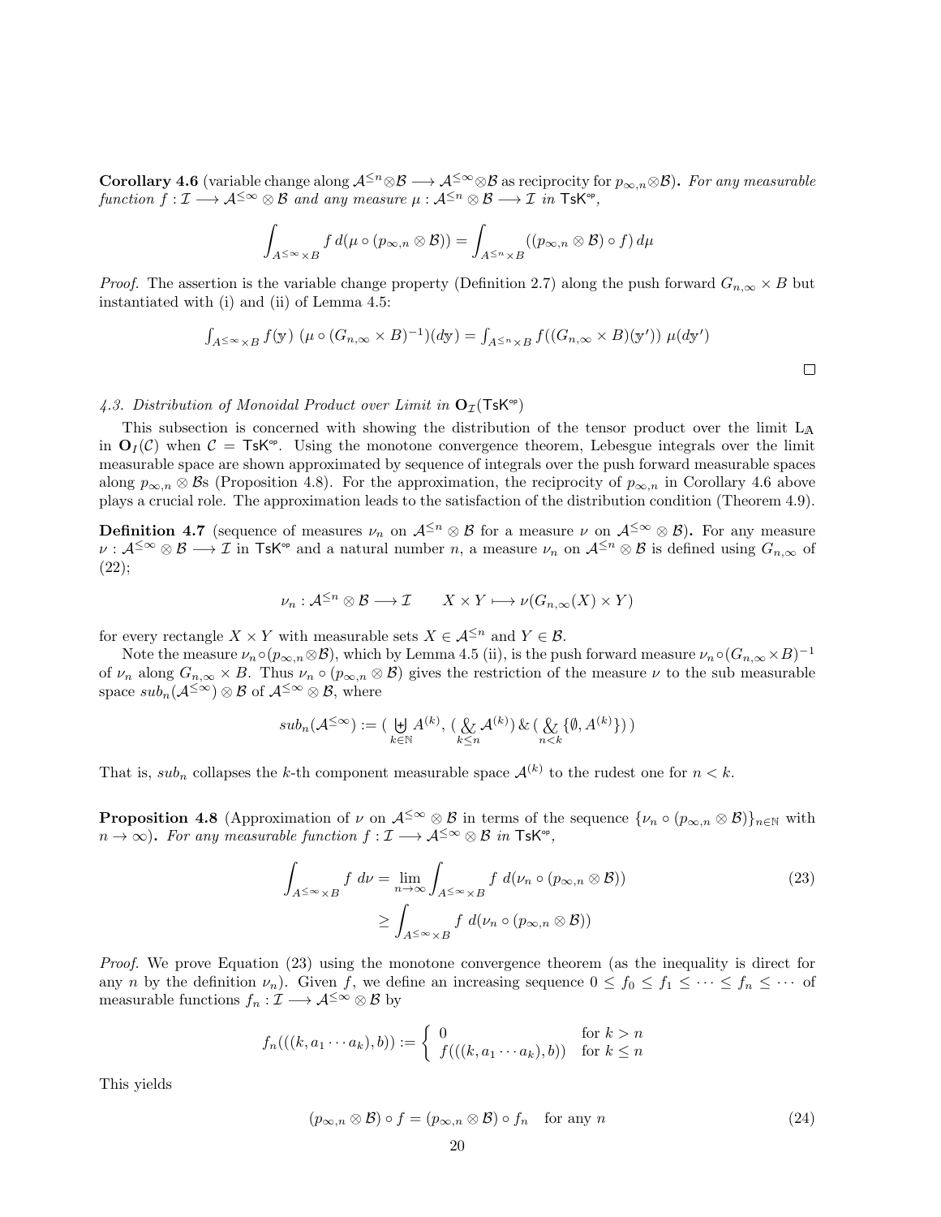**Corollary 4.6** (variable change along $\mathcal{A}^{\leq n}\otimes\mathcal{B} \longrightarrow \mathcal{A}^{\leq\infty}\otimes\mathcal{B}$ as reciprocity for $p_{\infty,n}\otimes\mathcal{B}$)**.** *For any measurable function $f : \mathcal{I} \longrightarrow \mathcal{A}^{\leq\infty}\otimes\mathcal{B}$ and any measure $\mu : \mathcal{A}^{\leq n}\otimes\mathcal{B} \longrightarrow \mathcal{I}$ in $\mathsf{TsK}^{\mathsf{op}}$,*

$$\int_{A^{\leq\infty}\times B} f \, d(\mu \circ (p_{\infty,n}\otimes\mathcal{B})) = \int_{A^{\leq n}\times B} ((p_{\infty,n}\otimes\mathcal{B})\circ f)\, d\mu$$

*Proof.* The assertion is the variable change property (Definition 2.7) along the push forward $G_{n,\infty}\times B$ but instantiated with (i) and (ii) of Lemma 4.5:

$$\textstyle\int_{A^{\leq\infty}\times B} f(\mathrm{y})\ (\mu\circ(G_{n,\infty}\times B)^{-1})(d\mathrm{y}) = \int_{A^{\leq n}\times B} f((G_{n,\infty}\times B)(\mathrm{y}'))\ \mu(d\mathrm{y}')$$

□

*4.3. Distribution of Monoidal Product over Limit in $\mathbf{O}_{\mathcal{I}}(\mathsf{TsK}^{\mathsf{op}})$*

This subsection is concerned with showing the distribution of the tensor product over the limit $\mathrm{L}_{\mathbb{A}}$ in $\mathbf{O}_I(\mathcal{C})$ when $\mathcal{C} = \mathsf{TsK}^{\mathsf{op}}$. Using the monotone convergence theorem, Lebesgue integrals over the limit measurable space are shown approximated by sequence of integrals over the push forward measurable spaces along $p_{\infty,n}\otimes\mathcal{B}$s (Proposition 4.8). For the approximation, the reciprocity of $p_{\infty,n}$ in Corollary 4.6 above plays a crucial role. The approximation leads to the satisfaction of the distribution condition (Theorem 4.9).

**Definition 4.7** (sequence of measures $\nu_n$ on $\mathcal{A}^{\leq n}\otimes\mathcal{B}$ for a measure $\nu$ on $\mathcal{A}^{\leq\infty}\otimes\mathcal{B}$)**.** For any measure $\nu : \mathcal{A}^{\leq\infty}\otimes\mathcal{B} \longrightarrow \mathcal{I}$ in $\mathsf{TsK}^{\mathsf{op}}$ and a natural number $n$, a measure $\nu_n$ on $\mathcal{A}^{\leq n}\otimes\mathcal{B}$ is defined using $G_{n,\infty}$ of (22);

$$\nu_n : \mathcal{A}^{\leq n}\otimes\mathcal{B} \longrightarrow \mathcal{I} \qquad X\times Y \longmapsto \nu(G_{n,\infty}(X)\times Y)$$

for every rectangle $X\times Y$ with measurable sets $X\in\mathcal{A}^{\leq n}$ and $Y\in\mathcal{B}$.

Note the measure $\nu_n\circ(p_{\infty,n}\otimes\mathcal{B})$, which by Lemma 4.5 (ii), is the push forward measure $\nu_n\circ(G_{n,\infty}\times B)^{-1}$ of $\nu_n$ along $G_{n,\infty}\times B$. Thus $\nu_n\circ(p_{\infty,n}\otimes\mathcal{B})$ gives the restriction of the measure $\nu$ to the sub measurable space $sub_n(\mathcal{A}^{\leq\infty})\otimes\mathcal{B}$ of $\mathcal{A}^{\leq\infty}\otimes\mathcal{B}$, where

$$sub_n(\mathcal{A}^{\leq\infty}) := (\biguplus_{k\in\mathbb{N}} A^{(k)},\ (\mathop{\&}_{k\leq n}\mathcal{A}^{(k)})\,\&\,(\mathop{\&}_{n<k}\{\emptyset, A^{(k)}\})\,)$$

That is, $sub_n$ collapses the $k$-th component measurable space $\mathcal{A}^{(k)}$ to the rudest one for $n<k$.

**Proposition 4.8** (Approximation of $\nu$ on $\mathcal{A}^{\leq\infty}\otimes\mathcal{B}$ in terms of the sequence $\{\nu_n\circ(p_{\infty,n}\otimes\mathcal{B})\}_{n\in\mathbb{N}}$ with $n\to\infty$)**.** *For any measurable function $f : \mathcal{I}\longrightarrow\mathcal{A}^{\leq\infty}\otimes\mathcal{B}$ in $\mathsf{TsK}^{\mathsf{op}}$,*

$$\begin{aligned}\int_{A^{\leq\infty}\times B} f\ d\nu &= \lim_{n\to\infty}\int_{A^{\leq\infty}\times B} f\ d(\nu_n\circ(p_{\infty,n}\otimes\mathcal{B})) \\ &\geq \int_{A^{\leq\infty}\times B} f\ d(\nu_n\circ(p_{\infty,n}\otimes\mathcal{B}))\end{aligned}\tag{23}$$

*Proof.* We prove Equation (23) using the monotone convergence theorem (as the inequality is direct for any $n$ by the definition $\nu_n$). Given $f$, we define an increasing sequence $0\leq f_0\leq f_1\leq\cdots\leq f_n\leq\cdots$ of measurable functions $f_n : \mathcal{I}\longrightarrow\mathcal{A}^{\leq\infty}\otimes\mathcal{B}$ by

$$f_n(((k, a_1\cdots a_k), b)) := \begin{cases} 0 & \text{for } k>n \\ f(((k, a_1\cdots a_k), b)) & \text{for } k\leq n\end{cases}$$

This yields

$$(p_{\infty,n}\otimes\mathcal{B})\circ f = (p_{\infty,n}\otimes\mathcal{B})\circ f_n \quad \text{for any } n \tag{24}$$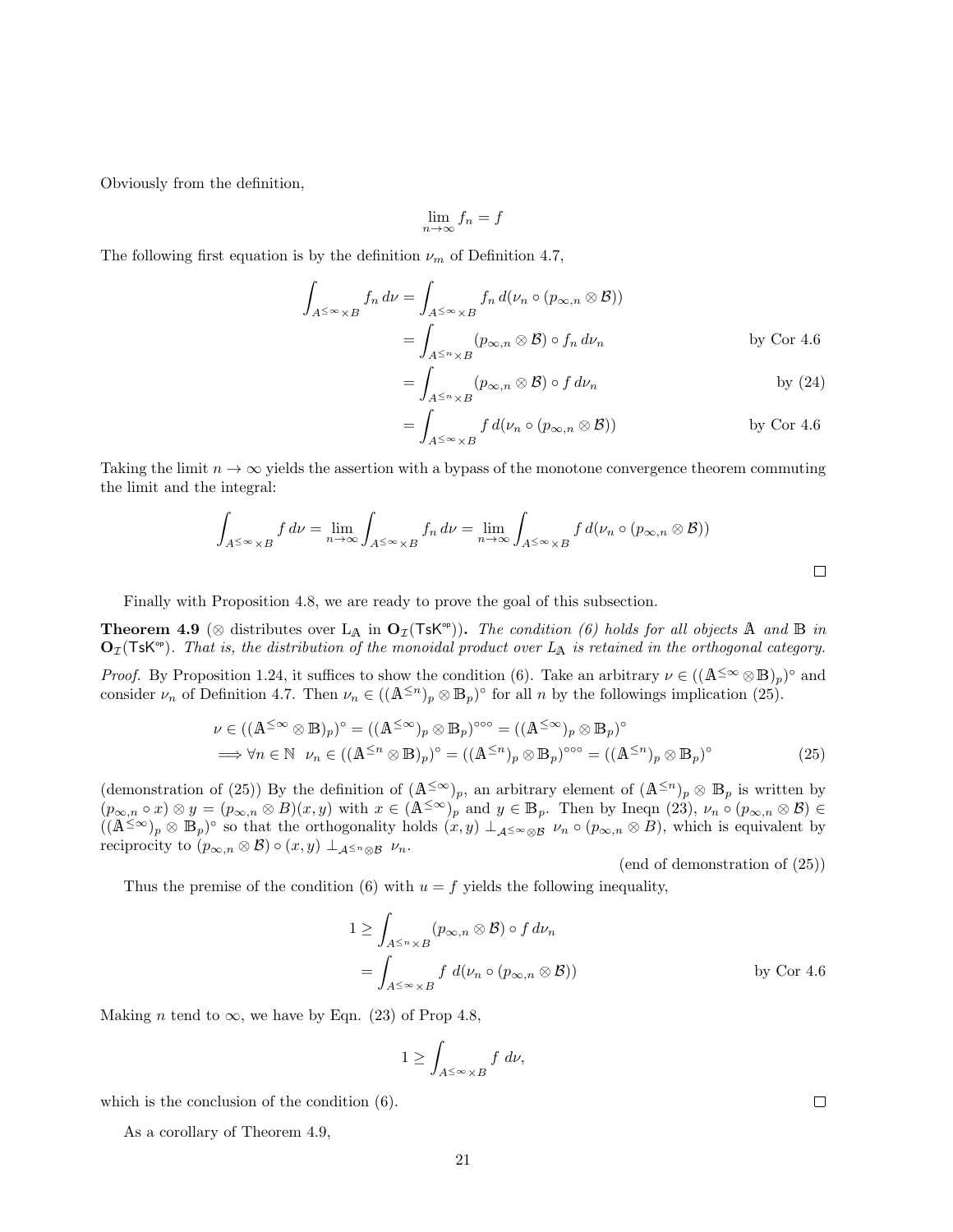Obviously from the definition,

$$\lim_{n\to\infty} f_n = f$$

The following first equation is by the definition $\nu_m$ of Definition 4.7,

$$\begin{aligned}
\int_{A^{\leq\infty}\times B} f_n \, d\nu &= \int_{A^{\leq\infty}\times B} f_n \, d(\nu_n \circ (p_{\infty,n}\otimes \mathcal{B})) \\
&= \int_{A^{\leq n}\times B} (p_{\infty,n}\otimes \mathcal{B})\circ f_n \, d\nu_n && \text{by Cor 4.6} \\
&= \int_{A^{\leq n}\times B} (p_{\infty,n}\otimes \mathcal{B})\circ f \, d\nu_n && \text{by (24)} \\
&= \int_{A^{\leq\infty}\times B} f \, d(\nu_n \circ (p_{\infty,n}\otimes \mathcal{B})) && \text{by Cor 4.6}
\end{aligned}$$

Taking the limit $n\to\infty$ yields the assertion with a bypass of the monotone convergence theorem commuting the limit and the integral:

$$\int_{A^{\leq\infty}\times B} f \, d\nu = \lim_{n\to\infty}\int_{A^{\leq\infty}\times B} f_n \, d\nu = \lim_{n\to\infty}\int_{A^{\leq\infty}\times B} f \, d(\nu_n\circ(p_{\infty,n}\otimes\mathcal{B}))$$

□

Finally with Proposition 4.8, we are ready to prove the goal of this subsection.

**Theorem 4.9** (**$\otimes$ distributes over $\mathrm{L}_{\mathbb{A}}$ in $\mathbf{O}_{\mathcal{I}}(\mathsf{TsK}^{\mathsf{op}})$**)**.** *The condition (6) holds for all objects $\mathbb{A}$ and $\mathbb{B}$ in $\mathbf{O}_{\mathcal{I}}(\mathsf{TsK}^{\mathsf{op}})$. That is, the distribution of the monoidal product over $L_{\mathbb{A}}$ is retained in the orthogonal category.*

*Proof.* By Proposition 1.24, it suffices to show the condition (6). Take an arbitrary $\nu \in ((\mathbb{A}^{\leq\infty}\otimes\mathbb{B})_p)^\circ$ and consider $\nu_n$ of Definition 4.7. Then $\nu_n \in ((\mathbb{A}^{\leq n})_p\otimes\mathbb{B}_p)^\circ$ for all $n$ by the followings implication (25).

$$\begin{aligned}
&\nu \in ((\mathbb{A}^{\leq\infty}\otimes\mathbb{B})_p)^\circ = ((\mathbb{A}^{\leq\infty})_p\otimes\mathbb{B}_p)^{\circ\circ\circ} = ((\mathbb{A}^{\leq\infty})_p\otimes\mathbb{B}_p)^\circ \\
&\Longrightarrow \forall n\in\mathbb{N}\ \ \nu_n \in ((\mathbb{A}^{\leq n}\otimes\mathbb{B})_p)^\circ = ((\mathbb{A}^{\leq n})_p\otimes\mathbb{B}_p)^{\circ\circ\circ} = ((\mathbb{A}^{\leq n})_p\otimes\mathbb{B}_p)^\circ
\end{aligned} \tag{25}$$

(demonstration of (25)) By the definition of $(\mathbb{A}^{\leq\infty})_p$, an arbitrary element of $(\mathbb{A}^{\leq n})_p\otimes\mathbb{B}_p$ is written by $(p_{\infty,n}\circ x)\otimes y = (p_{\infty,n}\otimes B)(x,y)$ with $x\in(\mathbb{A}^{\leq\infty})_p$ and $y\in\mathbb{B}_p$. Then by Ineqn (23), $\nu_n\circ(p_{\infty,n}\otimes\mathcal{B}) \in ((\mathbb{A}^{\leq\infty})_p\otimes\mathbb{B}_p)^\circ$ so that the orthogonality holds $(x,y)\perp_{\mathcal{A}^{\leq\infty}\otimes\mathcal{B}} \nu_n\circ(p_{\infty,n}\otimes B)$, which is equivalent by reciprocity to $(p_{\infty,n}\otimes\mathcal{B})\circ(x,y)\perp_{\mathcal{A}^{\leq n}\otimes\mathcal{B}} \nu_n$.

(end of demonstration of (25))

Thus the premise of the condition (6) with $u=f$ yields the following inequality,

$$\begin{aligned}
1 &\geq \int_{A^{\leq n}\times B} (p_{\infty,n}\otimes\mathcal{B})\circ f \, d\nu_n \\
&= \int_{A^{\leq\infty}\times B} f \ d(\nu_n\circ(p_{\infty,n}\otimes\mathcal{B})) && \text{by Cor 4.6}
\end{aligned}$$

Making $n$ tend to $\infty$, we have by Eqn. (23) of Prop 4.8,

$$1 \geq \int_{A^{\leq\infty}\times B} f \ d\nu,$$

which is the conclusion of the condition (6). □

As a corollary of Theorem 4.9,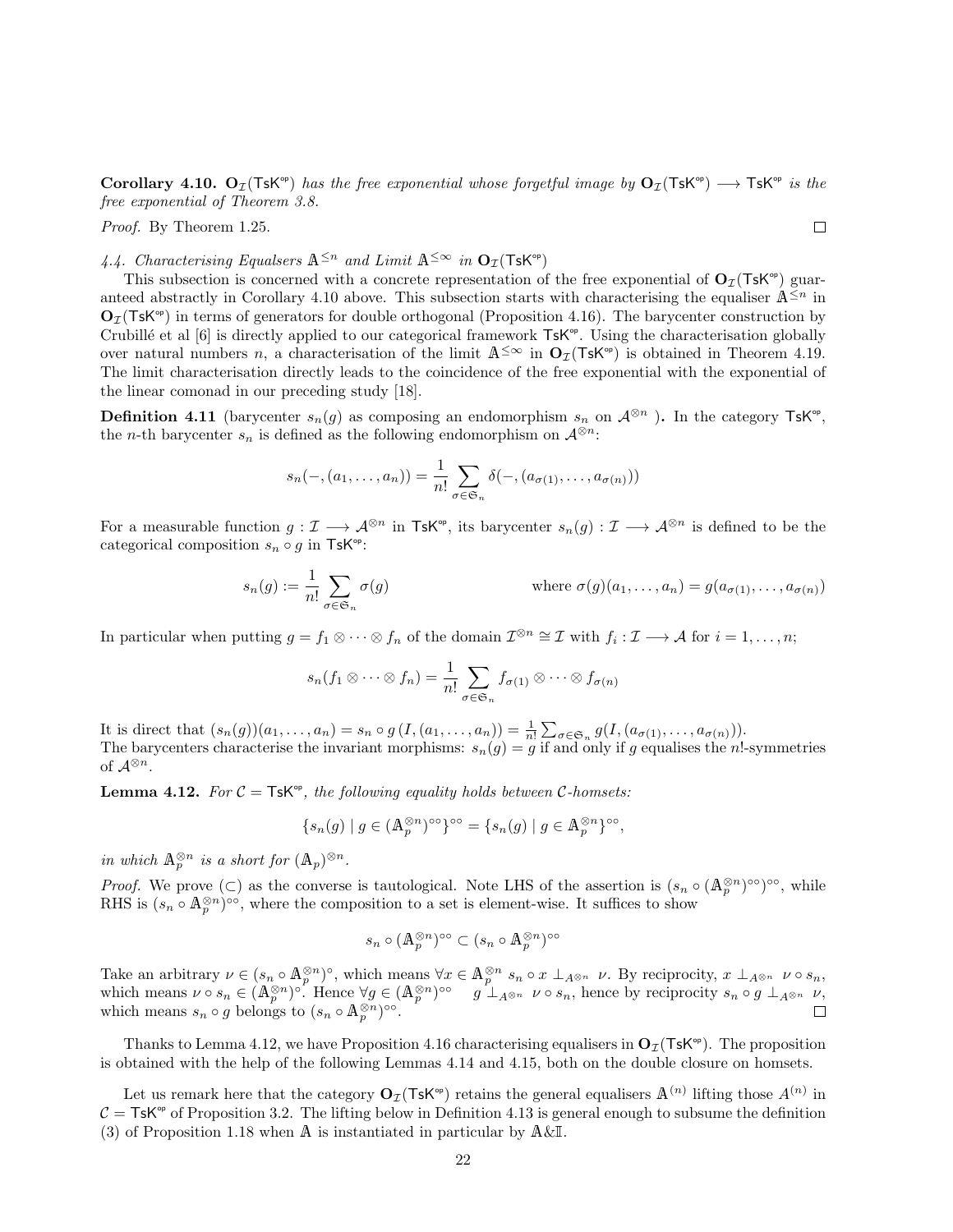**Corollary 4.10.** *$\mathbf{O}_{\mathcal{I}}(\mathsf{TsK}^{\mathsf{op}})$ has the free exponential whose forgetful image by $\mathbf{O}_{\mathcal{I}}(\mathsf{TsK}^{\mathsf{op}}) \longrightarrow \mathsf{TsK}^{\mathsf{op}}$ is the free exponential of Theorem 3.8.*

*Proof.* By Theorem 1.25. $\square$

*4.4. Characterising Equalsers $\mathbb{A}^{\leq n}$ and Limit $\mathbb{A}^{\leq\infty}$ in $\mathbf{O}_{\mathcal{I}}(\mathsf{TsK}^{\mathsf{op}})$*

This subsection is concerned with a concrete representation of the free exponential of $\mathbf{O}_{\mathcal{I}}(\mathsf{TsK}^{\mathsf{op}})$ guaranteed abstractly in Corollary 4.10 above. This subsection starts with characterising the equaliser $\mathbb{A}^{\leq n}$ in $\mathbf{O}_{\mathcal{I}}(\mathsf{TsK}^{\mathsf{op}})$ in terms of generators for double orthogonal (Proposition 4.16). The barycenter construction by Crubillé et al [6] is directly applied to our categorical framework $\mathsf{TsK}^{\mathsf{op}}$. Using the characterisation globally over natural numbers $n$, a characterisation of the limit $\mathbb{A}^{\leq\infty}$ in $\mathbf{O}_{\mathcal{I}}(\mathsf{TsK}^{\mathsf{op}})$ is obtained in Theorem 4.19. The limit characterisation directly leads to the coincidence of the free exponential with the exponential of the linear comonad in our preceding study [18].

**Definition 4.11** (barycenter $s_n(g)$ as composing an endomorphism $s_n$ on $\mathcal{A}^{\otimes n}$ )**.** In the category $\mathsf{TsK}^{\mathsf{op}}$, the $n$-th barycenter $s_n$ is defined as the following endomorphism on $\mathcal{A}^{\otimes n}$:

$$s_n(-,(a_1,\ldots,a_n)) = \frac{1}{n!}\sum_{\sigma\in\mathfrak{S}_n}\delta(-,(a_{\sigma(1)},\ldots,a_{\sigma(n)}))$$

For a measurable function $g : \mathcal{I} \longrightarrow \mathcal{A}^{\otimes n}$ in $\mathsf{TsK}^{\mathsf{op}}$, its barycenter $s_n(g) : \mathcal{I} \longrightarrow \mathcal{A}^{\otimes n}$ is defined to be the categorical composition $s_n \circ g$ in $\mathsf{TsK}^{\mathsf{op}}$:

$$s_n(g) := \frac{1}{n!}\sum_{\sigma\in\mathfrak{S}_n}\sigma(g) \qquad\qquad \text{where } \sigma(g)(a_1,\ldots,a_n) = g(a_{\sigma(1)},\ldots,a_{\sigma(n)})$$

In particular when putting $g = f_1 \otimes \cdots \otimes f_n$ of the domain $\mathcal{I}^{\otimes n} \cong \mathcal{I}$ with $f_i : \mathcal{I} \longrightarrow \mathcal{A}$ for $i = 1,\ldots,n$;

$$s_n(f_1\otimes\cdots\otimes f_n) = \frac{1}{n!}\sum_{\sigma\in\mathfrak{S}_n} f_{\sigma(1)}\otimes\cdots\otimes f_{\sigma(n)}$$

It is direct that $(s_n(g))(a_1,\ldots,a_n) = s_n \circ g\,(I,(a_1,\ldots,a_n)) = \frac{1}{n!}\sum_{\sigma\in\mathfrak{S}_n} g(I,(a_{\sigma(1)},\ldots,a_{\sigma(n)}))$.
The barycenters characterise the invariant morphisms: $s_n(g) = g$ if and only if $g$ equalises the $n!$-symmetries of $\mathcal{A}^{\otimes n}$.

**Lemma 4.12.** *For $\mathcal{C} = \mathsf{TsK}^{\mathsf{op}}$, the following equality holds between $\mathcal{C}$-homsets:*

$$\{s_n(g) \mid g \in (\mathbb{A}_p^{\otimes n})^{\circ\circ}\}^{\circ\circ} = \{s_n(g) \mid g \in \mathbb{A}_p^{\otimes n}\}^{\circ\circ},$$

*in which $\mathbb{A}_p^{\otimes n}$ is a short for $(\mathbb{A}_p)^{\otimes n}$.*

*Proof.* We prove ($\subset$) as the converse is tautological. Note LHS of the assertion is $(s_n \circ (\mathbb{A}_p^{\otimes n})^{\circ\circ})^{\circ\circ}$, while RHS is $(s_n \circ \mathbb{A}_p^{\otimes n})^{\circ\circ}$, where the composition to a set is element-wise. It suffices to show

$$s_n \circ (\mathbb{A}_p^{\otimes n})^{\circ\circ} \subset (s_n \circ \mathbb{A}_p^{\otimes n})^{\circ\circ}$$

Take an arbitrary $\nu \in (s_n \circ \mathbb{A}_p^{\otimes n})^{\circ}$, which means $\forall x \in \mathbb{A}_p^{\otimes n}\ s_n \circ x \perp_{A^{\otimes n}} \nu$. By reciprocity, $x \perp_{A^{\otimes n}} \nu \circ s_n$, which means $\nu \circ s_n \in (\mathbb{A}_p^{\otimes n})^{\circ}$. Hence $\forall g \in (\mathbb{A}_p^{\otimes n})^{\circ\circ} \quad g \perp_{A^{\otimes n}} \nu \circ s_n$, hence by reciprocity $s_n \circ g \perp_{A^{\otimes n}} \nu$, which means $s_n \circ g$ belongs to $(s_n \circ \mathbb{A}_p^{\otimes n})^{\circ\circ}$. $\square$

Thanks to Lemma 4.12, we have Proposition 4.16 characterising equalisers in $\mathbf{O}_{\mathcal{I}}(\mathsf{TsK}^{\mathsf{op}})$. The proposition is obtained with the help of the following Lemmas 4.14 and 4.15, both on the double closure on homsets.

Let us remark here that the category $\mathbf{O}_{\mathcal{I}}(\mathsf{TsK}^{\mathsf{op}})$ retains the general equalisers $\mathbb{A}^{(n)}$ lifting those $A^{(n)}$ in $\mathcal{C} = \mathsf{TsK}^{\mathsf{op}}$ of Proposition 3.2. The lifting below in Definition 4.13 is general enough to subsume the definition (3) of Proposition 1.18 when $\mathbb{A}$ is instantiated in particular by $\mathbb{A}\&\mathbb{I}$.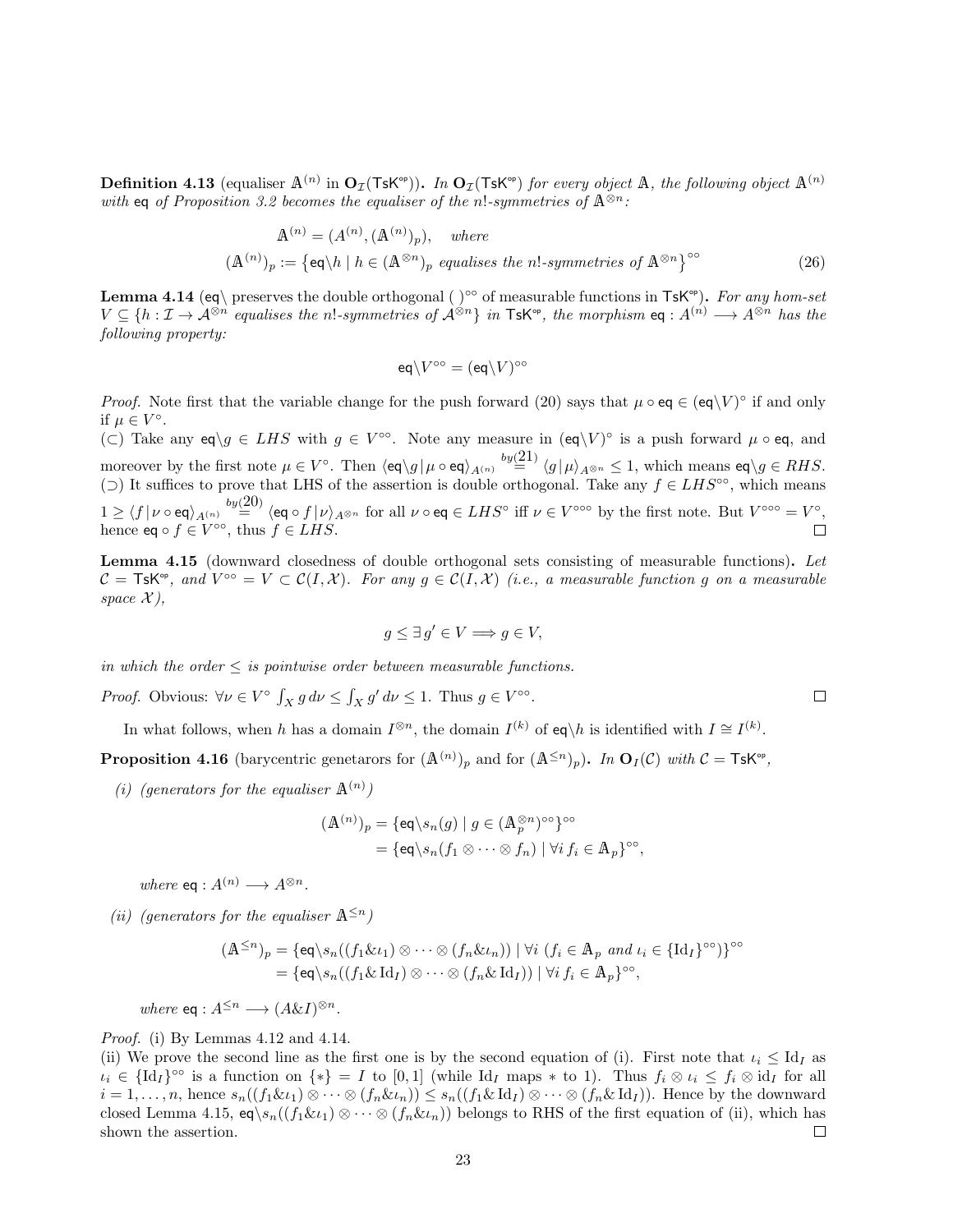**Definition 4.13** (equaliser $\mathbb{A}^{(n)}$ in $\mathbf{O}_{\mathcal{I}}(\mathsf{TsK}^{\mathsf{op}})$)**.** *In $\mathbf{O}_{\mathcal{I}}(\mathsf{TsK}^{\mathsf{op}})$ for every object $\mathbb{A}$, the following object $\mathbb{A}^{(n)}$ with* $\mathsf{eq}$ *of Proposition 3.2 becomes the equaliser of the $n!$-symmetries of $\mathbb{A}^{\otimes n}$:*

$$\mathbb{A}^{(n)} = (A^{(n)}, (\mathbb{A}^{(n)})_p), \quad \textit{where}$$

$$(\mathbb{A}^{(n)})_p := \left\{ \mathsf{eq}\backslash h \mid h \in (\mathbb{A}^{\otimes n})_p \textit{ equalises the } n!\textit{-symmetries of } \mathbb{A}^{\otimes n} \right\}^{\circ\circ} \tag{26}$$

**Lemma 4.14** ($\mathsf{eq}\backslash$ preserves the double orthogonal $(\ )^{\circ\circ}$ of measurable functions in $\mathsf{TsK}^{\mathsf{op}}$)**.** *For any hom-set $V \subseteq \{h : \mathcal{I} \to \mathcal{A}^{\otimes n}$ equalises the $n!$-symmetries of $\mathcal{A}^{\otimes n}\}$ in $\mathsf{TsK}^{\mathsf{op}}$, the morphism $\mathsf{eq} : A^{(n)} \longrightarrow A^{\otimes n}$ has the following property:*

$$\mathsf{eq}\backslash V^{\circ\circ} = (\mathsf{eq}\backslash V)^{\circ\circ}$$

*Proof.* Note first that the variable change for the push forward (20) says that $\mu \circ \mathsf{eq} \in (\mathsf{eq}\backslash V)^{\circ}$ if and only if $\mu \in V^{\circ}$.
($\subset$) Take any $\mathsf{eq}\backslash g \in LHS$ with $g \in V^{\circ\circ}$. Note any measure in $(\mathsf{eq}\backslash V)^{\circ}$ is a push forward $\mu \circ \mathsf{eq}$, and moreover by the first note $\mu \in V^{\circ}$. Then $\langle \mathsf{eq}\backslash g \,|\, \mu \circ \mathsf{eq}\rangle_{A^{(n)}} \overset{by (21)}{=} \langle g \,|\, \mu\rangle_{A^{\otimes n}} \leq 1$, which means $\mathsf{eq}\backslash g \in RHS$.
($\supset$) It suffices to prove that LHS of the assertion is double orthogonal. Take any $f \in LHS^{\circ\circ}$, which means $1 \geq \langle f \,|\, \nu \circ \mathsf{eq}\rangle_{A^{(n)}} \overset{by (20)}{=} \langle \mathsf{eq} \circ f \,|\, \nu\rangle_{A^{\otimes n}}$ for all $\nu \circ \mathsf{eq} \in LHS^{\circ}$ iff $\nu \in V^{\circ\circ\circ}$ by the first note. But $V^{\circ\circ\circ} = V^{\circ}$, hence $\mathsf{eq} \circ f \in V^{\circ\circ}$, thus $f \in LHS$. $\square$

**Lemma 4.15** (downward closedness of double orthogonal sets consisting of measurable functions)**.** *Let $\mathcal{C} = \mathsf{TsK}^{\mathsf{op}}$, and $V^{\circ\circ} = V \subset \mathcal{C}(I, \mathcal{X})$. For any $g \in \mathcal{C}(I, \mathcal{X})$ (i.e., a measurable function $g$ on a measurable space $\mathcal{X}$),*

$$g \leq \exists g' \in V \Longrightarrow g \in V,$$

*in which the order $\leq$ is pointwise order between measurable functions.*

*Proof.* Obvious: $\forall \nu \in V^{\circ}$ $\int_X g \, d\nu \leq \int_X g' \, d\nu \leq 1$. Thus $g \in V^{\circ\circ}$. $\square$

In what follows, when $h$ has a domain $I^{\otimes n}$, the domain $I^{(k)}$ of $\mathsf{eq}\backslash h$ is identified with $I \cong I^{(k)}$.

**Proposition 4.16** (barycentric genetarors for $(\mathbb{A}^{(n)})_p$ and for $(\mathbb{A}^{\leq n})_p$)**.** *In $\mathbf{O}_I(\mathcal{C})$ with $\mathcal{C} = \mathsf{TsK}^{\mathsf{op}}$,*

*(i) (generators for the equaliser $\mathbb{A}^{(n)}$)*

$$\begin{aligned}(\mathbb{A}^{(n)})_p &= \{\mathsf{eq}\backslash s_n(g) \mid g \in (\mathbb{A}_p^{\otimes n})^{\circ\circ}\}^{\circ\circ} \\ &= \{\mathsf{eq}\backslash s_n(f_1 \otimes \cdots \otimes f_n) \mid \forall i \, f_i \in \mathbb{A}_p\}^{\circ\circ},\end{aligned}$$

*where $\mathsf{eq} : A^{(n)} \longrightarrow A^{\otimes n}$.*

*(ii) (generators for the equaliser $\mathbb{A}^{\leq n}$)*

$$\begin{aligned}(\mathbb{A}^{\leq n})_p &= \{\mathsf{eq}\backslash s_n((f_1 \& \iota_1) \otimes \cdots \otimes (f_n \& \iota_n)) \mid \forall i \ (f_i \in \mathbb{A}_p \textit{ and } \iota_i \in \{\mathrm{Id}_I\}^{\circ\circ})\}^{\circ\circ} \\ &= \{\mathsf{eq}\backslash s_n((f_1 \& \mathrm{Id}_I) \otimes \cdots \otimes (f_n \& \mathrm{Id}_I)) \mid \forall i \, f_i \in \mathbb{A}_p\}^{\circ\circ},\end{aligned}$$

*where $\mathsf{eq} : A^{\leq n} \longrightarrow (A \& I)^{\otimes n}$.*

*Proof.* (i) By Lemmas 4.12 and 4.14.
(ii) We prove the second line as the first one is by the second equation of (i). First note that $\iota_i \leq \mathrm{Id}_I$ as $\iota_i \in \{\mathrm{Id}_I\}^{\circ\circ}$ is a function on $\{*\} = I$ to $[0, 1]$ (while $\mathrm{Id}_I$ maps $*$ to 1). Thus $f_i \otimes \iota_i \leq f_i \otimes \mathrm{id}_I$ for all $i = 1, \ldots, n$, hence $s_n((f_1 \& \iota_1) \otimes \cdots \otimes (f_n \& \iota_n)) \leq s_n((f_1 \& \mathrm{Id}_I) \otimes \cdots \otimes (f_n \& \mathrm{Id}_I))$. Hence by the downward closed Lemma 4.15, $\mathsf{eq}\backslash s_n((f_1 \& \iota_1) \otimes \cdots \otimes (f_n \& \iota_n))$ belongs to RHS of the first equation of (ii), which has shown the assertion. $\square$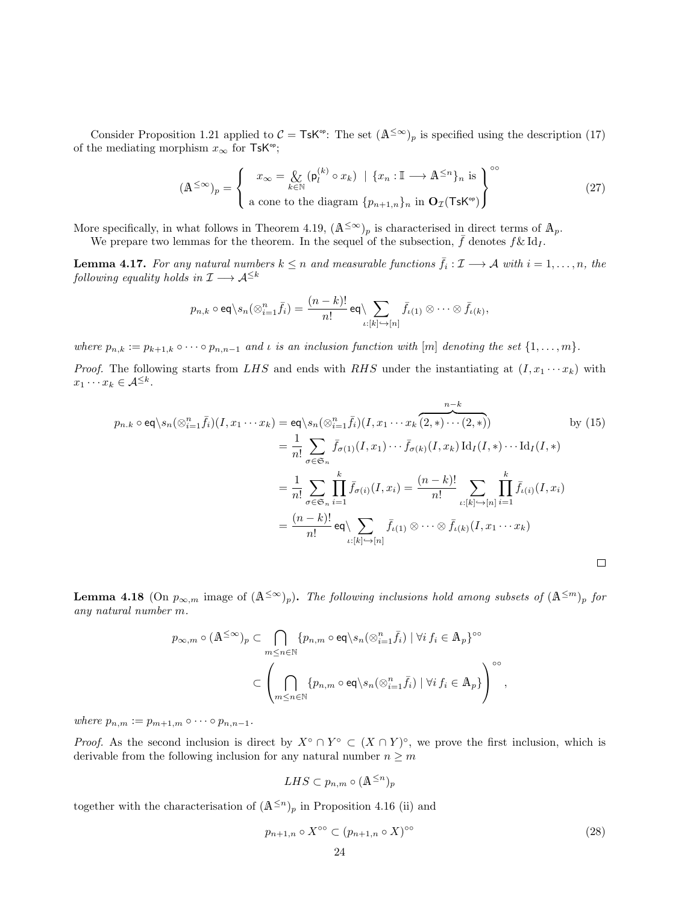Consider Proposition 1.21 applied to $\mathcal{C} = \mathsf{TsK}^{\mathsf{op}}$: The set $(\mathbb{A}^{\leq\infty})_p$ is specified using the description (17) of the mediating morphism $x_\infty$ for $\mathsf{TsK}^{\mathsf{op}}$;

$$(\mathbb{A}^{\leq\infty})_p = \left\{ \begin{array}{c} x_\infty = \underset{k\in\mathbb{N}}{\&} (\mathsf{p}_l^{(k)} \circ x_k) \ \mid \{x_n : \mathbb{I} \longrightarrow \mathbb{A}^{\leq n}\}_n \text{ is} \\ \text{a cone to the diagram } \{p_{n+1,n}\}_n \text{ in } \mathbf{O}_{\mathcal{I}}(\mathsf{TsK}^{\mathsf{op}}) \end{array} \right\}^{\circ\circ} \tag{27}$$

More specifically, in what follows in Theorem 4.19, $(\mathbb{A}^{\leq\infty})_p$ is characterised in direct terms of $\mathbb{A}_p$.

We prepare two lemmas for the theorem. In the sequel of the subsection, $\bar{f}$ denotes $f \& \mathrm{Id}_I$.

**Lemma 4.17.** *For any natural numbers $k \leq n$ and measurable functions $\bar{f}_i : \mathcal{I} \longrightarrow \mathcal{A}$ with $i = 1, \ldots, n$, the following equality holds in $\mathcal{I} \longrightarrow \mathcal{A}^{\leq k}$*

$$p_{n,k} \circ \mathsf{eq}\backslash s_n(\otimes_{i=1}^n \bar{f}_i) = \frac{(n-k)!}{n!} \mathsf{eq}\backslash \sum_{\iota:[k]\hookrightarrow[n]} \bar{f}_{\iota(1)} \otimes \cdots \otimes \bar{f}_{\iota(k)},$$

*where $p_{n,k} := p_{k+1,k} \circ \cdots \circ p_{n,n-1}$ and $\iota$ is an inclusion function with $[m]$ denoting the set $\{1, \ldots, m\}$.*

*Proof.* The following starts from $LHS$ and ends with $RHS$ under the instantiating at $(I, x_1 \cdots x_k)$ with $x_1 \cdots x_k \in \mathcal{A}^{\leq k}$.

$$\begin{aligned}
p_{n.k} \circ \mathsf{eq}\backslash s_n(\otimes_{i=1}^n \bar{f}_i)(I, x_1 \cdots x_k) &= \mathsf{eq}\backslash s_n(\otimes_{i=1}^n \bar{f}_i)(I, x_1 \cdots x_k \overbrace{(2,*) \cdots (2,*)}^{n-k}) \qquad \text{by (15)} \\
&= \frac{1}{n!} \sum_{\sigma \in \mathfrak{S}_n} \bar{f}_{\sigma(1)}(I, x_1) \cdots \bar{f}_{\sigma(k)}(I, x_k) \, \mathrm{Id}_I(I, *) \cdots \mathrm{Id}_I(I, *) \\
&= \frac{1}{n!} \sum_{\sigma \in \mathfrak{S}_n} \prod_{i=1}^k \bar{f}_{\sigma(i)}(I, x_i) = \frac{(n-k)!}{n!} \sum_{\iota:[k]\hookrightarrow[n]} \prod_{i=1}^k \bar{f}_{\iota(i)}(I, x_i) \\
&= \frac{(n-k)!}{n!} \mathsf{eq}\backslash \sum_{\iota:[k]\hookrightarrow[n]} \bar{f}_{\iota(1)} \otimes \cdots \otimes \bar{f}_{\iota(k)}(I, x_1 \cdots x_k)
\end{aligned}$$

$\square$

**Lemma 4.18** (On $p_{\infty,m}$ image of $(\mathbb{A}^{\leq\infty})_p$). *The following inclusions hold among subsets of $(\mathbb{A}^{\leq m})_p$ for any natural number $m$.*

$$\begin{aligned}
p_{\infty,m} \circ (\mathbb{A}^{\leq\infty})_p &\subset \bigcap_{m \leq n \in \mathbb{N}} \{p_{n,m} \circ \mathsf{eq}\backslash s_n(\otimes_{i=1}^n \bar{f}_i) \mid \forall i \, f_i \in \mathbb{A}_p\}^{\circ\circ} \\
&\subset \left( \bigcap_{m \leq n \in \mathbb{N}} \{p_{n,m} \circ \mathsf{eq}\backslash s_n(\otimes_{i=1}^n \bar{f}_i) \mid \forall i \, f_i \in \mathbb{A}_p\} \right)^{\circ\circ},
\end{aligned}$$

*where $p_{n,m} := p_{m+1,m} \circ \cdots \circ p_{n,n-1}$.*

*Proof.* As the second inclusion is direct by $X^\circ \cap Y^\circ \subset (X \cap Y)^\circ$, we prove the first inclusion, which is derivable from the following inclusion for any natural number $n \geq m$

$$LHS \subset p_{n,m} \circ (\mathbb{A}^{\leq n})_p$$

together with the characterisation of $(\mathbb{A}^{\leq n})_p$ in Proposition 4.16 (ii) and

$$p_{n+1,n} \circ X^{\circ\circ} \subset (p_{n+1,n} \circ X)^{\circ\circ} \tag{28}$$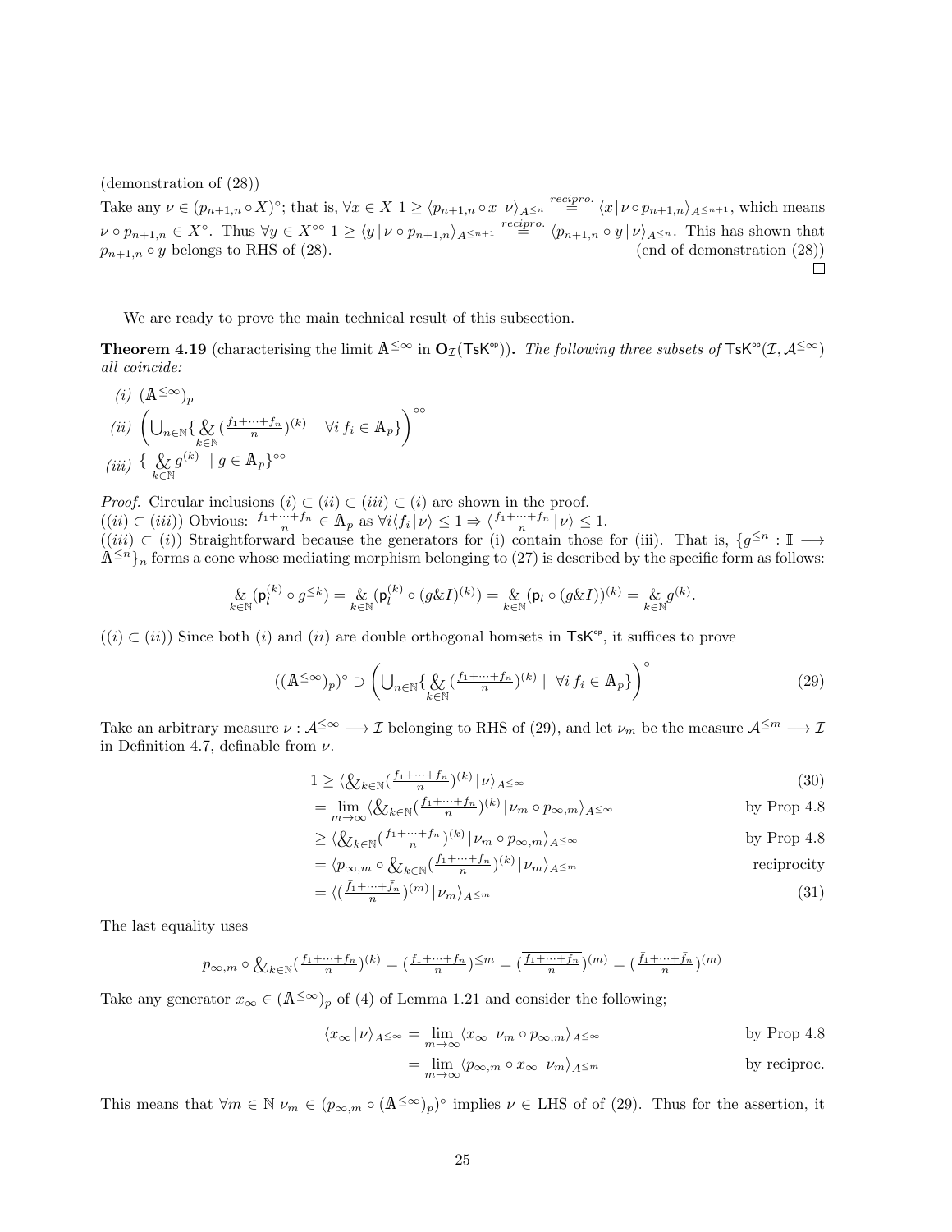(demonstration of (28))

Take any $\nu \in (p_{n+1,n} \circ X)^\circ$; that is, $\forall x \in X\ 1 \geq \langle p_{n+1,n} \circ x \,|\, \nu \rangle_{A^{\leq n}} \overset{recipro.}{=} \langle x \,|\, \nu \circ p_{n+1,n} \rangle_{A^{\leq n+1}}$, which means $\nu \circ p_{n+1,n} \in X^\circ$. Thus $\forall y \in X^{\circ\circ}\ 1 \geq \langle y \,|\, \nu \circ p_{n+1,n} \rangle_{A^{\leq n+1}} \overset{recipro.}{=} \langle p_{n+1,n} \circ y \,|\, \nu \rangle_{A^{\leq n}}$. This has shown that $p_{n+1,n} \circ y$ belongs to RHS of (28). (end of demonstration (28))

□

We are ready to prove the main technical result of this subsection.

**Theorem 4.19** (characterising the limit $\mathbb{A}^{\leq \infty}$ in $\mathbf{O}_\mathcal{I}(\mathsf{TsK}^{\mathsf{op}})$)**.** *The following three subsets of $\mathsf{TsK}^{\mathsf{op}}(\mathcal{I}, \mathcal{A}^{\leq\infty})$ all coincide:*

*(i)* $(\mathbb{A}^{\leq\infty})_p$

*(ii)* $\left( \bigcup_{n\in\mathbb{N}} \{ \underset{k\in\mathbb{N}}{\&} (\frac{f_1 + \cdots + f_n}{n})^{(k)} \mid \forall i\, f_i \in \mathbb{A}_p \} \right)^{\circ\circ}$

*(iii)* $\{ \underset{k\in\mathbb{N}}{\&} g^{(k)} \mid g \in \mathbb{A}_p \}^{\circ\circ}$

*Proof.* Circular inclusions $(i) \subset (ii) \subset (iii) \subset (i)$ are shown in the proof.

($(ii) \subset (iii)$) Obvious: $\frac{f_1+\cdots+f_n}{n} \in \mathbb{A}_p$ as $\forall i \langle f_i \,|\, \nu \rangle \leq 1 \Rightarrow \langle \frac{f_1+\cdots+f_n}{n} \,|\, \nu \rangle \leq 1$.

($(iii) \subset (i)$) Straightforward because the generators for (i) contain those for (iii). That is, $\{g^{\leq n} : \mathbb{I} \longrightarrow \mathbb{A}^{\leq n}\}_n$ forms a cone whose mediating morphism belonging to (27) is described by the specific form as follows:

$$\underset{k\in\mathbb{N}}{\&} (\mathsf{p}_l^{(k)} \circ g^{\leq k}) = \underset{k\in\mathbb{N}}{\&} (\mathsf{p}_l^{(k)} \circ (g \& I)^{(k)}) = \underset{k\in\mathbb{N}}{\&} (\mathsf{p}_l \circ (g\&I))^{(k)} = \underset{k\in\mathbb{N}}{\&} g^{(k)}.$$

($(i) \subset (ii)$) Since both $(i)$ and $(ii)$ are double orthogonal homsets in $\mathsf{TsK}^{\mathsf{op}}$, it suffices to prove

$$((\mathbb{A}^{\leq\infty})_p)^\circ \supset \left( \bigcup_{n\in\mathbb{N}} \{ \underset{k\in\mathbb{N}}{\&} (\tfrac{f_1 + \cdots + f_n}{n})^{(k)} \mid \forall i\, f_i \in \mathbb{A}_p \} \right)^{\circ} \tag{29}$$

Take an arbitrary measure $\nu : \mathcal{A}^{\leq\infty} \longrightarrow \mathcal{I}$ belonging to RHS of (29), and let $\nu_m$ be the measure $\mathcal{A}^{\leq m} \longrightarrow \mathcal{I}$ in Definition 4.7, definable from $\nu$.

$$
\begin{aligned}
1 &\geq \langle \&_{k\in\mathbb{N}} (\tfrac{f_1+\cdots+f_n}{n})^{(k)} \,|\, \nu \rangle_{A^{\leq\infty}} && (30)\\
&= \lim_{m\to\infty} \langle \&_{k\in\mathbb{N}} (\tfrac{f_1+\cdots+f_n}{n})^{(k)} \,|\, \nu_m \circ p_{\infty,m} \rangle_{A^{\leq\infty}} && \text{by Prop 4.8}\\
&\geq \langle \&_{k\in\mathbb{N}} (\tfrac{f_1+\cdots+f_n}{n})^{(k)} \,|\, \nu_m \circ p_{\infty,m} \rangle_{A^{\leq\infty}} && \text{by Prop 4.8}\\
&= \langle p_{\infty,m} \circ \&_{k\in\mathbb{N}} (\tfrac{f_1+\cdots+f_n}{n})^{(k)} \,|\, \nu_m \rangle_{A^{\leq m}} && \text{reciprocity}\\
&= \langle (\tfrac{\bar{f}_1+\cdots+\bar{f}_n}{n})^{(m)} \,|\, \nu_m \rangle_{A^{\leq m}} && (31)
\end{aligned}
$$

The last equality uses

$$p_{\infty,m} \circ \&_{k\in\mathbb{N}} (\tfrac{f_1+\cdots+f_n}{n})^{(k)} = (\tfrac{f_1+\cdots+f_n}{n})^{\leq m} = (\overline{\tfrac{f_1+\cdots+f_n}{n}})^{(m)} = (\tfrac{\bar{f}_1+\cdots+\bar{f}_n}{n})^{(m)}$$

Take any generator $x_\infty \in (\mathbb{A}^{\leq\infty})_p$ of (4) of Lemma 1.21 and consider the following;

$$
\begin{aligned}
\langle x_\infty \,|\, \nu \rangle_{A^{\leq\infty}} &= \lim_{m\to\infty} \langle x_\infty \,|\, \nu_m \circ p_{\infty,m} \rangle_{A^{\leq\infty}} && \text{by Prop 4.8}\\
&= \lim_{m\to\infty} \langle p_{\infty,m} \circ x_\infty \,|\, \nu_m \rangle_{A^{\leq m}} && \text{by reciproc.}
\end{aligned}
$$

This means that $\forall m \in \mathbb{N}\ \nu_m \in (p_{\infty,m} \circ (\mathbb{A}^{\leq\infty})_p)^\circ$ implies $\nu \in$ LHS of of (29). Thus for the assertion, it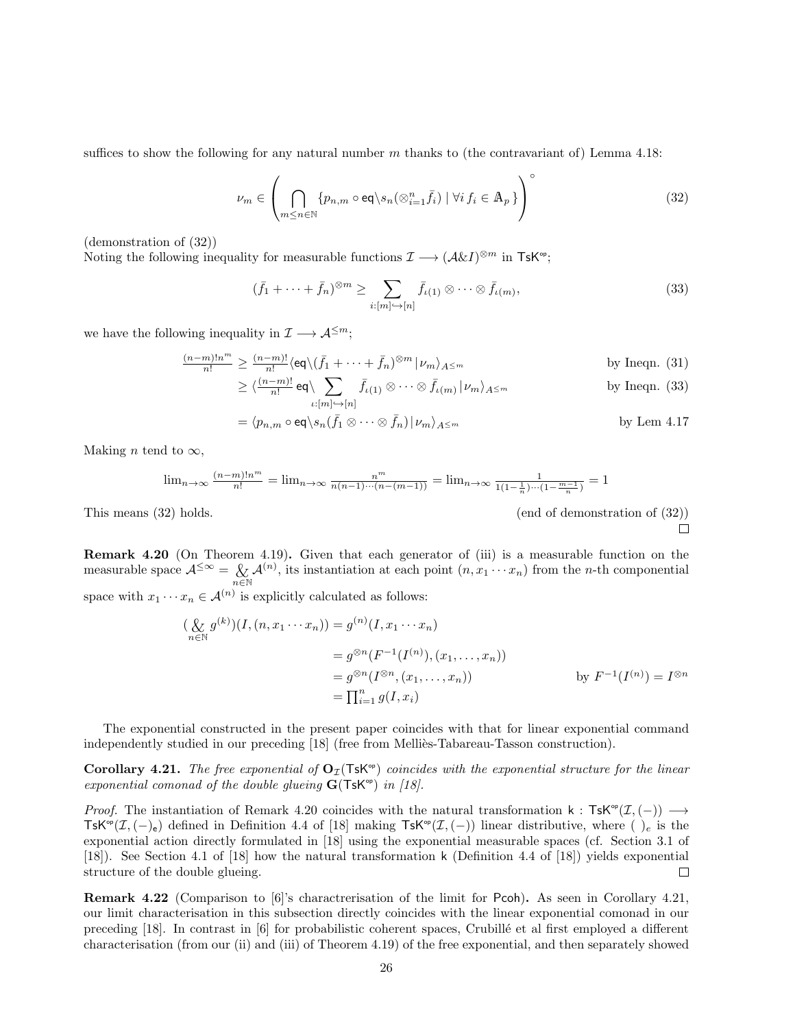suffices to show the following for any natural number $m$ thanks to (the contravariant of) Lemma 4.18:

$$\nu_m \in \left( \bigcap_{m \le n \in \mathbb{N}} \{ p_{n,m} \circ \mathsf{eq} \backslash s_n(\otimes_{i=1}^n \bar{f}_i) \mid \forall i \, f_i \in \mathbb{A}_p \} \right)^\circ \tag{32}$$

(demonstration of (32))
Noting the following inequality for measurable functions $\mathcal{I} \longrightarrow (\mathcal{A} \& I)^{\otimes m}$ in $\mathsf{TsK}^{\mathsf{op}}$;

$$(\bar{f}_1 + \cdots + \bar{f}_n)^{\otimes m} \ge \sum_{\iota : [m] \hookrightarrow [n]} \bar{f}_{\iota(1)} \otimes \cdots \otimes \bar{f}_{\iota(m)}, \tag{33}$$

we have the following inequality in $\mathcal{I} \longrightarrow \mathcal{A}^{\le m}$;

$$\begin{aligned}
\tfrac{(n-m)! n^m}{n!} &\ge \tfrac{(n-m)!}{n!} \langle \mathsf{eq} \backslash (\bar{f}_1 + \cdots + \bar{f}_n)^{\otimes m} \,|\, \nu_m \rangle_{A^{\le m}} && \text{by Ineqn. (31)} \\
&\ge \langle \tfrac{(n-m)!}{n!} \mathsf{eq} \backslash \sum_{\iota : [m] \hookrightarrow [n]} \bar{f}_{\iota(1)} \otimes \cdots \otimes \bar{f}_{\iota(m)} \,|\, \nu_m \rangle_{A^{\le m}} && \text{by Ineqn. (33)} \\
&= \langle p_{n,m} \circ \mathsf{eq} \backslash s_n(\bar{f}_1 \otimes \cdots \otimes \bar{f}_n) \,|\, \nu_m \rangle_{A^{\le m}} && \text{by Lem 4.17}
\end{aligned}$$

Making $n$ tend to $\infty$,

$$\lim_{n \to \infty} \tfrac{(n-m)! n^m}{n!} = \lim_{n \to \infty} \tfrac{n^m}{n(n-1) \cdots (n-(m-1))} = \lim_{n \to \infty} \tfrac{1}{1(1-\frac{1}{n}) \cdots (1-\frac{m-1}{n})} = 1$$

This means (32) holds. (end of demonstration of (32)) ☐

**Remark 4.20** (On Theorem 4.19)**.** Given that each generator of (iii) is a measurable function on the measurable space $\mathcal{A}^{\le \infty} = \underset{n \in \mathbb{N}}{\&} \mathcal{A}^{(n)}$, its instantiation at each point $(n, x_1 \cdots x_n)$ from the $n$-th componential space with $x_1 \cdots x_n \in \mathcal{A}^{(n)}$ is explicitly calculated as follows:

$$\begin{aligned}
(\underset{n \in \mathbb{N}}{\&} g^{(k)})(I, (n, x_1 \cdots x_n)) &= g^{(n)}(I, x_1 \cdots x_n) \\
&= g^{\otimes n}(F^{-1}(I^{(n)}), (x_1, \ldots, x_n)) \\
&= g^{\otimes n}(I^{\otimes n}, (x_1, \ldots, x_n)) && \text{by } F^{-1}(I^{(n)}) = I^{\otimes n} \\
&= \textstyle\prod_{i=1}^n g(I, x_i)
\end{aligned}$$

The exponential constructed in the present paper coincides with that for linear exponential command independently studied in our preceding [18] (free from Melliès-Tabareau-Tasson construction).

**Corollary 4.21.** *The free exponential of $\mathbf{O}_{\mathcal{I}}(\mathsf{TsK}^{\mathsf{op}})$ coincides with the exponential structure for the linear exponential comonad of the double glueing $\mathbf{G}(\mathsf{TsK}^{\mathsf{op}})$ in [18].*

*Proof.* The instantiation of Remark 4.20 coincides with the natural transformation $\mathsf{k} : \mathsf{TsK}^{\mathsf{op}}(\mathcal{I}, (-)) \longrightarrow \mathsf{TsK}^{\mathsf{op}}(\mathcal{I}, (-)_{\mathsf{e}})$ defined in Definition 4.4 of [18] making $\mathsf{TsK}^{\mathsf{op}}(\mathcal{I}, (-))$ linear distributive, where $(\ )_e$ is the exponential action directly formulated in [18] using the exponential measurable spaces (cf. Section 3.1 of [18]). See Section 4.1 of [18] how the natural transformation $\mathsf{k}$ (Definition 4.4 of [18]) yields exponential structure of the double glueing. ☐

**Remark 4.22** (Comparison to [6]'s charactrerisation of the limit for $\mathsf{Pcoh}$)**.** As seen in Corollary 4.21, our limit characterisation in this subsection directly coincides with the linear exponential comonad in our preceding [18]. In contrast in [6] for probabilistic coherent spaces, Crubillé et al first employed a different characterisation (from our (ii) and (iii) of Theorem 4.19) of the free exponential, and then separately showed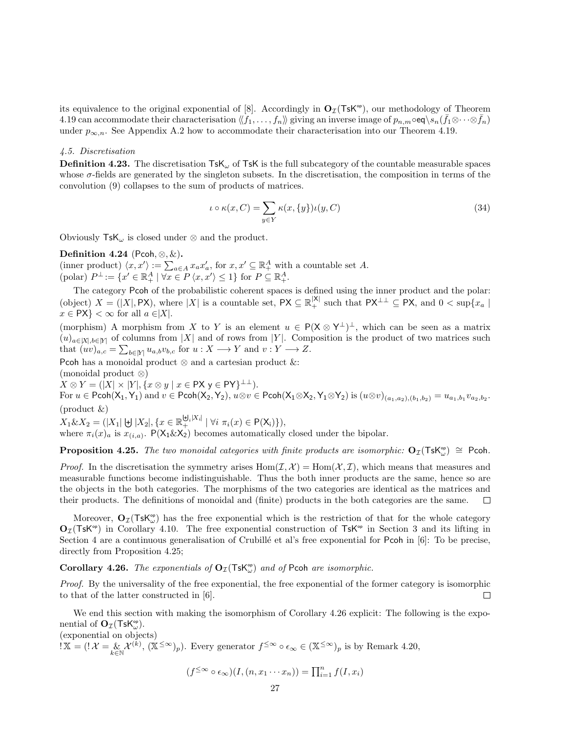its equivalence to the original exponential of [8]. Accordingly in $\mathbf{O}_{\mathcal{I}}(\mathsf{TsK}^{\mathsf{op}})$, our methodology of Theorem 4.19 can accommodate their characterisation $\langle\!\langle f_1, \ldots, f_n \rangle\!\rangle$ giving an inverse image of $p_{n,m} \circ \mathsf{eq} \backslash s_n(\bar{f}_1 \otimes \cdots \otimes \bar{f}_n)$ under $p_{\infty,n}$. See Appendix A.2 how to accommodate their characterisation into our Theorem 4.19.

### 4.5. Discretisation

**Definition 4.23.** The discretisation $\mathsf{TsK}_\omega$ of $\mathsf{TsK}$ is the full subcategory of the countable measurable spaces whose $\sigma$-fields are generated by the singleton subsets. In the discretisation, the composition in terms of the convolution (9) collapses to the sum of products of matrices.

$$\iota \circ \kappa(x, C) = \sum_{y \in Y} \kappa(x, \{y\}) \iota(y, C) \tag{34}$$

Obviously $\mathsf{TsK}_\omega$ is closed under $\otimes$ and the product.

**Definition 4.24** ($\mathsf{Pcoh}, \otimes, \&$).
(inner product) $\langle x, x' \rangle := \sum_{a \in A} x_a x'_a$, for $x, x' \subseteq \mathbb{R}_+^A$ with a countable set $A$.
(polar) $P^\perp := \{x' \in \mathbb{R}_+^A \mid \forall x \in P \, \langle x, x' \rangle \leq 1\}$ for $P \subseteq \mathbb{R}_+^A$.

The category $\mathsf{Pcoh}$ of the probabilistic coherent spaces is defined using the inner product and the polar:
(object) $X = (|X|, \mathsf{PX})$, where $|X|$ is a countable set, $\mathsf{PX} \subseteq \mathbb{R}_+^{|\mathsf{X}|}$ such that $\mathsf{PX}^{\perp\perp} \subseteq \mathsf{PX}$, and $0 < \sup\{x_a \mid x \in \mathsf{PX}\} < \infty$ for all $a \in |X|$.
(morphism) A morphism from $X$ to $Y$ is an element $u \in \mathsf{P}(\mathsf{X} \otimes \mathsf{Y}^\perp)^\perp$, which can be seen as a matrix $(u)_{a \in |X|, b \in |Y|}$ of columns from $|X|$ and of rows from $|Y|$. Composition is the product of two matrices such that $(uv)_{a,c} = \sum_{b \in |Y|} u_{a,b} v_{b,c}$ for $u : X \longrightarrow Y$ and $v : Y \longrightarrow Z$.
$\mathsf{Pcoh}$ has a monoidal product $\otimes$ and a cartesian product $\&$:
(monoidal product $\otimes$)
$X \otimes Y = (|X| \times |Y|, \{x \otimes y \mid x \in \mathsf{PX} \; \mathsf{y} \in \mathsf{PY}\}^{\perp\perp})$.
For $u \in \mathsf{Pcoh}(\mathsf{X}_1, \mathsf{Y}_1)$ and $v \in \mathsf{Pcoh}(\mathsf{X}_2, \mathsf{Y}_2)$, $u \otimes v \in \mathsf{Pcoh}(\mathsf{X}_1 \otimes \mathsf{X}_2, \mathsf{Y}_1 \otimes \mathsf{Y}_2)$ is $(u \otimes v)_{(a_1,a_2),(b_1,b_2)} = u_{a_1,b_1} v_{a_2,b_2}$.
(product $\&$)
$X_1 \& X_2 = (|X_1| \uplus |X_2|, \{x \in \mathbb{R}_+^{\uplus_i |X_i|} \mid \forall i \; \pi_i(x) \in \mathsf{P}(\mathsf{X}_i)\})$,
where $\pi_i(x)_a$ is $x_{(i,a)}$. $\mathsf{P}(\mathsf{X}_1 \& \mathsf{X}_2)$ becomes automatically closed under the bipolar.

**Proposition 4.25.** *The two monoidal categories with finite products are isomorphic:* $\mathbf{O}_{\mathcal{I}}(\mathsf{TsK}_\omega^{\mathsf{op}}) \cong \mathsf{Pcoh}$.

*Proof.* In the discretisation the symmetry arises $\mathrm{Hom}(\mathcal{I}, \mathcal{X}) = \mathrm{Hom}(\mathcal{X}, \mathcal{I})$, which means that measures and measurable functions become indistinguishable. Thus the both inner products are the same, hence so are the objects in the both categories. The morphisms of the two categories are identical as the matrices and their products. The definitions of monoidal and (finite) products in the both categories are the same. $\square$

Moreover, $\mathbf{O}_{\mathcal{I}}(\mathsf{TsK}_\omega^{\mathsf{op}})$ has the free exponential which is the restriction of that for the whole category $\mathbf{O}_{\mathcal{I}}(\mathsf{TsK}^{\mathsf{op}})$ in Corollary 4.10. The free exponential construction of $\mathsf{TsK}^{\mathsf{op}}$ in Section 3 and its lifting in Section 4 are a continuous generalisation of Crubillé et al's free exponential for $\mathsf{Pcoh}$ in [6]: To be precise, directly from Proposition 4.25;

**Corollary 4.26.** *The exponentials of* $\mathbf{O}_{\mathcal{I}}(\mathsf{TsK}_\omega^{\mathsf{op}})$ *and of* $\mathsf{Pcoh}$ *are isomorphic.*

*Proof.* By the universality of the free exponential, the free exponential of the former category is isomorphic to that of the latter constructed in [6]. $\square$

We end this section with making the isomorphism of Corollary 4.26 explicit: The following is the exponential of $\mathbf{O}_{\mathcal{I}}(\mathsf{TsK}_\omega^{\mathsf{op}})$.
(exponential on objects)
$!\,\mathbb{X} = (!\,\mathcal{X} = \underset{k \in \mathbb{N}}{\&} \mathcal{X}^{(k)}, (\mathbb{X}^{\leq \infty})_p)$. Every generator $f^{\leq \infty} \circ \epsilon_\infty \in (\mathbb{X}^{\leq \infty})_p$ is by Remark 4.20,

$$(f^{\leq \infty} \circ \epsilon_\infty)(I, (n, x_1 \cdots x_n)) = \textstyle\prod_{i=1}^n f(I, x_i)$$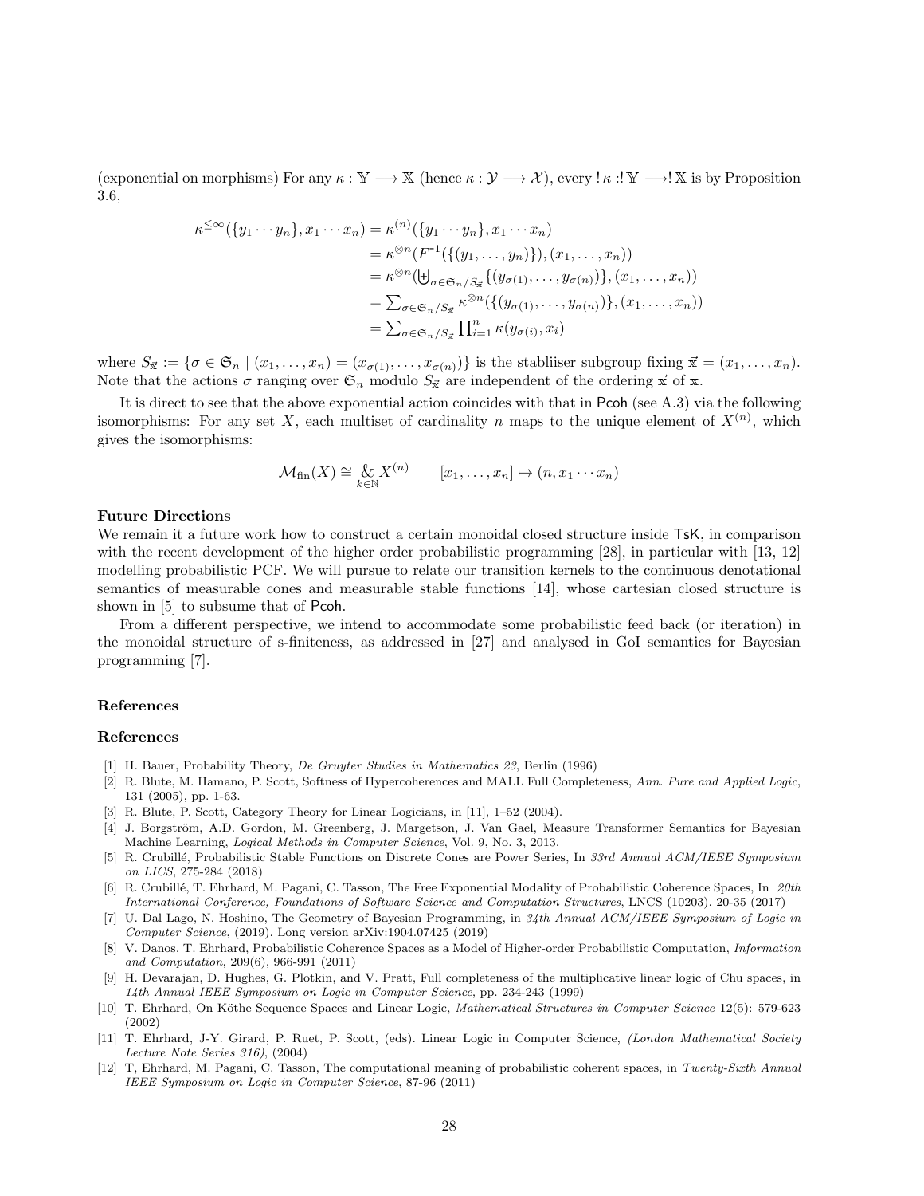(exponential on morphisms) For any $\kappa : \mathbb{Y} \longrightarrow \mathbb{X}$ (hence $\kappa : \mathcal{Y} \longrightarrow \mathcal{X}$), every $!\,\kappa :! \mathbb{Y} \longrightarrow ! \mathbb{X}$ is by Proposition 3.6,

$$
\begin{aligned}
\kappa^{\leq\infty}(\{y_1 \cdots y_n\}, x_1 \cdots x_n) &= \kappa^{(n)}(\{y_1 \cdots y_n\}, x_1 \cdots x_n) \\
&= \kappa^{\otimes n}(F^{-1}(\{(y_1, \ldots, y_n)\}), (x_1, \ldots, x_n)) \\
&= \kappa^{\otimes n}(\biguplus_{\sigma \in \mathfrak{S}_n / S_{\vec{\mathtt{x}}}} \{(y_{\sigma(1)}, \ldots, y_{\sigma(n)})\}, (x_1, \ldots, x_n)) \\
&= \textstyle\sum_{\sigma \in \mathfrak{S}_n / S_{\vec{\mathtt{x}}}} \kappa^{\otimes n}(\{(y_{\sigma(1)}, \ldots, y_{\sigma(n)})\}, (x_1, \ldots, x_n)) \\
&= \textstyle\sum_{\sigma \in \mathfrak{S}_n / S_{\vec{\mathtt{x}}}} \prod_{i=1}^{n} \kappa(y_{\sigma(i)}, x_i)
\end{aligned}
$$

where $S_{\vec{\mathtt{x}}} := \{\sigma \in \mathfrak{S}_n \mid (x_1, \ldots, x_n) = (x_{\sigma(1)}, \ldots, x_{\sigma(n)})\}$ is the stabliiser subgroup fixing $\vec{\mathtt{x}} = (x_1, \ldots, x_n)$. Note that the actions $\sigma$ ranging over $\mathfrak{S}_n$ modulo $S_{\vec{\mathtt{x}}}$ are independent of the ordering $\vec{\mathtt{x}}$ of $\mathtt{x}$.

It is direct to see that the above exponential action coincides with that in Pcoh (see A.3) via the following isomorphisms: For any set $X$, each multiset of cardinality $n$ maps to the unique element of $X^{(n)}$, which gives the isomorphisms:

$$
\mathcal{M}_{\mathrm{fin}}(X) \cong \operatorname*{\&}_{k \in \mathbb{N}} X^{(n)} \qquad [x_1, \ldots, x_n] \mapsto (n, x_1 \cdots x_n)
$$

**Future Directions**

We remain it a future work how to construct a certain monoidal closed structure inside TsK, in comparison with the recent development of the higher order probabilistic programming [28], in particular with [13, 12] modelling probabilistic PCF. We will pursue to relate our transition kernels to the continuous denotational semantics of measurable cones and measurable stable functions [14], whose cartesian closed structure is shown in [5] to subsume that of Pcoh.

From a different perspective, we intend to accommodate some probabilistic feed back (or iteration) in the monoidal structure of s-finiteness, as addressed in [27] and analysed in GoI semantics for Bayesian programming [7].

## References

## References

[1] H. Bauer, Probability Theory, *De Gruyter Studies in Mathematics 23*, Berlin (1996)

[2] R. Blute, M. Hamano, P. Scott, Softness of Hypercoherences and MALL Full Completeness, *Ann. Pure and Applied Logic*, 131 (2005), pp. 1-63.

[3] R. Blute, P. Scott, Category Theory for Linear Logicians, in [11], 1–52 (2004).

[4] J. Borgström, A.D. Gordon, M. Greenberg, J. Margetson, J. Van Gael, Measure Transformer Semantics for Bayesian Machine Learning, *Logical Methods in Computer Science*, Vol. 9, No. 3, 2013.

[5] R. Crubillé, Probabilistic Stable Functions on Discrete Cones are Power Series, In *33rd Annual ACM/IEEE Symposium on LICS*, 275-284 (2018)

[6] R. Crubillé, T. Ehrhard, M. Pagani, C. Tasson, The Free Exponential Modality of Probabilistic Coherence Spaces, In *20th International Conference, Foundations of Software Science and Computation Structures*, LNCS (10203). 20-35 (2017)

[7] U. Dal Lago, N. Hoshino, The Geometry of Bayesian Programming, in *34th Annual ACM/IEEE Symposium of Logic in Computer Science*, (2019). Long version arXiv:1904.07425 (2019)

[8] V. Danos, T. Ehrhard, Probabilistic Coherence Spaces as a Model of Higher-order Probabilistic Computation, *Information and Computation*, 209(6), 966-991 (2011)

[9] H. Devarajan, D. Hughes, G. Plotkin, and V. Pratt, Full completeness of the multiplicative linear logic of Chu spaces, in *14th Annual IEEE Symposium on Logic in Computer Science*, pp. 234-243 (1999)

[10] T. Ehrhard, On Köthe Sequence Spaces and Linear Logic, *Mathematical Structures in Computer Science* 12(5): 579-623 (2002)

[11] T. Ehrhard, J-Y. Girard, P. Ruet, P. Scott, (eds). Linear Logic in Computer Science, *(London Mathematical Society Lecture Note Series 316)*, (2004)

[12] T, Ehrhard, M. Pagani, C. Tasson, The computational meaning of probabilistic coherent spaces, in *Twenty-Sixth Annual IEEE Symposium on Logic in Computer Science*, 87-96 (2011)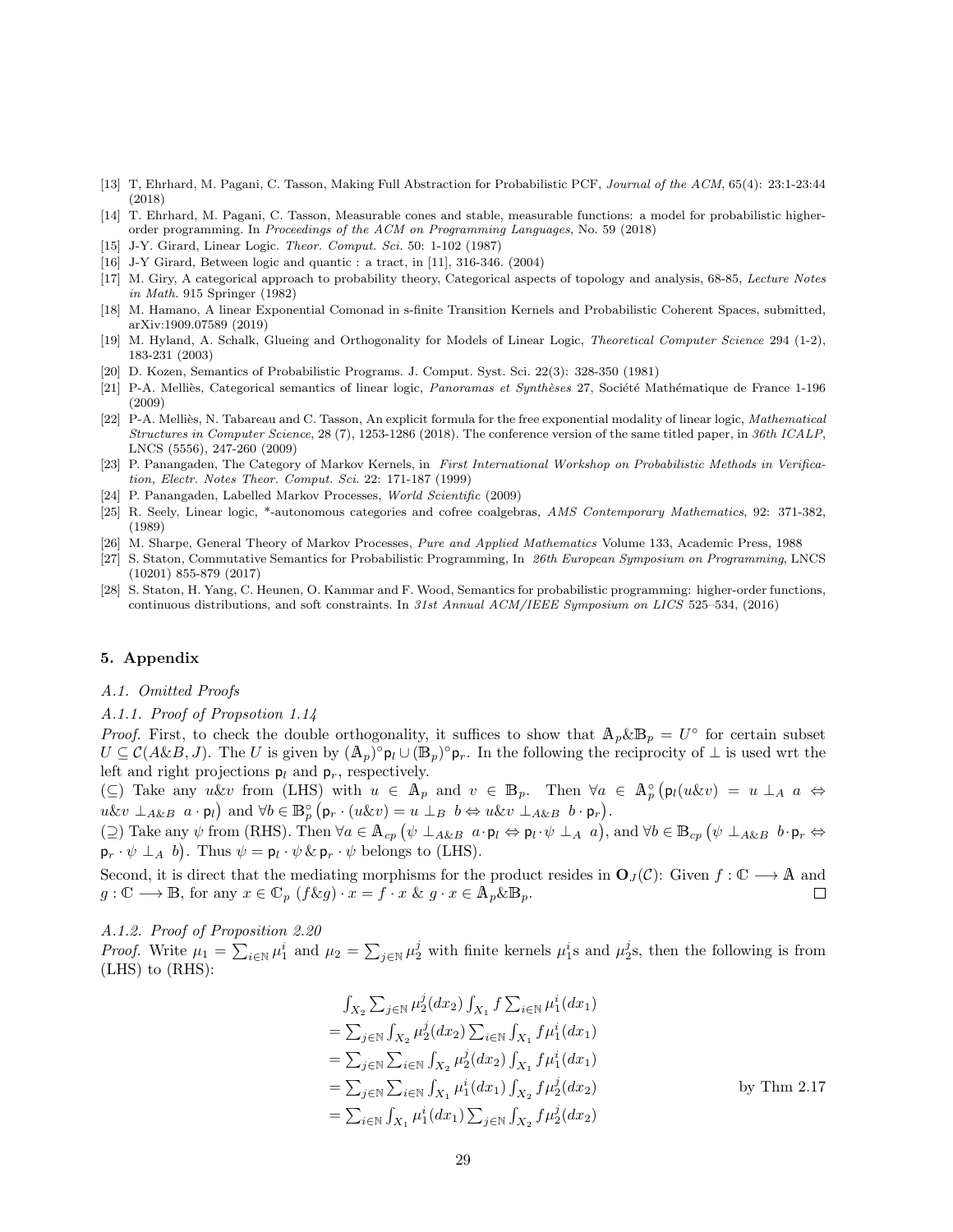[13] T, Ehrhard, M. Pagani, C. Tasson, Making Full Abstraction for Probabilistic PCF, *Journal of the ACM*, 65(4): 23:1-23:44 (2018)

[14] T. Ehrhard, M. Pagani, C. Tasson, Measurable cones and stable, measurable functions: a model for probabilistic higher-order programming. In *Proceedings of the ACM on Programming Languages*, No. 59 (2018)

[15] J-Y. Girard, Linear Logic. *Theor. Comput. Sci.* 50: 1-102 (1987)

[16] J-Y Girard, Between logic and quantic : a tract, in [11], 316-346. (2004)

[17] M. Giry, A categorical approach to probability theory, Categorical aspects of topology and analysis, 68-85, *Lecture Notes in Math.* 915 Springer (1982)

[18] M. Hamano, A linear Exponential Comonad in s-finite Transition Kernels and Probabilistic Coherent Spaces, submitted, arXiv:1909.07589 (2019)

[19] M. Hyland, A. Schalk, Glueing and Orthogonality for Models of Linear Logic, *Theoretical Computer Science* 294 (1-2), 183-231 (2003)

[20] D. Kozen, Semantics of Probabilistic Programs. J. Comput. Syst. Sci. 22(3): 328-350 (1981)

[21] P-A. Melliès, Categorical semantics of linear logic, *Panoramas et Synthèses* 27, Société Mathématique de France 1-196 (2009)

[22] P-A. Melliès, N. Tabareau and C. Tasson, An explicit formula for the free exponential modality of linear logic, *Mathematical Structures in Computer Science*, 28 (7), 1253-1286 (2018). The conference version of the same titled paper, in *36th ICALP*, LNCS (5556), 247-260 (2009)

[23] P. Panangaden, The Category of Markov Kernels, in *First International Workshop on Probabilistic Methods in Verification, Electr. Notes Theor. Comput. Sci.* 22: 171-187 (1999)

[24] P. Panangaden, Labelled Markov Processes, *World Scientific* (2009)

[25] R. Seely, Linear logic, *-autonomous categories and cofree coalgebras, *AMS Contemporary Mathematics*, 92: 371-382, (1989)

[26] M. Sharpe, General Theory of Markov Processes, *Pure and Applied Mathematics* Volume 133, Academic Press, 1988

[27] S. Staton, Commutative Semantics for Probabilistic Programming, In *26th European Symposium on Programming*, LNCS (10201) 855-879 (2017)

[28] S. Staton, H. Yang, C. Heunen, O. Kammar and F. Wood, Semantics for probabilistic programming: higher-order functions, continuous distributions, and soft constraints. In *31st Annual ACM/IEEE Symposium on LICS* 525–534, (2016)

## 5. Appendix

*A.1. Omitted Proofs*

*A.1.1. Proof of Propsotion 1.14*

*Proof.* First, to check the double orthogonality, it suffices to show that $\mathbb{A}_p \& \mathbb{B}_p = U^\circ$ for certain subset $U \subseteq \mathcal{C}(A\&B, J)$. The $U$ is given by $(\mathbb{A}_p)^\circ \mathsf{p}_l \cup (\mathbb{B}_p)^\circ \mathsf{p}_r$. In the following the reciprocity of $\perp$ is used wrt the left and right projections $\mathsf{p}_l$ and $\mathsf{p}_r$, respectively.

($\subseteq$) Take any $u\&v$ from (LHS) with $u \in \mathbb{A}_p$ and $v \in \mathbb{B}_p$. Then $\forall a \in \mathbb{A}_p^\circ \big(\mathsf{p}_l(u\&v) = u \perp_A a \Leftrightarrow u\&v \perp_{A\&B} a \cdot \mathsf{p}_l\big)$ and $\forall b \in \mathbb{B}_p^\circ \big(\mathsf{p}_r \cdot (u\&v) = u \perp_B b \Leftrightarrow u\&v \perp_{A\&B} b \cdot \mathsf{p}_r\big)$.

($\supseteq$) Take any $\psi$ from (RHS). Then $\forall a \in \mathbb{A}_{cp} \big(\psi \perp_{A\&B} a \cdot \mathsf{p}_l \Leftrightarrow \mathsf{p}_l \cdot \psi \perp_A a\big)$, and $\forall b \in \mathbb{B}_{cp} \big(\psi \perp_{A\&B} b \cdot \mathsf{p}_r \Leftrightarrow \mathsf{p}_r \cdot \psi \perp_A b\big)$. Thus $\psi = \mathsf{p}_l \cdot \psi \,\&\, \mathsf{p}_r \cdot \psi$ belongs to (LHS).

Second, it is direct that the mediating morphisms for the product resides in $\mathbf{O}_J(\mathcal{C})$: Given $f : \mathbb{C} \longrightarrow \mathbb{A}$ and $g : \mathbb{C} \longrightarrow \mathbb{B}$, for any $x \in \mathbb{C}_p$ $(f\&g) \cdot x = f \cdot x \,\&\, g \cdot x \in \mathbb{A}_p \& \mathbb{B}_p$. $\square$

*A.1.2. Proof of Proposition 2.20*

*Proof.* Write $\mu_1 = \sum_{i\in\mathbb{N}} \mu_1^i$ and $\mu_2 = \sum_{j\in\mathbb{N}} \mu_2^j$ with finite kernels $\mu_1^i$s and $\mu_2^j$s, then the following is from (LHS) to (RHS):

$$
\begin{aligned}
&\int_{X_2} \sum_{j\in\mathbb{N}} \mu_2^j(dx_2) \int_{X_1} f \sum_{i\in\mathbb{N}} \mu_1^i(dx_1) \\
&= \sum_{j\in\mathbb{N}} \int_{X_2} \mu_2^j(dx_2) \sum_{i\in\mathbb{N}} \int_{X_1} f \mu_1^i(dx_1) \\
&= \sum_{j\in\mathbb{N}} \sum_{i\in\mathbb{N}} \int_{X_2} \mu_2^j(dx_2) \int_{X_1} f \mu_1^i(dx_1) \\
&= \sum_{j\in\mathbb{N}} \sum_{i\in\mathbb{N}} \int_{X_1} \mu_1^i(dx_1) \int_{X_2} f \mu_2^j(dx_2) && \text{by Thm 2.17} \\
&= \sum_{i\in\mathbb{N}} \int_{X_1} \mu_1^i(dx_1) \sum_{j\in\mathbb{N}} \int_{X_2} f \mu_2^j(dx_2)
\end{aligned}
$$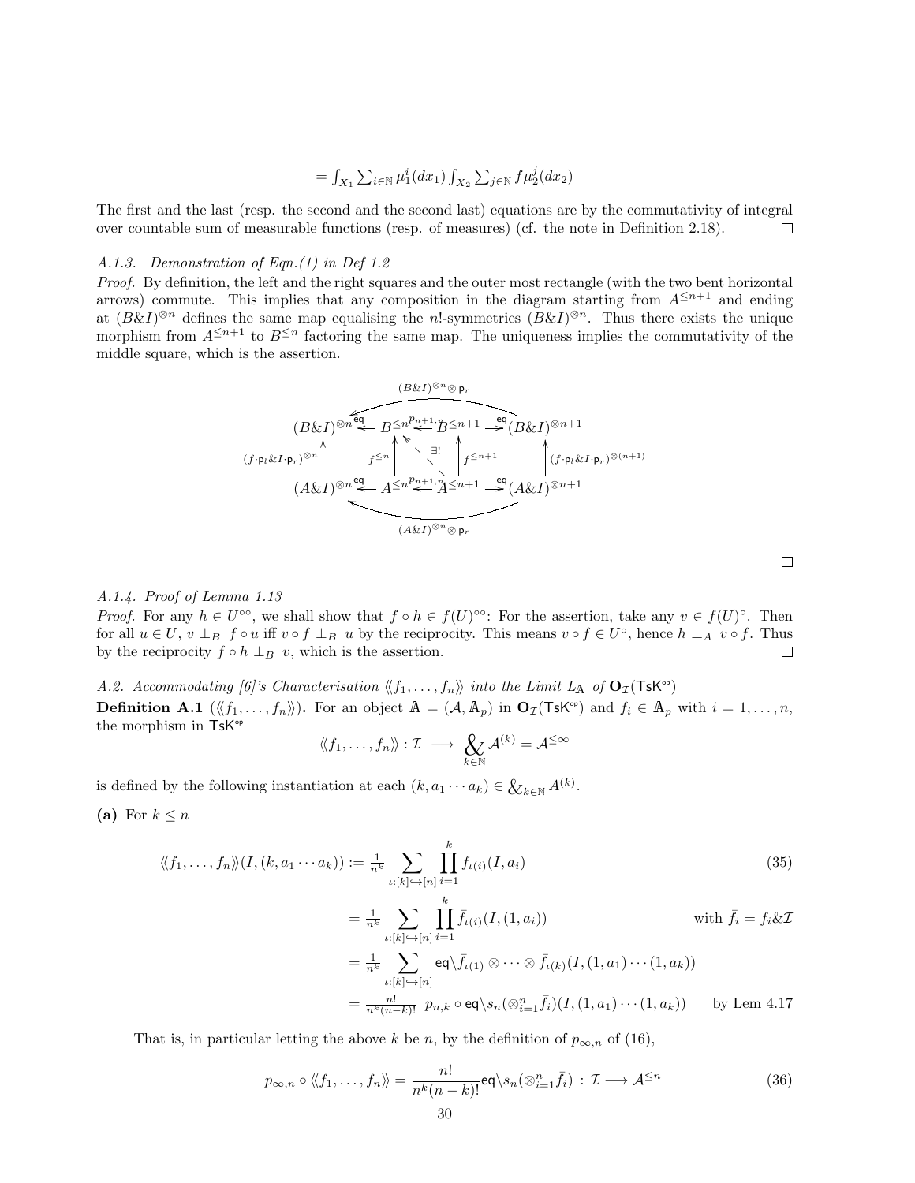$$= \int_{X_1} \sum_{i\in\mathbb{N}} \mu_1^i(dx_1) \int_{X_2} \sum_{j\in\mathbb{N}} f \mu_2^j(dx_2)$$

The first and the last (resp. the second and the second last) equations are by the commutativity of integral over countable sum of measurable functions (resp. of measures) (cf. the note in Definition 2.18). □

### A.1.3. Demonstration of Eqn.(1) in Def 1.2

*Proof.* By definition, the left and the right squares and the outer most rectangle (with the two bent horizontal arrows) commute. This implies that any composition in the diagram starting from $A^{\leq n+1}$ and ending at $(B\&I)^{\otimes n}$ defines the same map equalising the $n!$-symmetries $(B\&I)^{\otimes n}$. Thus there exists the unique morphism from $A^{\leq n+1}$ to $B^{\leq n}$ factoring the same map. The uniqueness implies the commutativity of the middle square, which is the assertion.

$$\begin{array}{ccccccc}
 & & & (B\&I)^{\otimes n}\otimes \mathsf{p}_r & & & \\
(B\&I)^{\otimes n} & \xleftarrow{\mathsf{eq}} & B^{\leq n} & \xleftarrow{p_{n+1,n}} & B^{\leq n+1} & \xrightarrow{\mathsf{eq}} & (B\&I)^{\otimes n+1} \\
\uparrow{\scriptstyle (f\cdot \mathsf{p}_l \& I\cdot \mathsf{p}_r)^{\otimes n}} & & \uparrow{\scriptstyle f^{\leq n}} & \nwarrow{\scriptstyle \exists!} & \uparrow{\scriptstyle f^{\leq n+1}} & & \uparrow{\scriptstyle (f\cdot \mathsf{p}_l \& I\cdot \mathsf{p}_r)^{\otimes (n+1)}} \\
(A\&I)^{\otimes n} & \xleftarrow{\mathsf{eq}} & A^{\leq n} & \xleftarrow{p_{n+1,n}} & A^{\leq n+1} & \xrightarrow{\mathsf{eq}} & (A\&I)^{\otimes n+1} \\
 & & & (A\&I)^{\otimes n}\otimes \mathsf{p}_r & & &
\end{array}$$

□

### A.1.4. Proof of Lemma 1.13

*Proof.* For any $h \in U^{\circ\circ}$, we shall show that $f \circ h \in f(U)^{\circ\circ}$: For the assertion, take any $v \in f(U)^{\circ}$. Then for all $u \in U$, $v \perp_B f \circ u$ iff $v \circ f \perp_B u$ by the reciprocity. This means $v \circ f \in U^{\circ}$, hence $h \perp_A v \circ f$. Thus by the reciprocity $f \circ h \perp_B v$, which is the assertion. □

### A.2. Accommodating [6]'s Characterisation $\langle\langle f_1, \ldots, f_n \rangle\rangle$ into the Limit $L_{\mathbb{A}}$ of $\mathbf{O}_{\mathcal{I}}(\mathsf{TsK}^{\mathsf{op}})$

**Definition A.1** ($\langle\langle f_1, \ldots, f_n \rangle\rangle$)**.** For an object $\mathbb{A} = (\mathcal{A}, \mathbb{A}_p)$ in $\mathbf{O}_{\mathcal{I}}(\mathsf{TsK}^{\mathsf{op}})$ and $f_i \in \mathbb{A}_p$ with $i = 1, \ldots, n$, the morphism in $\mathsf{TsK}^{\mathsf{op}}$

$$\langle\langle f_1, \ldots, f_n \rangle\rangle : \mathcal{I} \longrightarrow \mathop{\&}_{k\in\mathbb{N}} \mathcal{A}^{(k)} = \mathcal{A}^{\leq\infty}$$

is defined by the following instantiation at each $(k, a_1 \cdots a_k) \in \&_{k\in\mathbb{N}} A^{(k)}$.

**(a)** For $k \leq n$

$$\begin{aligned}
\langle\langle f_1, \ldots, f_n \rangle\rangle(I, (k, a_1 \cdots a_k)) &:= \tfrac{1}{n^k} \sum_{\iota:[k]\hookrightarrow[n]} \prod_{i=1}^{k} f_{\iota(i)}(I, a_i) && (35)\\
&= \tfrac{1}{n^k} \sum_{\iota:[k]\hookrightarrow[n]} \prod_{i=1}^{k} \bar{f}_{\iota(i)}(I, (1, a_i)) && \text{with } \bar{f}_i = f_i \& \mathcal{I}\\
&= \tfrac{1}{n^k} \sum_{\iota:[k]\hookrightarrow[n]} \mathsf{eq}\backslash \bar{f}_{\iota(1)} \otimes \cdots \otimes \bar{f}_{\iota(k)}(I, (1, a_1) \cdots (1, a_k))\\
&= \tfrac{n!}{n^k(n-k)!}\ p_{n,k} \circ \mathsf{eq}\backslash s_n(\otimes_{i=1}^{n} \bar{f}_i)(I, (1, a_1) \cdots (1, a_k)) && \text{by Lem 4.17}
\end{aligned}$$

That is, in particular letting the above $k$ be $n$, by the definition of $p_{\infty,n}$ of (16),

$$p_{\infty,n} \circ \langle\langle f_1, \ldots, f_n \rangle\rangle = \frac{n!}{n^k(n-k)!} \mathsf{eq}\backslash s_n(\otimes_{i=1}^{n} \bar{f}_i) : \mathcal{I} \longrightarrow \mathcal{A}^{\leq n} \tag{36}$$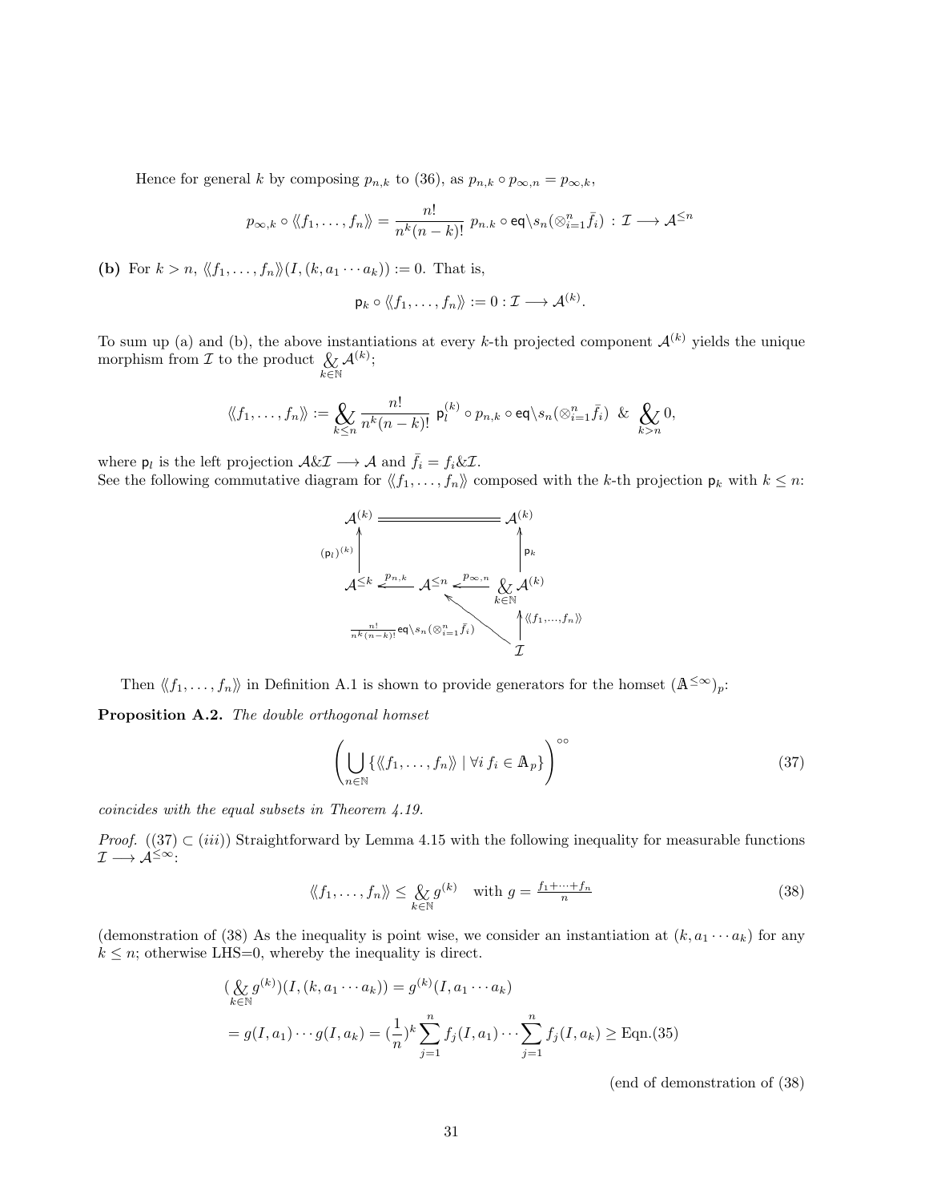Hence for general $k$ by composing $p_{n,k}$ to (36), as $p_{n,k} \circ p_{\infty,n} = p_{\infty,k}$,

$$p_{\infty,k} \circ \langle\!\langle f_1, \ldots, f_n \rangle\!\rangle = \frac{n!}{n^k (n-k)!} \; p_{n.k} \circ \mathsf{eq} \backslash s_n (\otimes_{i=1}^n \bar{f}_i) \; : \mathcal{I} \longrightarrow \mathcal{A}^{\leq n}$$

**(b)** For $k > n$, $\langle\!\langle f_1, \ldots, f_n \rangle\!\rangle (I, (k, a_1 \cdots a_k)) := 0$. That is,

$$\mathsf{p}_k \circ \langle\!\langle f_1, \ldots, f_n \rangle\!\rangle := 0 : \mathcal{I} \longrightarrow \mathcal{A}^{(k)}.$$

To sum up (a) and (b), the above instantiations at every $k$-th projected component $\mathcal{A}^{(k)}$ yields the unique morphism from $\mathcal{I}$ to the product $\underset{k \in \mathbb{N}}{\&} \mathcal{A}^{(k)}$;

$$\langle\!\langle f_1, \ldots, f_n \rangle\!\rangle := \underset{k \leq n}{\&} \frac{n!}{n^k (n-k)!} \; \mathsf{p}_l^{(k)} \circ p_{n,k} \circ \mathsf{eq} \backslash s_n (\otimes_{i=1}^n \bar{f}_i) \;\; \& \;\; \underset{k > n}{\&} 0,$$

where $\mathsf{p}_l$ is the left projection $\mathcal{A} \& \mathcal{I} \longrightarrow \mathcal{A}$ and $\bar{f}_i = f_i \& \mathcal{I}$.
See the following commutative diagram for $\langle\!\langle f_1, \ldots, f_n \rangle\!\rangle$ composed with the $k$-th projection $\mathsf{p}_k$ with $k \leq n$:

$$\begin{array}{ccccc}
\mathcal{A}^{(k)} & = & = & = & \mathcal{A}^{(k)} \\
\uparrow (\mathsf{p}_l)^{(k)} & & & & \uparrow \mathsf{p}_k \\
\mathcal{A}^{\leq k} & \xleftarrow{p_{n,k}} & \mathcal{A}^{\leq n} & \xleftarrow{p_{\infty,n}} & \underset{k \in \mathbb{N}}{\&} \mathcal{A}^{(k)} \\
 & & \nwarrow {\scriptstyle \frac{n!}{n^k (n-k)!} \mathsf{eq} \backslash s_n (\otimes_{i=1}^n \bar{f}_i)} & & \uparrow \langle\!\langle f_1, \ldots, f_n \rangle\!\rangle \\
 & & & & \mathcal{I}
\end{array}$$

Then $\langle\!\langle f_1, \ldots, f_n \rangle\!\rangle$ in Definition A.1 is shown to provide generators for the homset $(\mathbb{A}^{\leq \infty})_p$:

**Proposition A.2.** *The double orthogonal homset*

$$\left( \bigcup_{n \in \mathbb{N}} \{ \langle\!\langle f_1, \ldots, f_n \rangle\!\rangle \mid \forall i \, f_i \in \mathbb{A}_p \} \right)^{\circ\circ} \tag{37}$$

*coincides with the equal subsets in Theorem 4.19.*

*Proof.* ((37) $\subset$ $(iii)$) Straightforward by Lemma 4.15 with the following inequality for measurable functions $\mathcal{I} \longrightarrow \mathcal{A}^{\leq \infty}$:

$$\langle\!\langle f_1, \ldots, f_n \rangle\!\rangle \leq \underset{k \in \mathbb{N}}{\&} g^{(k)} \quad \text{with } g = \tfrac{f_1 + \cdots + f_n}{n} \tag{38}$$

(demonstration of (38) As the inequality is point wise, we consider an instantiation at $(k, a_1 \cdots a_k)$ for any $k \leq n$; otherwise LHS=0, whereby the inequality is direct.

$$\begin{aligned}
&(\underset{k \in \mathbb{N}}{\&} g^{(k)})(I, (k, a_1 \cdots a_k)) = g^{(k)}(I, a_1 \cdots a_k) \\
&= g(I, a_1) \cdots g(I, a_k) = (\frac{1}{n})^k \sum_{j=1}^n f_j(I, a_1) \cdots \sum_{j=1}^n f_j(I, a_k) \geq \text{Eqn.}(35)
\end{aligned}$$

(end of demonstration of (38)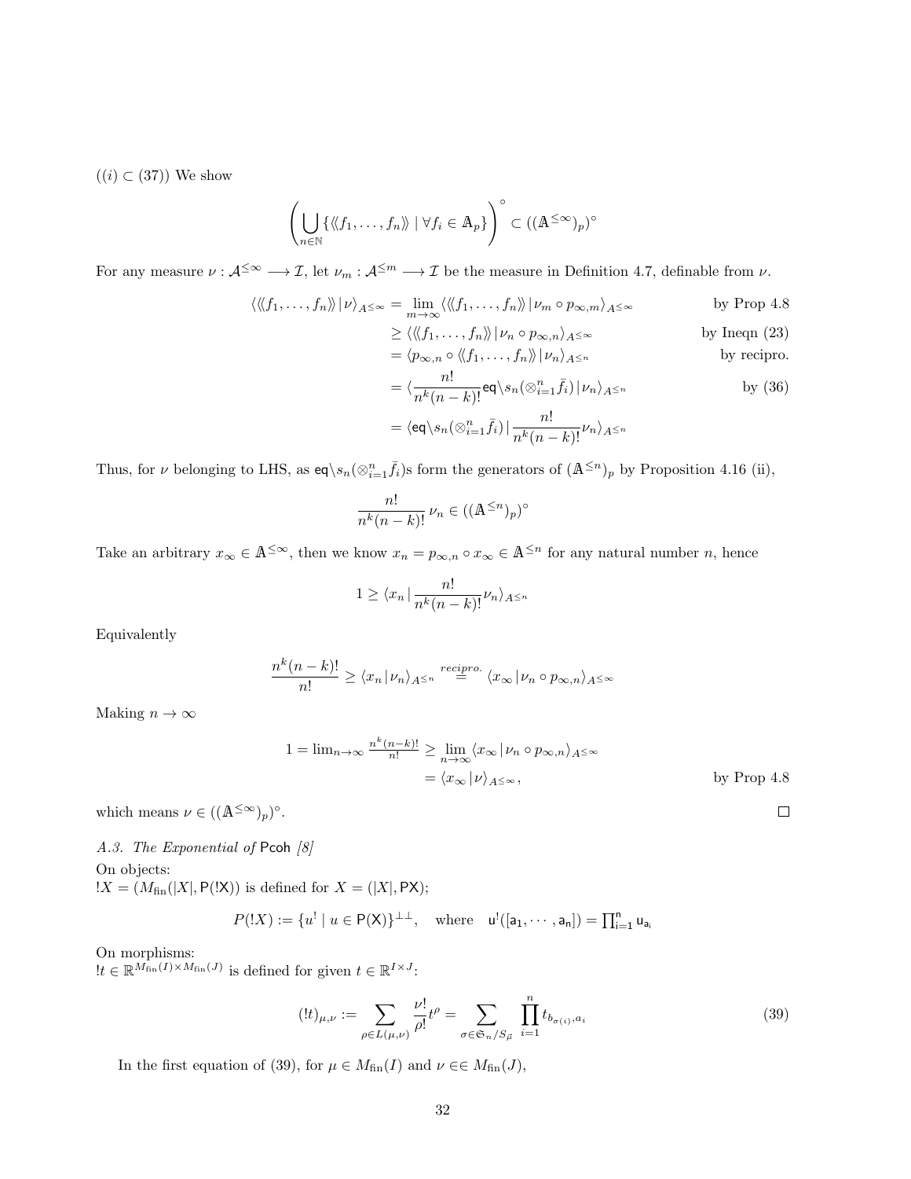($(i) \subset (37)$) We show

$$\left(\bigcup_{n\in\mathbb{N}}\{\langle\!\langle f_1,\ldots,f_n\rangle\!\rangle \mid \forall f_i \in \mathbb{A}_p\}\right)^{\circ} \subset ((\mathbb{A}^{\leq\infty})_p)^{\circ}$$

For any measure $\nu : \mathcal{A}^{\leq\infty} \longrightarrow \mathcal{I}$, let $\nu_m : \mathcal{A}^{\leq m} \longrightarrow \mathcal{I}$ be the measure in Definition 4.7, definable from $\nu$.

$$\begin{aligned}
\langle\langle\!\langle f_1,\ldots,f_n\rangle\!\rangle \,|\, \nu\rangle_{A^{\leq\infty}} &= \lim_{m\to\infty}\langle\langle\!\langle f_1,\ldots,f_n\rangle\!\rangle \,|\, \nu_m \circ p_{\infty,m}\rangle_{A^{\leq\infty}} && \text{by Prop 4.8}\\
&\geq \langle\langle\!\langle f_1,\ldots,f_n\rangle\!\rangle \,|\, \nu_n \circ p_{\infty,n}\rangle_{A^{\leq\infty}} && \text{by Ineqn (23)}\\
&= \langle p_{\infty,n}\circ\langle\!\langle f_1,\ldots,f_n\rangle\!\rangle \,|\, \nu_n\rangle_{A^{\leq n}} && \text{by recipro.}\\
&= \langle \frac{n!}{n^k(n-k)!}\mathsf{eq}\backslash s_n(\otimes_{i=1}^n \bar{f}_i) \,|\, \nu_n\rangle_{A^{\leq n}} && \text{by (36)}\\
&= \langle \mathsf{eq}\backslash s_n(\otimes_{i=1}^n \bar{f}_i) \,|\, \frac{n!}{n^k(n-k)!}\nu_n\rangle_{A^{\leq n}}
\end{aligned}$$

Thus, for $\nu$ belonging to LHS, as $\mathsf{eq}\backslash s_n(\otimes_{i=1}^n \bar{f}_i)$s form the generators of $(\mathbb{A}^{\leq n})_p$ by Proposition 4.16 (ii),

$$\frac{n!}{n^k(n-k)!}\,\nu_n \in ((\mathbb{A}^{\leq n})_p)^{\circ}$$

Take an arbitrary $x_\infty \in \mathbb{A}^{\leq\infty}$, then we know $x_n = p_{\infty,n}\circ x_\infty \in \mathbb{A}^{\leq n}$ for any natural number $n$, hence

$$1 \geq \langle x_n \,|\, \frac{n!}{n^k(n-k)!}\nu_n\rangle_{A^{\leq n}}$$

Equivalently

$$\frac{n^k(n-k)!}{n!} \geq \langle x_n \,|\, \nu_n\rangle_{A^{\leq n}} \overset{recipro.}{=} \langle x_\infty \,|\, \nu_n \circ p_{\infty,n}\rangle_{A^{\leq\infty}}$$

Making $n \to \infty$

$$\begin{aligned}
1 = \lim_{n\to\infty}\tfrac{n^k(n-k)!}{n!} &\geq \lim_{n\to\infty}\langle x_\infty \,|\, \nu_n\circ p_{\infty,n}\rangle_{A^{\leq\infty}}\\
&= \langle x_\infty \,|\, \nu\rangle_{A^{\leq\infty}}, && \text{by Prop 4.8}
\end{aligned}$$

which means $\nu \in ((\mathbb{A}^{\leq\infty})_p)^{\circ}$. □

*A.3. The Exponential of* Pcoh *[8]*

On objects:
$!X = (M_{\text{fin}}(|X|, \mathsf{P}(!\mathsf{X}))$ is defined for $X = (|X|, \mathsf{P}X)$;

$$P(!X) := \{u^! \mid u \in \mathsf{P}(\mathsf{X})\}^{\perp\perp}, \quad \text{where} \quad \mathsf{u}^!([\mathsf{a}_1,\cdots,\mathsf{a}_n]) = \prod_{\mathsf{i}=1}^{\mathsf{n}} \mathsf{u}_{\mathsf{a}_\mathsf{i}}$$

On morphisms:
$!t \in \mathbb{R}^{M_{\text{fin}}(I)\times M_{\text{fin}}(J)}$ is defined for given $t \in \mathbb{R}^{I\times J}$:

$$(!t)_{\mu,\nu} := \sum_{\rho\in L(\mu,\nu)} \frac{\nu!}{\rho!}t^{\rho} = \sum_{\sigma\in\mathfrak{S}_n/S_{\vec{\mu}}} \prod_{i=1}^{n} t_{b_{\sigma(i)},a_i} \tag{39}$$

In the first equation of (39), for $\mu \in M_{\text{fin}}(I)$ and $\nu \in\in M_{\text{fin}}(J)$,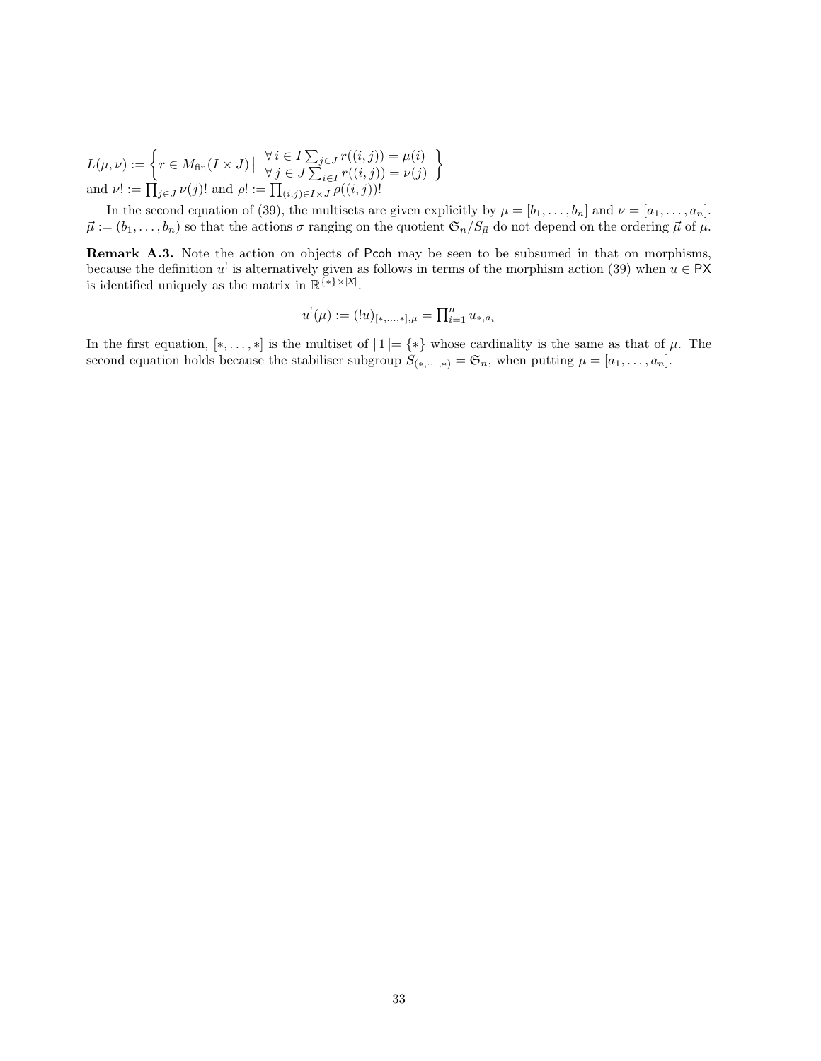$$L(\mu, \nu) := \left\{ r \in M_{\text{fin}}(I \times J) \mid \begin{array}{l} \forall\, i \in I \sum_{j \in J} r((i,j)) = \mu(i) \\ \forall\, j \in J \sum_{i \in I} r((i,j)) = \nu(j) \end{array} \right\}$$

and $\nu! := \prod_{j \in J} \nu(j)!$ and $\rho! := \prod_{(i,j) \in I \times J} \rho((i,j))!$

In the second equation of (39), the multisets are given explicitly by $\mu = [b_1, \ldots, b_n]$ and $\nu = [a_1, \ldots, a_n]$. $\vec{\mu} := (b_1, \ldots, b_n)$ so that the actions $\sigma$ ranging on the quotient $\mathfrak{S}_n / S_{\vec{\mu}}$ do not depend on the ordering $\vec{\mu}$ of $\mu$.

**Remark A.3.** Note the action on objects of $\mathsf{Pcoh}$ may be seen to be subsumed in that on morphisms, because the definition $u^!$ is alternatively given as follows in terms of the morphism action (39) when $u \in \mathsf{PX}$ is identified uniquely as the matrix in $\mathbb{R}^{\{*\} \times |X|}$.

$$u^!(\mu) := (!u)_{[*, \ldots, *], \mu} = \prod_{i=1}^{n} u_{*, a_i}$$

In the first equation, $[*, \ldots, *]$ is the multiset of $|\, 1 \,| = \{*\}$ whose cardinality is the same as that of $\mu$. The second equation holds because the stabiliser subgroup $S_{(*, \cdots, *)} = \mathfrak{S}_n$, when putting $\mu = [a_1, \ldots, a_n]$.